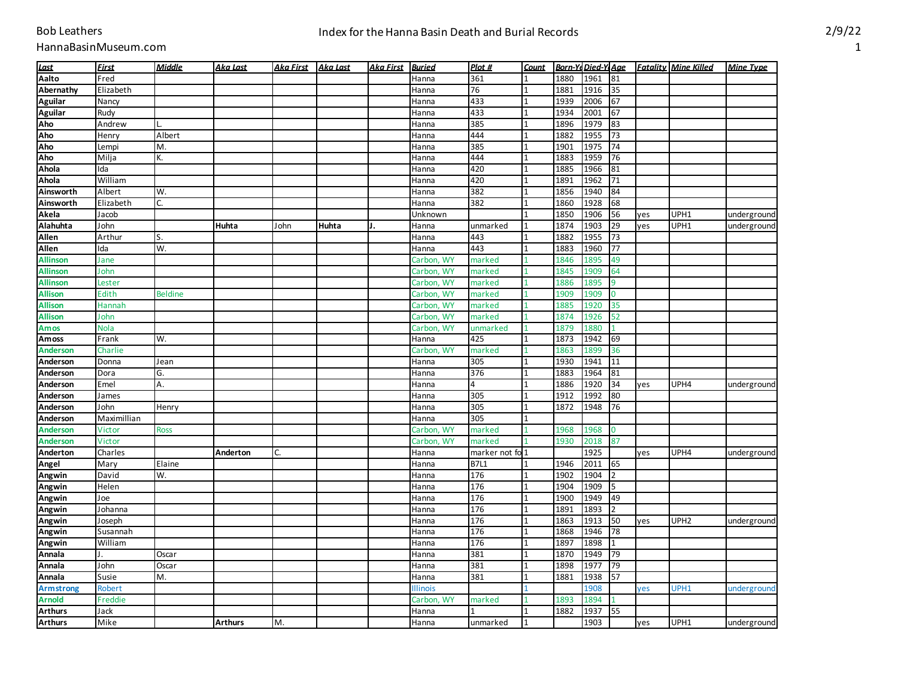Bob Leathers
HannaBasinMuseum.com

# Index for the Hanna Basin Death and Burial Records

2/9/22

| Last | First | Middle | Aka Last | Aka First | Aka Last | Aka First | Buried | Plot # | Count | Born-Ye | Died-Y | Age | Fatality | Mine Killed | Mine Type |
|---|---|---|---|---|---|---|---|---|---|---|---|---|---|---|---|
| Aalto | Fred | | | | | | Hanna | 361 | 1 | 1880 | 1961 | 81 | | | |
| Abernathy | Elizabeth | | | | | | Hanna | 76 | 1 | 1881 | 1916 | 35 | | | |
| Aguilar | Nancy | | | | | | Hanna | 433 | 1 | 1939 | 2006 | 67 | | | |
| Aguilar | Rudy | | | | | | Hanna | 433 | 1 | 1934 | 2001 | 67 | | | |
| Aho | Andrew | L. | | | | | Hanna | 385 | 1 | 1896 | 1979 | 83 | | | |
| Aho | Henry | Albert | | | | | Hanna | 444 | 1 | 1882 | 1955 | 73 | | | |
| Aho | Lempi | M. | | | | | Hanna | 385 | 1 | 1901 | 1975 | 74 | | | |
| Aho | Milja | K. | | | | | Hanna | 444 | 1 | 1883 | 1959 | 76 | | | |
| Ahola | Ida | | | | | | Hanna | 420 | 1 | 1885 | 1966 | 81 | | | |
| Ahola | William | | | | | | Hanna | 420 | 1 | 1891 | 1962 | 71 | | | |
| Ainsworth | Albert | W. | | | | | Hanna | 382 | 1 | 1856 | 1940 | 84 | | | |
| Ainsworth | Elizabeth | C. | | | | | Hanna | 382 | 1 | 1860 | 1928 | 68 | | | |
| Akela | Jacob | | | | | | Unknown | | 1 | 1850 | 1906 | 56 | yes | UPH1 | underground |
| Alahuhta | John | | Huhta | John | Huhta | J. | Hanna | unmarked | 1 | 1874 | 1903 | 29 | yes | UPH1 | underground |
| Allen | Arthur | S. | | | | | Hanna | 443 | 1 | 1882 | 1955 | 73 | | | |
| Allen | Ida | W. | | | | | Hanna | 443 | 1 | 1883 | 1960 | 77 | | | |
| Allinson | Jane | | | | | | Carbon, WY | marked | 1 | 1846 | 1895 | 49 | | | |
| Allinson | John | | | | | | Carbon, WY | marked | 1 | 1845 | 1909 | 64 | | | |
| Allinson | Lester | | | | | | Carbon, WY | marked | 1 | 1886 | 1895 | 9 | | | |
| Allison | Edith | Beldine | | | | | Carbon, WY | marked | 1 | 1909 | 1909 | 0 | | | |
| Allison | Hannah | | | | | | Carbon, WY | marked | 1 | 1885 | 1920 | 35 | | | |
| Allison | John | | | | | | Carbon, WY | marked | 1 | 1874 | 1926 | 52 | | | |
| Amos | Nola | | | | | | Carbon, WY | unmarked | 1 | 1879 | 1880 | 1 | | | |
| Amoss | Frank | W. | | | | | Hanna | 425 | 1 | 1873 | 1942 | 69 | | | |
| Anderson | Charlie | | | | | | Carbon, WY | marked | 1 | 1863 | 1899 | 36 | | | |
| Anderson | Donna | Jean | | | | | Hanna | 305 | 1 | 1930 | 1941 | 11 | | | |
| Anderson | Dora | G. | | | | | Hanna | 376 | 1 | 1883 | 1964 | 81 | | | |
| Anderson | Emel | A. | | | | | Hanna | 4 | 1 | 1886 | 1920 | 34 | yes | UPH4 | underground |
| Anderson | James | | | | | | Hanna | 305 | 1 | 1912 | 1992 | 80 | | | |
| Anderson | John | Henry | | | | | Hanna | 305 | 1 | 1872 | 1948 | 76 | | | |
| Anderson | Maximillian | | | | | | Hanna | 305 | 1 | | | | | | |
| Anderson | Victor | Ross | | | | | Carbon, WY | marked | 1 | 1968 | 1968 | 0 | | | |
| Anderson | Victor | | | | | | Carbon, WY | marked | 1 | 1930 | 2018 | 87 | | | |
| Anderton | Charles | | Anderton | C. | | | Hanna | marker not fo | 1 | | 1925 | | yes | UPH4 | underground |
| Angel | Mary | Elaine | | | | | Hanna | B7L1 | 1 | 1946 | 2011 | 65 | | | |
| Angwin | David | W. | | | | | Hanna | 176 | 1 | 1902 | 1904 | 2 | | | |
| Angwin | Helen | | | | | | Hanna | 176 | 1 | 1904 | 1909 | 5 | | | |
| Angwin | Joe | | | | | | Hanna | 176 | 1 | 1900 | 1949 | 49 | | | |
| Angwin | Johanna | | | | | | Hanna | 176 | 1 | 1891 | 1893 | 2 | | | |
| Angwin | Joseph | | | | | | Hanna | 176 | 1 | 1863 | 1913 | 50 | yes | UPH2 | underground |
| Angwin | Susannah | | | | | | Hanna | 176 | 1 | 1868 | 1946 | 78 | | | |
| Angwin | William | | | | | | Hanna | 176 | 1 | 1897 | 1898 | 1 | | | |
| Annala | J. | Oscar | | | | | Hanna | 381 | 1 | 1870 | 1949 | 79 | | | |
| Annala | John | Oscar | | | | | Hanna | 381 | 1 | 1898 | 1977 | 79 | | | |
| Annala | Susie | M. | | | | | Hanna | 381 | 1 | 1881 | 1938 | 57 | | | |
| Armstrong | Robert | | | | | | Illinois | | 1 | | 1908 | | yes | UPH1 | underground |
| Arnold | Freddie | | | | | | Carbon, WY | marked | 1 | 1893 | 1894 | 1 | | | |
| Arthurs | Jack | | | | | | Hanna | 1 | 1 | 1882 | 1937 | 55 | | | |
| Arthurs | Mike | | Arthurs | M. | | | Hanna | unmarked | 1 | | 1903 | | yes | UPH1 | underground |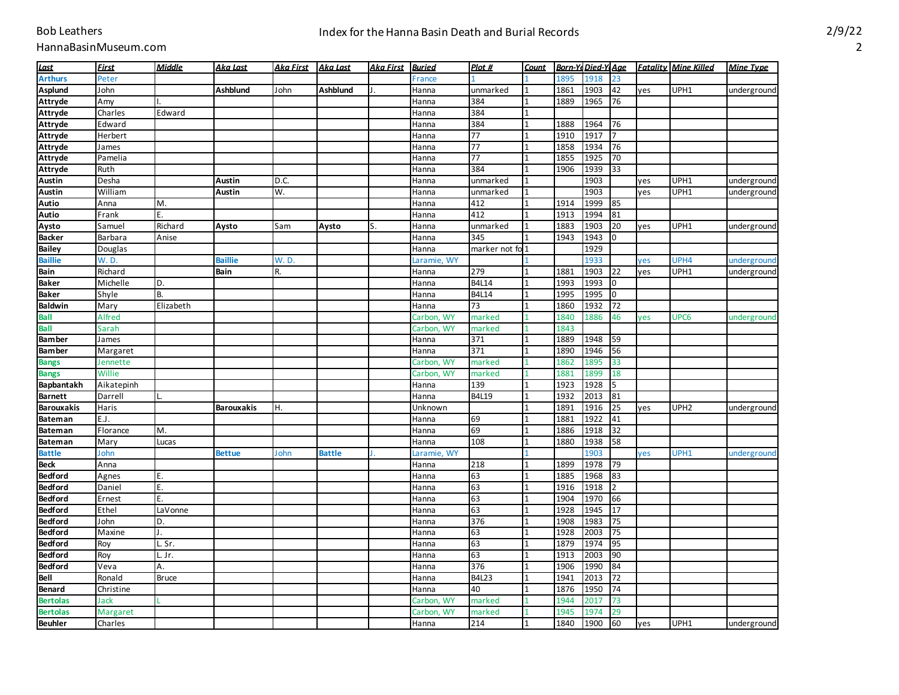| Last | First | Middle | Aka Last | Aka First | Aka Last | Aka First | Buried | Plot # | Count | Born-Yr | Died-Yr | Age | Fatality | Mine Killed | Mine Type |
|---|---|---|---|---|---|---|---|---|---|---|---|---|---|---|---|
| Arthurs | Peter | | | | | | France | 1 | 1 | 1895 | 1918 | 23 | | | |
| Asplund | John | | Ashblund | John | Ashblund | J. | Hanna | unmarked | 1 | 1861 | 1903 | 42 | yes | UPH1 | underground |
| Attryde | Amy | I. | | | | | Hanna | 384 | 1 | 1889 | 1965 | 76 | | | |
| Attryde | Charles | Edward | | | | | Hanna | 384 | 1 | | | | | | |
| Attryde | Edward | | | | | | Hanna | 384 | 1 | 1888 | 1964 | 76 | | | |
| Attryde | Herbert | | | | | | Hanna | 77 | 1 | 1910 | 1917 | 7 | | | |
| Attryde | James | | | | | | Hanna | 77 | 1 | 1858 | 1934 | 76 | | | |
| Attryde | Pamelia | | | | | | Hanna | 77 | 1 | 1855 | 1925 | 70 | | | |
| Attryde | Ruth | | | | | | Hanna | 384 | 1 | 1906 | 1939 | 33 | | | |
| Austin | Desha | | Austin | D.C. | | | Hanna | unmarked | 1 | | 1903 | | yes | UPH1 | underground |
| Austin | William | | Austin | W. | | | Hanna | unmarked | 1 | | 1903 | | yes | UPH1 | underground |
| Autio | Anna | M. | | | | | Hanna | 412 | 1 | 1914 | 1999 | 85 | | | |
| Autio | Frank | E. | | | | | Hanna | 412 | 1 | 1913 | 1994 | 81 | | | |
| Aysto | Samuel | Richard | Aysto | Sam | Aysto | S. | Hanna | unmarked | 1 | 1883 | 1903 | 20 | yes | UPH1 | underground |
| Backer | Barbara | Anise | | | | | Hanna | 345 | 1 | 1943 | 1943 | 0 | | | |
| Bailey | Douglas | | | | | | Hanna | marker not fo | 1 | | 1929 | | | | |
| Baillie | W. D. | | Baillie | W. D. | | | Laramie, WY | | 1 | | 1933 | | yes | UPH4 | underground |
| Bain | Richard | | Bain | R. | | | Hanna | 279 | 1 | 1881 | 1903 | 22 | yes | UPH1 | underground |
| Baker | Michelle | D. | | | | | Hanna | B4L14 | 1 | 1993 | 1993 | 0 | | | |
| Baker | Shyle | B. | | | | | Hanna | B4L14 | 1 | 1995 | 1995 | 0 | | | |
| Baldwin | Mary | Elizabeth | | | | | Hanna | 73 | 1 | 1860 | 1932 | 72 | | | |
| Ball | Alfred | | | | | | Carbon, WY | marked | 1 | 1840 | 1886 | 46 | yes | UPC6 | underground |
| Ball | Sarah | | | | | | Carbon, WY | marked | 1 | 1843 | | | | | |
| Bamber | James | | | | | | Hanna | 371 | 1 | 1889 | 1948 | 59 | | | |
| Bamber | Margaret | | | | | | Hanna | 371 | 1 | 1890 | 1946 | 56 | | | |
| Bangs | Jennette | | | | | | Carbon, WY | marked | 1 | 1862 | 1895 | 33 | | | |
| Bangs | Willie | | | | | | Carbon, WY | marked | 1 | 1881 | 1899 | 18 | | | |
| Bapbantakh | Aikatepinh | | | | | | Hanna | 139 | 1 | 1923 | 1928 | 5 | | | |
| Barnett | Darrell | L. | | | | | Hanna | B4L19 | 1 | 1932 | 2013 | 81 | | | |
| Barouxakis | Haris | | Barouxakis | H. | | | Unknown | | 1 | 1891 | 1916 | 25 | yes | UPH2 | underground |
| Bateman | E.J. | | | | | | Hanna | 69 | 1 | 1881 | 1922 | 41 | | | |
| Bateman | Florance | M. | | | | | Hanna | 69 | 1 | 1886 | 1918 | 32 | | | |
| Bateman | Mary | Lucas | | | | | Hanna | 108 | 1 | 1880 | 1938 | 58 | | | |
| Battle | John | | Bettue | John | Battle | J. | Laramie, WY | | 1 | | 1903 | | yes | UPH1 | underground |
| Beck | Anna | | | | | | Hanna | 218 | 1 | 1899 | 1978 | 79 | | | |
| Bedford | Agnes | E. | | | | | Hanna | 63 | 1 | 1885 | 1968 | 83 | | | |
| Bedford | Daniel | E. | | | | | Hanna | 63 | 1 | 1916 | 1918 | 2 | | | |
| Bedford | Ernest | E. | | | | | Hanna | 63 | 1 | 1904 | 1970 | 66 | | | |
| Bedford | Ethel | LaVonne | | | | | Hanna | 63 | 1 | 1928 | 1945 | 17 | | | |
| Bedford | John | D. | | | | | Hanna | 376 | 1 | 1908 | 1983 | 75 | | | |
| Bedford | Maxine | J. | | | | | Hanna | 63 | 1 | 1928 | 2003 | 75 | | | |
| Bedford | Roy | L. Sr. | | | | | Hanna | 63 | 1 | 1879 | 1974 | 95 | | | |
| Bedford | Roy | L. Jr. | | | | | Hanna | 63 | 1 | 1913 | 2003 | 90 | | | |
| Bedford | Veva | A. | | | | | Hanna | 376 | 1 | 1906 | 1990 | 84 | | | |
| Bell | Ronald | Bruce | | | | | Hanna | B4L23 | 1 | 1941 | 2013 | 72 | | | |
| Benard | Christine | | | | | | Hanna | 40 | 1 | 1876 | 1950 | 74 | | | |
| Bertolas | Jack | L | | | | | Carbon, WY | marked | 1 | 1944 | 2017 | 73 | | | |
| Bertolas | Margaret | | | | | | Carbon, WY | marked | 1 | 1945 | 1974 | 29 | | | |
| Beuhler | Charles | | | | | | Hanna | 214 | 1 | 1840 | 1900 | 60 | yes | UPH1 | underground |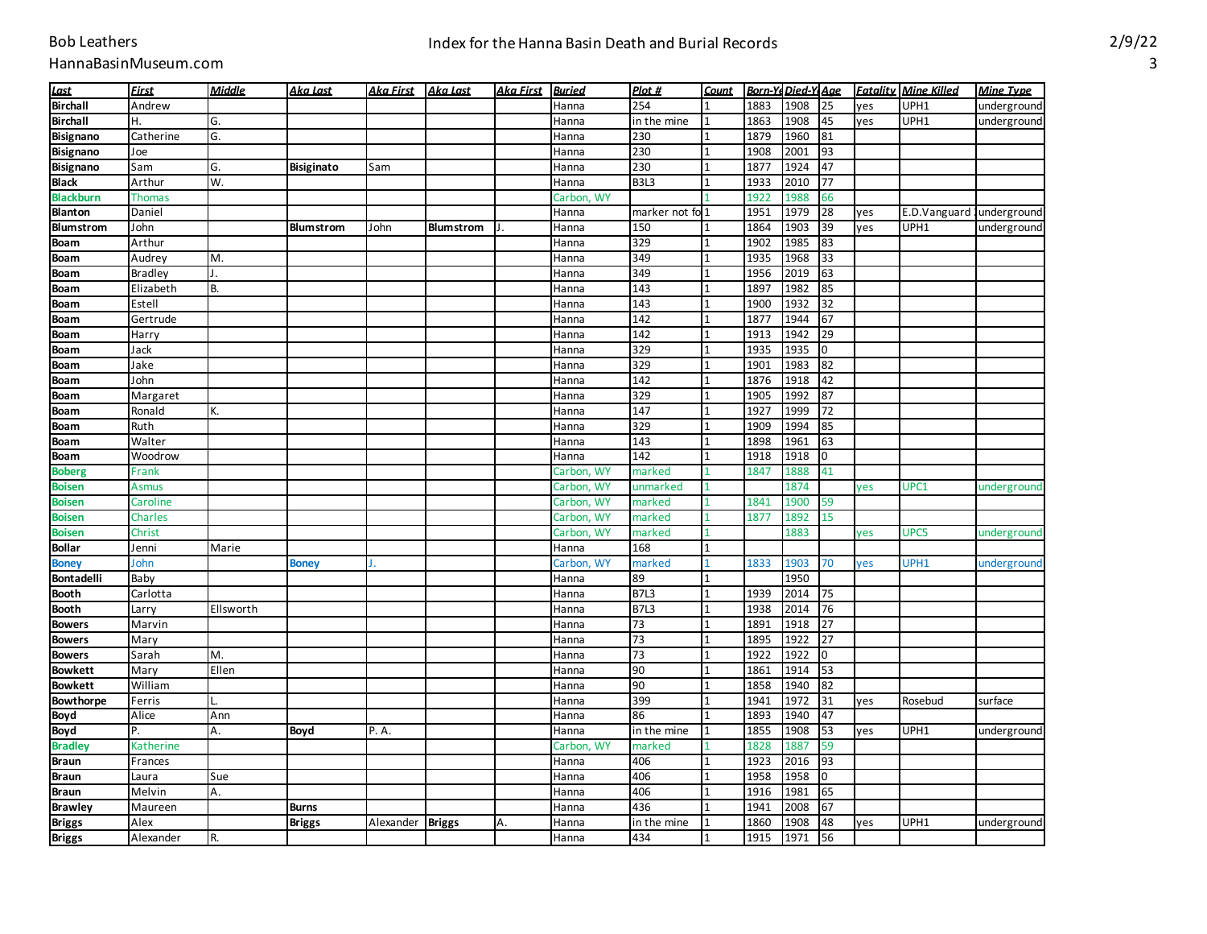# Index for the Hanna Basin Death and Burial Records

Bob Leathers
HannaBasinMuseum.com

| Last | First | Middle | Aka Last | Aka First | Aka Last | Aka First | Buried | Plot # | Count | Born-Ye | Died-Y | Age | Fatality | Mine Killed | Mine Type |
|---|---|---|---|---|---|---|---|---|---|---|---|---|---|---|---|
| **Birchall** | Andrew | | | | | | Hanna | 254 | 1 | 1883 | 1908 | 25 | yes | UPH1 | underground |
| **Birchall** | H. | G. | | | | | Hanna | in the mine | 1 | 1863 | 1908 | 45 | yes | UPH1 | underground |
| **Bisignano** | Catherine | G. | | | | | Hanna | 230 | 1 | 1879 | 1960 | 81 | | | |
| **Bisignano** | Joe | | | | | | Hanna | 230 | 1 | 1908 | 2001 | 93 | | | |
| **Bisignano** | Sam | G. | **Bisiginato** | Sam | | | Hanna | 230 | 1 | 1877 | 1924 | 47 | | | |
| **Black** | Arthur | W. | | | | | Hanna | B3L3 | 1 | 1933 | 2010 | 77 | | | |
| **Blackburn** | Thomas | | | | | | Carbon, WY | | 1 | 1922 | 1988 | 66 | | | |
| **Blanton** | Daniel | | | | | | Hanna | marker not fo | 1 | 1951 | 1979 | 28 | yes | E.D.Vanguard | underground |
| **Blumstrom** | John | | **Blumstrom** | John | **Blumstrom** | J. | Hanna | 150 | 1 | 1864 | 1903 | 39 | yes | UPH1 | underground |
| **Boam** | Arthur | | | | | | Hanna | 329 | 1 | 1902 | 1985 | 83 | | | |
| **Boam** | Audrey | M. | | | | | Hanna | 349 | 1 | 1935 | 1968 | 33 | | | |
| **Boam** | Bradley | J. | | | | | Hanna | 349 | 1 | 1956 | 2019 | 63 | | | |
| **Boam** | Elizabeth | B. | | | | | Hanna | 143 | 1 | 1897 | 1982 | 85 | | | |
| **Boam** | Estell | | | | | | Hanna | 143 | 1 | 1900 | 1932 | 32 | | | |
| **Boam** | Gertrude | | | | | | Hanna | 142 | 1 | 1877 | 1944 | 67 | | | |
| **Boam** | Harry | | | | | | Hanna | 142 | 1 | 1913 | 1942 | 29 | | | |
| **Boam** | Jack | | | | | | Hanna | 329 | 1 | 1935 | 1935 | 0 | | | |
| **Boam** | Jake | | | | | | Hanna | 329 | 1 | 1901 | 1983 | 82 | | | |
| **Boam** | John | | | | | | Hanna | 142 | 1 | 1876 | 1918 | 42 | | | |
| **Boam** | Margaret | | | | | | Hanna | 329 | 1 | 1905 | 1992 | 87 | | | |
| **Boam** | Ronald | K. | | | | | Hanna | 147 | 1 | 1927 | 1999 | 72 | | | |
| **Boam** | Ruth | | | | | | Hanna | 329 | 1 | 1909 | 1994 | 85 | | | |
| **Boam** | Walter | | | | | | Hanna | 143 | 1 | 1898 | 1961 | 63 | | | |
| **Boam** | Woodrow | | | | | | Hanna | 142 | 1 | 1918 | 1918 | 0 | | | |
| **Boberg** | Frank | | | | | | Carbon, WY | marked | 1 | 1847 | 1888 | 41 | | | |
| **Boisen** | Asmus | | | | | | Carbon, WY | unmarked | 1 | | 1874 | | yes | UPC1 | underground |
| **Boisen** | Caroline | | | | | | Carbon, WY | marked | 1 | 1841 | 1900 | 59 | | | |
| **Boisen** | Charles | | | | | | Carbon, WY | marked | 1 | 1877 | 1892 | 15 | | | |
| **Boisen** | Christ | | | | | | Carbon, WY | marked | 1 | | 1883 | | yes | UPC5 | underground |
| **Bollar** | Jenni | Marie | | | | | Hanna | 168 | 1 | | | | | | |
| **Boney** | John | | **Boney** | J. | | | Carbon, WY | marked | 1 | 1833 | 1903 | 70 | yes | UPH1 | underground |
| **Bontadelli** | Baby | | | | | | Hanna | 89 | 1 | | 1950 | | | | |
| **Booth** | Carlotta | | | | | | Hanna | B7L3 | 1 | 1939 | 2014 | 75 | | | |
| **Booth** | Larry | Ellsworth | | | | | Hanna | B7L3 | 1 | 1938 | 2014 | 76 | | | |
| **Bowers** | Marvin | | | | | | Hanna | 73 | 1 | 1891 | 1918 | 27 | | | |
| **Bowers** | Mary | | | | | | Hanna | 73 | 1 | 1895 | 1922 | 27 | | | |
| **Bowers** | Sarah | M. | | | | | Hanna | 73 | 1 | 1922 | 1922 | 0 | | | |
| **Bowkett** | Mary | Ellen | | | | | Hanna | 90 | 1 | 1861 | 1914 | 53 | | | |
| **Bowkett** | William | | | | | | Hanna | 90 | 1 | 1858 | 1940 | 82 | | | |
| **Bowthorpe** | Ferris | L. | | | | | Hanna | 399 | 1 | 1941 | 1972 | 31 | yes | Rosebud | surface |
| **Boyd** | Alice | Ann | | | | | Hanna | 86 | 1 | 1893 | 1940 | 47 | | | |
| **Boyd** | P. | A. | **Boyd** | P. A. | | | Hanna | in the mine | 1 | 1855 | 1908 | 53 | yes | UPH1 | underground |
| **Bradley** | Katherine | | | | | | Carbon, WY | marked | 1 | 1828 | 1887 | 59 | | | |
| **Braun** | Frances | | | | | | Hanna | 406 | 1 | 1923 | 2016 | 93 | | | |
| **Braun** | Laura | Sue | | | | | Hanna | 406 | 1 | 1958 | 1958 | 0 | | | |
| **Braun** | Melvin | A. | | | | | Hanna | 406 | 1 | 1916 | 1981 | 65 | | | |
| **Brawley** | Maureen | | **Burns** | | | | Hanna | 436 | 1 | 1941 | 2008 | 67 | | | |
| **Briggs** | Alex | | **Briggs** | Alexander | **Briggs** | A. | Hanna | in the mine | 1 | 1860 | 1908 | 48 | yes | UPH1 | underground |
| **Briggs** | Alexander | R. | | | | | Hanna | 434 | 1 | 1915 | 1971 | 56 | | | |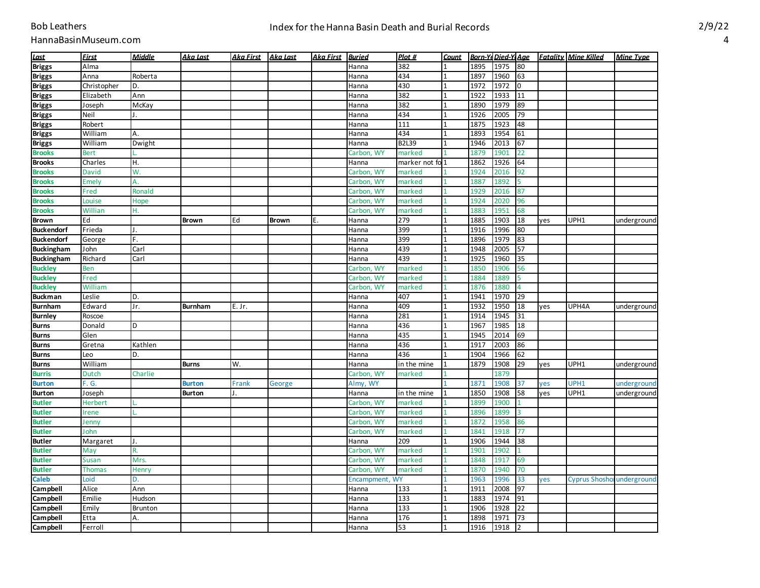# Index for the Hanna Basin Death and Burial Records

Bob Leathers
HannaBasinMuseum.com

2/9/22

| Last | First | Middle | Aka Last | Aka First | Aka Last | Aka First | Buried | Plot # | Count | Born-Yr | Died-Yr | Age | Fatality | Mine Killed | Mine Type |
|---|---|---|---|---|---|---|---|---|---|---|---|---|---|---|---|
| Briggs | Alma | | | | | | Hanna | 382 | 1 | 1895 | 1975 | 80 | | | |
| Briggs | Anna | Roberta | | | | | Hanna | 434 | 1 | 1897 | 1960 | 63 | | | |
| Briggs | Christopher | D. | | | | | Hanna | 430 | 1 | 1972 | 1972 | 0 | | | |
| Briggs | Elizabeth | Ann | | | | | Hanna | 382 | 1 | 1922 | 1933 | 11 | | | |
| Briggs | Joseph | McKay | | | | | Hanna | 382 | 1 | 1890 | 1979 | 89 | | | |
| Briggs | Neil | J. | | | | | Hanna | 434 | 1 | 1926 | 2005 | 79 | | | |
| Briggs | Robert | | | | | | Hanna | 111 | 1 | 1875 | 1923 | 48 | | | |
| Briggs | William | A. | | | | | Hanna | 434 | 1 | 1893 | 1954 | 61 | | | |
| Briggs | William | Dwight | | | | | Hanna | B2L39 | 1 | 1946 | 2013 | 67 | | | |
| Brooks | Bert | L. | | | | | Carbon, WY | marked | 1 | 1879 | 1901 | 22 | | | |
| Brooks | Charles | H. | | | | | Hanna | marker not fo | 1 | 1862 | 1926 | 64 | | | |
| Brooks | David | W. | | | | | Carbon, WY | marked | 1 | 1924 | 2016 | 92 | | | |
| Brooks | Emely | A. | | | | | Carbon, WY | marked | 1 | 1887 | 1892 | 5 | | | |
| Brooks | Fred | Ronald | | | | | Carbon, WY | marked | 1 | 1929 | 2016 | 87 | | | |
| Brooks | Louise | Hope | | | | | Carbon, WY | marked | 1 | 1924 | 2020 | 96 | | | |
| Brooks | Willian | H. | | | | | Carbon, WY | marked | 1 | 1883 | 1951 | 68 | | | |
| Brown | Ed | | Brown | Ed | Brown | E. | Hanna | 279 | 1 | 1885 | 1903 | 18 | yes | UPH1 | underground |
| Buckendorf | Frieda | J. | | | | | Hanna | 399 | 1 | 1916 | 1996 | 80 | | | |
| Buckendorf | George | F. | | | | | Hanna | 399 | 1 | 1896 | 1979 | 83 | | | |
| Buckingham | John | Carl | | | | | Hanna | 439 | 1 | 1948 | 2005 | 57 | | | |
| Buckingham | Richard | Carl | | | | | Hanna | 439 | 1 | 1925 | 1960 | 35 | | | |
| Buckley | Ben | | | | | | Carbon, WY | marked | 1 | 1850 | 1906 | 56 | | | |
| Buckley | Fred | | | | | | Carbon, WY | marked | 1 | 1884 | 1889 | 5 | | | |
| Buckley | William | | | | | | Carbon, WY | marked | 1 | 1876 | 1880 | 4 | | | |
| Buckman | Leslie | D. | | | | | Hanna | 407 | 1 | 1941 | 1970 | 29 | | | |
| Burnham | Edward | Jr. | Burnham | E. Jr. | | | Hanna | 409 | 1 | 1932 | 1950 | 18 | yes | UPH4A | underground |
| Burnley | Roscoe | | | | | | Hanna | 281 | 1 | 1914 | 1945 | 31 | | | |
| Burns | Donald | D | | | | | Hanna | 436 | 1 | 1967 | 1985 | 18 | | | |
| Burns | Glen | | | | | | Hanna | 435 | 1 | 1945 | 2014 | 69 | | | |
| Burns | Gretna | Kathlen | | | | | Hanna | 436 | 1 | 1917 | 2003 | 86 | | | |
| Burns | Leo | D. | | | | | Hanna | 436 | 1 | 1904 | 1966 | 62 | | | |
| Burns | William | | Burns | W. | | | Hanna | in the mine | 1 | 1879 | 1908 | 29 | yes | UPH1 | underground |
| Burris | Dutch | Charlie | | | | | Carbon, WY | marked | 1 | | 1879 | | | | |
| Burton | F. G. | | Burton | Frank | George | | Almy, WY | | 1 | 1871 | 1908 | 37 | yes | UPH1 | underground |
| Burton | Joseph | | Burton | J. | | | Hanna | in the mine | 1 | 1850 | 1908 | 58 | yes | UPH1 | underground |
| Butler | Herbert | L. | | | | | Carbon, WY | marked | 1 | 1899 | 1900 | 1 | | | |
| Butler | Irene | L. | | | | | Carbon, WY | marked | 1 | 1896 | 1899 | 3 | | | |
| Butler | Jenny | | | | | | Carbon, WY | marked | 1 | 1872 | 1958 | 86 | | | |
| Butler | John | | | | | | Carbon, WY | marked | 1 | 1841 | 1918 | 77 | | | |
| Butler | Margaret | J. | | | | | Hanna | 209 | 1 | 1906 | 1944 | 38 | | | |
| Butler | May | R. | | | | | Carbon, WY | marked | 1 | 1901 | 1902 | 1 | | | |
| Butler | Susan | Mrs. | | | | | Carbon, WY | marked | 1 | 1848 | 1917 | 69 | | | |
| Butler | Thomas | Henry | | | | | Carbon, WY | marked | 1 | 1870 | 1940 | 70 | | | |
| Caleb | Loid | D. | | | | | Encampment, WY | | 1 | 1963 | 1996 | 33 | yes | Cyprus Shosho | underground |
| Campbell | Alice | Ann | | | | | Hanna | 133 | 1 | 1911 | 2008 | 97 | | | |
| Campbell | Emilie | Hudson | | | | | Hanna | 133 | 1 | 1883 | 1974 | 91 | | | |
| Campbell | Emily | Brunton | | | | | Hanna | 133 | 1 | 1906 | 1928 | 22 | | | |
| Campbell | Etta | A. | | | | | Hanna | 176 | 1 | 1898 | 1971 | 73 | | | |
| Campbell | Ferroll | | | | | | Hanna | 53 | 1 | 1916 | 1918 | 2 | | | |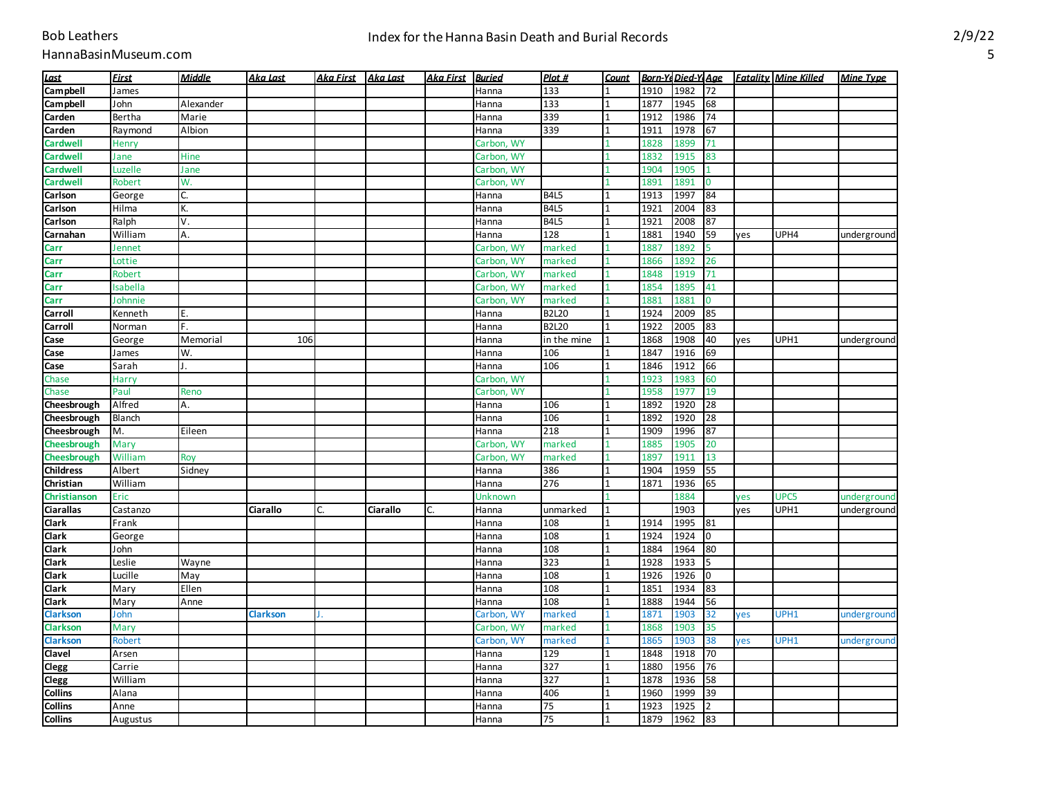| Last | First | Middle | Aka Last | Aka First | Aka Last | Aka First | Buried | Plot # | Count | Born-Yr | Died-Yr | Age | Fatality | Mine Killed | Mine Type |
|---|---|---|---|---|---|---|---|---|---|---|---|---|---|---|---|
| Campbell | James | | | | | | Hanna | 133 | 1 | 1910 | 1982 | 72 | | | |
| Campbell | John | Alexander | | | | | Hanna | 133 | 1 | 1877 | 1945 | 68 | | | |
| Carden | Bertha | Marie | | | | | Hanna | 339 | 1 | 1912 | 1986 | 74 | | | |
| Carden | Raymond | Albion | | | | | Hanna | 339 | 1 | 1911 | 1978 | 67 | | | |
| Cardwell | Henry | | | | | | Carbon, WY | | 1 | 1828 | 1899 | 71 | | | |
| Cardwell | Jane | Hine | | | | | Carbon, WY | | 1 | 1832 | 1915 | 83 | | | |
| Cardwell | Luzelle | Jane | | | | | Carbon, WY | | 1 | 1904 | 1905 | 1 | | | |
| Cardwell | Robert | W. | | | | | Carbon, WY | | 1 | 1891 | 1891 | 0 | | | |
| Carlson | George | C. | | | | | Hanna | B4L5 | 1 | 1913 | 1997 | 84 | | | |
| Carlson | Hilma | K. | | | | | Hanna | B4L5 | 1 | 1921 | 2004 | 83 | | | |
| Carlson | Ralph | V. | | | | | Hanna | B4L5 | 1 | 1921 | 2008 | 87 | | | |
| Carnahan | William | A. | | | | | Hanna | 128 | 1 | 1881 | 1940 | 59 | yes | UPH4 | underground |
| Carr | Jennet | | | | | | Carbon, WY | marked | 1 | 1887 | 1892 | 5 | | | |
| Carr | Lottie | | | | | | Carbon, WY | marked | 1 | 1866 | 1892 | 26 | | | |
| Carr | Robert | | | | | | Carbon, WY | marked | 1 | 1848 | 1919 | 71 | | | |
| Carr | Isabella | | | | | | Carbon, WY | marked | 1 | 1854 | 1895 | 41 | | | |
| Carr | Johnnie | | | | | | Carbon, WY | marked | 1 | 1881 | 1881 | 0 | | | |
| Carroll | Kenneth | E. | | | | | Hanna | B2L20 | 1 | 1924 | 2009 | 85 | | | |
| Carroll | Norman | F. | | | | | Hanna | B2L20 | 1 | 1922 | 2005 | 83 | | | |
| Case | George | Memorial | 106 | | | | Hanna | in the mine | 1 | 1868 | 1908 | 40 | yes | UPH1 | underground |
| Case | James | W. | | | | | Hanna | 106 | 1 | 1847 | 1916 | 69 | | | |
| Case | Sarah | J. | | | | | Hanna | 106 | 1 | 1846 | 1912 | 66 | | | |
| Chase | Harry | | | | | | Carbon, WY | | 1 | 1923 | 1983 | 60 | | | |
| Chase | Paul | Reno | | | | | Carbon, WY | | 1 | 1958 | 1977 | 19 | | | |
| Cheesbrough | Alfred | A. | | | | | Hanna | 106 | 1 | 1892 | 1920 | 28 | | | |
| Cheesbrough | Blanch | | | | | | Hanna | 106 | 1 | 1892 | 1920 | 28 | | | |
| Cheesbrough | M. | Eileen | | | | | Hanna | 218 | 1 | 1909 | 1996 | 87 | | | |
| Cheesbrough | Mary | | | | | | Carbon, WY | marked | 1 | 1885 | 1905 | 20 | | | |
| Cheesbrough | William | Roy | | | | | Carbon, WY | marked | 1 | 1897 | 1911 | 13 | | | |
| Childress | Albert | Sidney | | | | | Hanna | 386 | 1 | 1904 | 1959 | 55 | | | |
| Christian | William | | | | | | Hanna | 276 | 1 | 1871 | 1936 | 65 | | | |
| Christianson | Eric | | | | | | Unknown | | 1 | | 1884 | | yes | UPC5 | underground |
| Ciarallas | Castanzo | | Ciarallo | C. | Ciarallo | C. | Hanna | unmarked | 1 | | 1903 | | yes | UPH1 | underground |
| Clark | Frank | | | | | | Hanna | 108 | 1 | 1914 | 1995 | 81 | | | |
| Clark | George | | | | | | Hanna | 108 | 1 | 1924 | 1924 | 0 | | | |
| Clark | John | | | | | | Hanna | 108 | 1 | 1884 | 1964 | 80 | | | |
| Clark | Leslie | Wayne | | | | | Hanna | 323 | 1 | 1928 | 1933 | 5 | | | |
| Clark | Lucille | May | | | | | Hanna | 108 | 1 | 1926 | 1926 | 0 | | | |
| Clark | Mary | Ellen | | | | | Hanna | 108 | 1 | 1851 | 1934 | 83 | | | |
| Clark | Mary | Anne | | | | | Hanna | 108 | 1 | 1888 | 1944 | 56 | | | |
| Clarkson | John | | Clarkson | J. | | | Carbon, WY | marked | 1 | 1871 | 1903 | 32 | yes | UPH1 | underground |
| Clarkson | Mary | | | | | | Carbon, WY | marked | 1 | 1868 | 1903 | 35 | | | |
| Clarkson | Robert | | | | | | Carbon, WY | marked | 1 | 1865 | 1903 | 38 | yes | UPH1 | underground |
| Clavel | Arsen | | | | | | Hanna | 129 | 1 | 1848 | 1918 | 70 | | | |
| Clegg | Carrie | | | | | | Hanna | 327 | 1 | 1880 | 1956 | 76 | | | |
| Clegg | William | | | | | | Hanna | 327 | 1 | 1878 | 1936 | 58 | | | |
| Collins | Alana | | | | | | Hanna | 406 | 1 | 1960 | 1999 | 39 | | | |
| Collins | Anne | | | | | | Hanna | 75 | 1 | 1923 | 1925 | 2 | | | |
| Collins | Augustus | | | | | | Hanna | 75 | 1 | 1879 | 1962 | 83 | | | |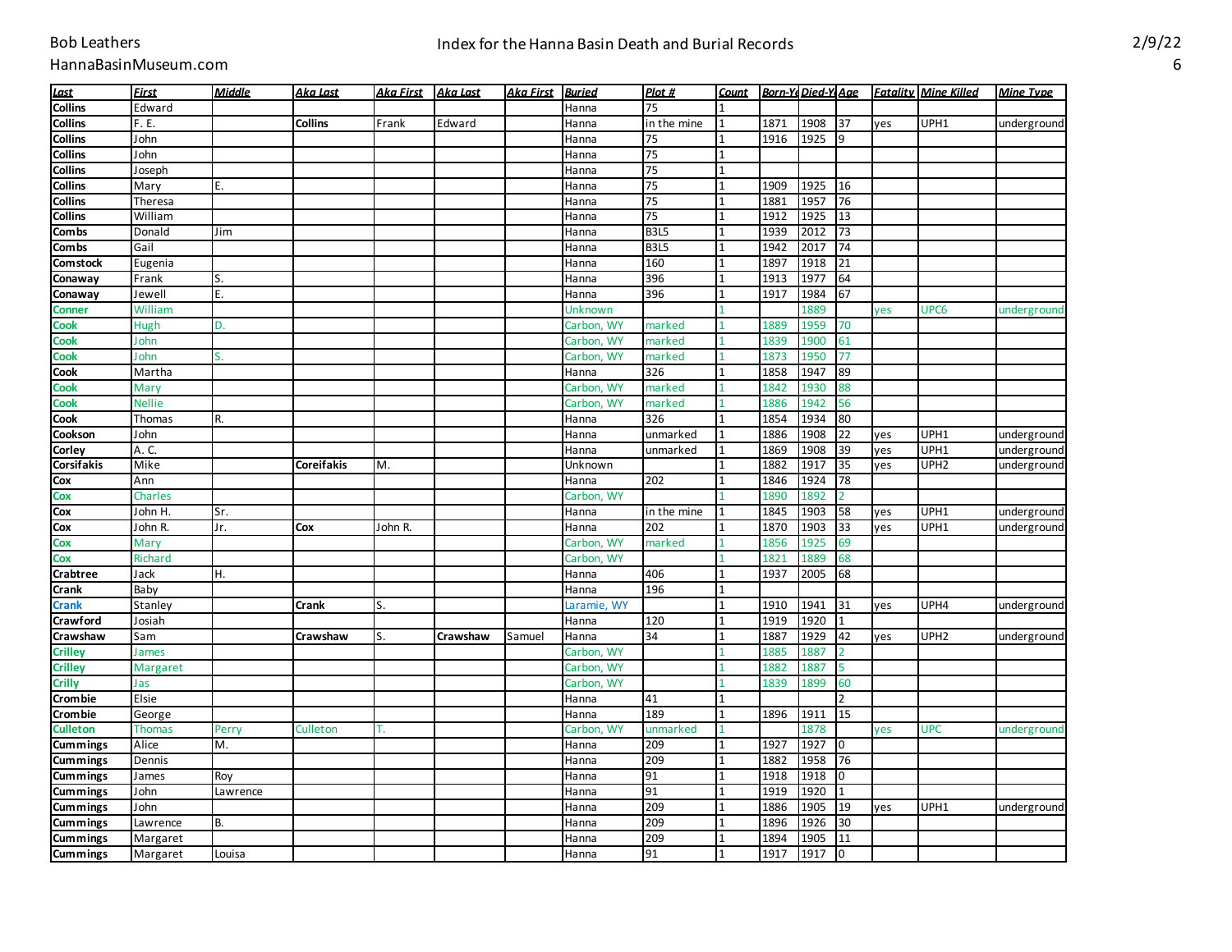| Last | First | Middle | Aka Last | Aka First | Aka Last | Aka First | Buried | Plot # | Count | Born-Yr | Died-Yr | Age | Fatality | Mine Killed | Mine Type |
|---|---|---|---|---|---|---|---|---|---|---|---|---|---|---|---|
| **Collins** | Edward | | | | | | Hanna | 75 | 1 | | | | | | |
| **Collins** | F. E. | | **Collins** | Frank | Edward | | Hanna | in the mine | 1 | 1871 | 1908 | 37 | yes | UPH1 | underground |
| **Collins** | John | | | | | | Hanna | 75 | 1 | 1916 | 1925 | 9 | | | |
| **Collins** | John | | | | | | Hanna | 75 | 1 | | | | | | |
| **Collins** | Joseph | | | | | | Hanna | 75 | 1 | | | | | | |
| **Collins** | Mary | E. | | | | | Hanna | 75 | 1 | 1909 | 1925 | 16 | | | |
| **Collins** | Theresa | | | | | | Hanna | 75 | 1 | 1881 | 1957 | 76 | | | |
| **Collins** | William | | | | | | Hanna | 75 | 1 | 1912 | 1925 | 13 | | | |
| **Combs** | Donald | Jim | | | | | Hanna | B3L5 | 1 | 1939 | 2012 | 73 | | | |
| **Combs** | Gail | | | | | | Hanna | B3L5 | 1 | 1942 | 2017 | 74 | | | |
| **Comstock** | Eugenia | | | | | | Hanna | 160 | 1 | 1897 | 1918 | 21 | | | |
| **Conaway** | Frank | S. | | | | | Hanna | 396 | 1 | 1913 | 1977 | 64 | | | |
| **Conaway** | Jewell | E. | | | | | Hanna | 396 | 1 | 1917 | 1984 | 67 | | | |
| **Conner** | William | | | | | | Unknown | | 1 | | 1889 | | yes | UPC6 | underground |
| **Cook** | Hugh | D. | | | | | Carbon, WY | marked | 1 | 1889 | 1959 | 70 | | | |
| **Cook** | John | | | | | | Carbon, WY | marked | 1 | 1839 | 1900 | 61 | | | |
| **Cook** | John | S. | | | | | Carbon, WY | marked | 1 | 1873 | 1950 | 77 | | | |
| **Cook** | Martha | | | | | | Hanna | 326 | 1 | 1858 | 1947 | 89 | | | |
| **Cook** | Mary | | | | | | Carbon, WY | marked | 1 | 1842 | 1930 | 88 | | | |
| **Cook** | Nellie | | | | | | Carbon, WY | marked | 1 | 1886 | 1942 | 56 | | | |
| **Cook** | Thomas | R. | | | | | Hanna | 326 | 1 | 1854 | 1934 | 80 | | | |
| **Cookson** | John | | | | | | Hanna | unmarked | 1 | 1886 | 1908 | 22 | yes | UPH1 | underground |
| **Corley** | A. C. | | | | | | Hanna | unmarked | 1 | 1869 | 1908 | 39 | yes | UPH1 | underground |
| **Corsifakis** | Mike | | **Coreifakis** | M. | | | Unknown | | 1 | 1882 | 1917 | 35 | yes | UPH2 | underground |
| **Cox** | Ann | | | | | | Hanna | 202 | 1 | 1846 | 1924 | 78 | | | |
| **Cox** | Charles | | | | | | Carbon, WY | | 1 | 1890 | 1892 | 2 | | | |
| **Cox** | John H. | Sr. | | | | | Hanna | in the mine | 1 | 1845 | 1903 | 58 | yes | UPH1 | underground |
| **Cox** | John R. | Jr. | **Cox** | John R. | | | Hanna | 202 | 1 | 1870 | 1903 | 33 | yes | UPH1 | underground |
| **Cox** | Mary | | | | | | Carbon, WY | marked | 1 | 1856 | 1925 | 69 | | | |
| **Cox** | Richard | | | | | | Carbon, WY | | 1 | 1821 | 1889 | 68 | | | |
| **Crabtree** | Jack | H. | | | | | Hanna | 406 | 1 | 1937 | 2005 | 68 | | | |
| **Crank** | Baby | | | | | | Hanna | 196 | 1 | | | | | | |
| **Crank** | Stanley | | **Crank** | S. | | | Laramie, WY | | 1 | 1910 | 1941 | 31 | yes | UPH4 | underground |
| **Crawford** | Josiah | | | | | | Hanna | 120 | 1 | 1919 | 1920 | 1 | | | |
| **Crawshaw** | Sam | | **Crawshaw** | S. | **Crawshaw** | Samuel | Hanna | 34 | 1 | 1887 | 1929 | 42 | yes | UPH2 | underground |
| **Crilley** | James | | | | | | Carbon, WY | | 1 | 1885 | 1887 | 2 | | | |
| **Crilley** | Margaret | | | | | | Carbon, WY | | 1 | 1882 | 1887 | 5 | | | |
| **Crilly** | Jas | | | | | | Carbon, WY | | 1 | 1839 | 1899 | 60 | | | |
| **Crombie** | Elsie | | | | | | Hanna | 41 | 1 | | | 2 | | | |
| **Crombie** | George | | | | | | Hanna | 189 | 1 | 1896 | 1911 | 15 | | | |
| **Culleton** | Thomas | Perry | Culleton | T. | | | Carbon, WY | unmarked | 1 | | 1878 | | yes | UPC | underground |
| **Cummings** | Alice | M. | | | | | Hanna | 209 | 1 | 1927 | 1927 | 0 | | | |
| **Cummings** | Dennis | | | | | | Hanna | 209 | 1 | 1882 | 1958 | 76 | | | |
| **Cummings** | James | Roy | | | | | Hanna | 91 | 1 | 1918 | 1918 | 0 | | | |
| **Cummings** | John | Lawrence | | | | | Hanna | 91 | 1 | 1919 | 1920 | 1 | | | |
| **Cummings** | John | | | | | | Hanna | 209 | 1 | 1886 | 1905 | 19 | yes | UPH1 | underground |
| **Cummings** | Lawrence | B. | | | | | Hanna | 209 | 1 | 1896 | 1926 | 30 | | | |
| **Cummings** | Margaret | | | | | | Hanna | 209 | 1 | 1894 | 1905 | 11 | | | |
| **Cummings** | Margaret | Louisa | | | | | Hanna | 91 | 1 | 1917 | 1917 | 0 | | | |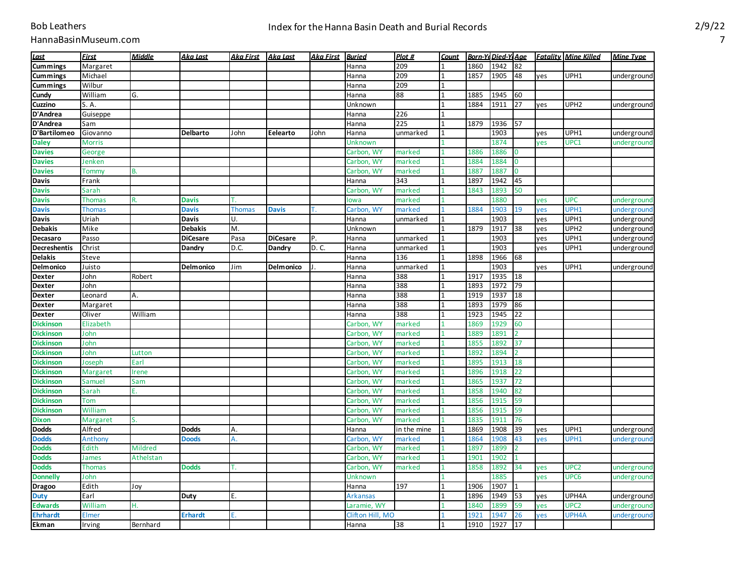# Index for the Hanna Basin Death and Burial Records

Bob Leathers
HannaBasinMuseum.com

2/9/22

| Last | First | Middle | Aka Last | Aka First | Aka Last | Aka First | Buried | Plot # | Count | Born-Yr | Died-Yr | Age | Fatality | Mine Killed | Mine Type |
|---|---|---|---|---|---|---|---|---|---|---|---|---|---|---|---|
| Cummings | Margaret | | | | | | Hanna | 209 | 1 | 1860 | 1942 | 82 | | | |
| Cummings | Michael | | | | | | Hanna | 209 | 1 | 1857 | 1905 | 48 | yes | UPH1 | underground |
| Cummings | Wilbur | | | | | | Hanna | 209 | 1 | | | | | | |
| Cundy | William | G. | | | | | Hanna | 88 | 1 | 1885 | 1945 | 60 | | | |
| Cuzzino | S. A. | | | | | | Unknown | | 1 | 1884 | 1911 | 27 | yes | UPH2 | underground |
| D'Andrea | Guiseppe | | | | | | Hanna | 226 | 1 | | | | | | |
| D'Andrea | Sam | | | | | | Hanna | 225 | 1 | 1879 | 1936 | 57 | | | |
| D'Bartilomeo | Giovanno | | Delbarto | John | Eelearto | John | Hanna | unmarked | 1 | | 1903 | | yes | UPH1 | underground |
| Daley | Morris | | | | | | Unknown | | 1 | | 1874 | | yes | UPC1 | underground |
| Davies | George | | | | | | Carbon, WY | marked | 1 | 1886 | 1886 | 0 | | | |
| Davies | Jenken | | | | | | Carbon, WY | marked | 1 | 1884 | 1884 | 0 | | | |
| Davies | Tommy | B. | | | | | Carbon, WY | marked | 1 | 1887 | 1887 | 0 | | | |
| Davis | Frank | | | | | | Hanna | 343 | 1 | 1897 | 1942 | 45 | | | |
| Davis | Sarah | | | | | | Carbon, WY | marked | 1 | 1843 | 1893 | 50 | | | |
| Davis | Thomas | R. | Davis | T. | | | Iowa | marked | 1 | | 1880 | | yes | UPC | underground |
| Davis | Thomas | | Davis | Thomas | Davis | T. | Carbon, WY | marked | 1 | 1884 | 1903 | 19 | yes | UPH1 | underground |
| Davis | Uriah | | Davis | U. | | | Hanna | unmarked | 1 | | 1903 | | yes | UPH1 | underground |
| Debakis | Mike | | Debakis | M. | | | Unknown | | 1 | 1879 | 1917 | 38 | yes | UPH2 | underground |
| Decasaro | Passo | | DiCesare | Pasa | DiCesare | P. | Hanna | unmarked | 1 | | 1903 | | yes | UPH1 | underground |
| Decreshentis | Christ | | Dandry | D.C. | Dandry | D. C. | Hanna | unmarked | 1 | | 1903 | | yes | UPH1 | underground |
| Delakis | Steve | | | | | | Hanna | 136 | 1 | 1898 | 1966 | 68 | | | |
| Delmonico | Juisto | | Delmonico | Jim | Delmonico | J. | Hanna | unmarked | 1 | | 1903 | | yes | UPH1 | underground |
| Dexter | John | Robert | | | | | Hanna | 388 | 1 | 1917 | 1935 | 18 | | | |
| Dexter | John | | | | | | Hanna | 388 | 1 | 1893 | 1972 | 79 | | | |
| Dexter | Leonard | A. | | | | | Hanna | 388 | 1 | 1919 | 1937 | 18 | | | |
| Dexter | Margaret | | | | | | Hanna | 388 | 1 | 1893 | 1979 | 86 | | | |
| Dexter | Oliver | William | | | | | Hanna | 388 | 1 | 1923 | 1945 | 22 | | | |
| Dickinson | Elizabeth | | | | | | Carbon, WY | marked | 1 | 1869 | 1929 | 60 | | | |
| Dickinson | John | | | | | | Carbon, WY | marked | 1 | 1889 | 1891 | 2 | | | |
| Dickinson | John | | | | | | Carbon, WY | marked | 1 | 1855 | 1892 | 37 | | | |
| Dickinson | John | Lutton | | | | | Carbon, WY | marked | 1 | 1892 | 1894 | 2 | | | |
| Dickinson | Joseph | Earl | | | | | Carbon, WY | marked | 1 | 1895 | 1913 | 18 | | | |
| Dickinson | Margaret | Irene | | | | | Carbon, WY | marked | 1 | 1896 | 1918 | 22 | | | |
| Dickinson | Samuel | Sam | | | | | Carbon, WY | marked | 1 | 1865 | 1937 | 72 | | | |
| Dickinson | Sarah | E. | | | | | Carbon, WY | marked | 1 | 1858 | 1940 | 82 | | | |
| Dickinson | Tom | | | | | | Carbon, WY | marked | 1 | 1856 | 1915 | 59 | | | |
| Dickinson | William | | | | | | Carbon, WY | marked | 1 | 1856 | 1915 | 59 | | | |
| Dixon | Margaret | S. | | | | | Carbon, WY | marked | 1 | 1835 | 1911 | 76 | | | |
| Dodds | Alfred | | Dodds | A. | | | Hanna | in the mine | 1 | 1869 | 1908 | 39 | yes | UPH1 | underground |
| Dodds | Anthony | | Doods | A. | | | Carbon, WY | marked | 1 | 1864 | 1908 | 43 | yes | UPH1 | underground |
| Dodds | Edith | Mildred | | | | | Carbon, WY | marked | 1 | 1897 | 1899 | 2 | | | |
| Dodds | James | Athelstan | | | | | Carbon, WY | marked | 1 | 1901 | 1902 | 1 | | | |
| Dodds | Thomas | | Dodds | T. | | | Carbon, WY | marked | 1 | 1858 | 1892 | 34 | yes | UPC2 | underground |
| Donnelly | John | | | | | | Unknown | | 1 | | 1885 | | yes | UPC6 | underground |
| Dragoo | Edith | Joy | | | | | Hanna | 197 | 1 | 1906 | 1907 | 1 | | | |
| Duty | Earl | | Duty | E. | | | Arkansas | | 1 | 1896 | 1949 | 53 | yes | UPH4A | underground |
| Edwards | William | H. | | | | | Laramie, WY | | 1 | 1840 | 1899 | 59 | yes | UPC2 | underground |
| Ehrhardt | Elmer | | Erhardt | E. | | | Clifton Hill, MO | | 1 | 1921 | 1947 | 26 | yes | UPH4A | underground |
| Ekman | Irving | Bernhard | | | | | Hanna | 38 | 1 | 1910 | 1927 | 17 | | | |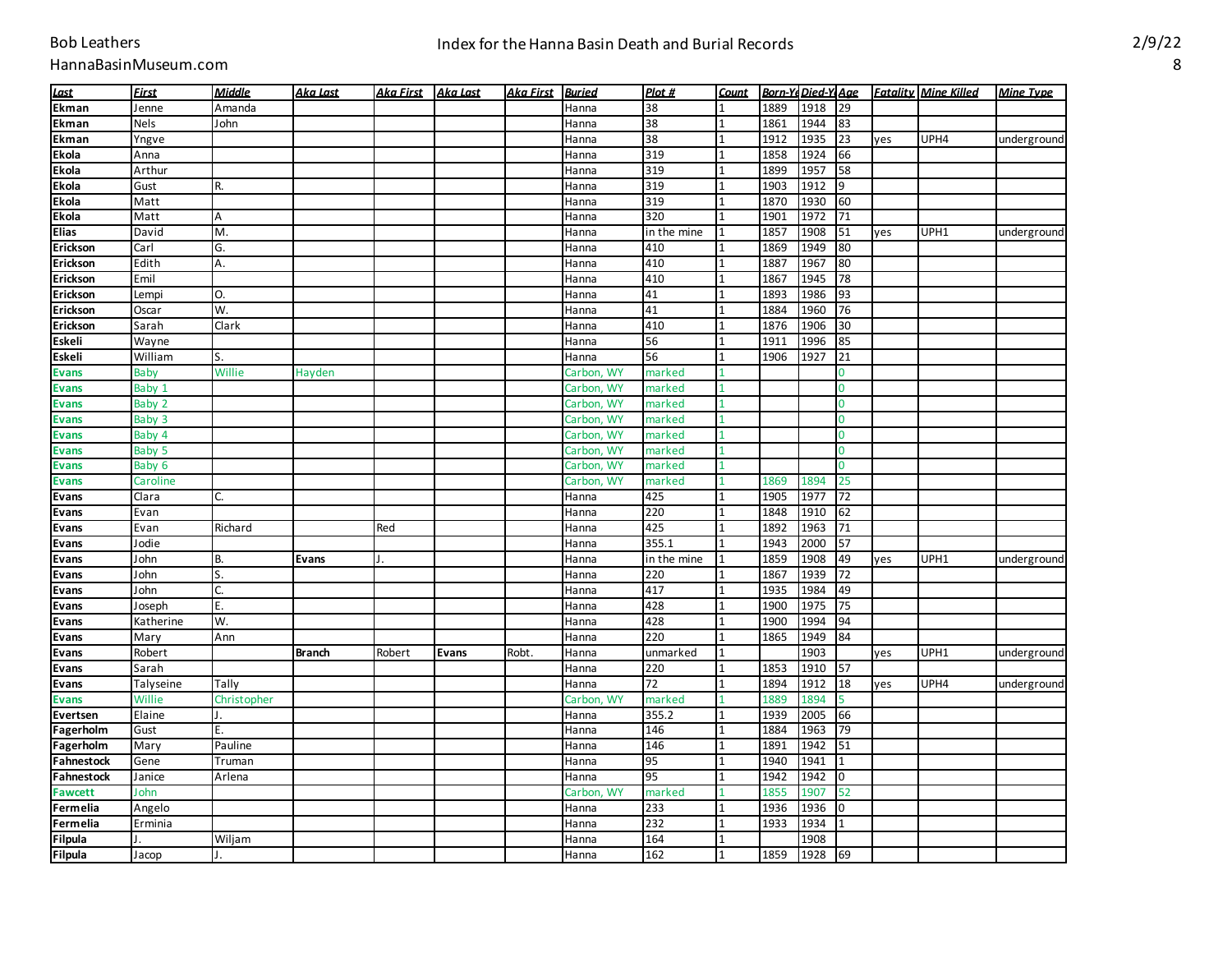# Index for the Hanna Basin Death and Burial Records

| Last | First | Middle | Aka Last | Aka First | Aka Last | Aka First | Buried | Plot # | Count | Born-Yr | Died-Yr | Age | Fatality | Mine Killed | Mine Type |
|---|---|---|---|---|---|---|---|---|---|---|---|---|---|---|---|
| **Ekman** | Jenne | Amanda | | | | | Hanna | 38 | 1 | 1889 | 1918 | 29 | | | |
| **Ekman** | Nels | John | | | | | Hanna | 38 | 1 | 1861 | 1944 | 83 | | | |
| **Ekman** | Yngve | | | | | | Hanna | 38 | 1 | 1912 | 1935 | 23 | yes | UPH4 | underground |
| **Ekola** | Anna | | | | | | Hanna | 319 | 1 | 1858 | 1924 | 66 | | | |
| **Ekola** | Arthur | | | | | | Hanna | 319 | 1 | 1899 | 1957 | 58 | | | |
| **Ekola** | Gust | R. | | | | | Hanna | 319 | 1 | 1903 | 1912 | 9 | | | |
| **Ekola** | Matt | | | | | | Hanna | 319 | 1 | 1870 | 1930 | 60 | | | |
| **Ekola** | Matt | A | | | | | Hanna | 320 | 1 | 1901 | 1972 | 71 | | | |
| **Elias** | David | M. | | | | | Hanna | in the mine | 1 | 1857 | 1908 | 51 | yes | UPH1 | underground |
| **Erickson** | Carl | G. | | | | | Hanna | 410 | 1 | 1869 | 1949 | 80 | | | |
| **Erickson** | Edith | A. | | | | | Hanna | 410 | 1 | 1887 | 1967 | 80 | | | |
| **Erickson** | Emil | | | | | | Hanna | 410 | 1 | 1867 | 1945 | 78 | | | |
| **Erickson** | Lempi | O. | | | | | Hanna | 41 | 1 | 1893 | 1986 | 93 | | | |
| **Erickson** | Oscar | W. | | | | | Hanna | 41 | 1 | 1884 | 1960 | 76 | | | |
| **Erickson** | Sarah | Clark | | | | | Hanna | 410 | 1 | 1876 | 1906 | 30 | | | |
| **Eskeli** | Wayne | | | | | | Hanna | 56 | 1 | 1911 | 1996 | 85 | | | |
| **Eskeli** | William | S. | | | | | Hanna | 56 | 1 | 1906 | 1927 | 21 | | | |
| **Evans** | Baby | Willie | Hayden | | | | Carbon, WY | marked | 1 | | | 0 | | | |
| **Evans** | Baby 1 | | | | | | Carbon, WY | marked | 1 | | | 0 | | | |
| **Evans** | Baby 2 | | | | | | Carbon, WY | marked | 1 | | | 0 | | | |
| **Evans** | Baby 3 | | | | | | Carbon, WY | marked | 1 | | | 0 | | | |
| **Evans** | Baby 4 | | | | | | Carbon, WY | marked | 1 | | | 0 | | | |
| **Evans** | Baby 5 | | | | | | Carbon, WY | marked | 1 | | | 0 | | | |
| **Evans** | Baby 6 | | | | | | Carbon, WY | marked | 1 | | | 0 | | | |
| **Evans** | Caroline | | | | | | Carbon, WY | marked | 1 | 1869 | 1894 | 25 | | | |
| **Evans** | Clara | C. | | | | | Hanna | 425 | 1 | 1905 | 1977 | 72 | | | |
| **Evans** | Evan | | | | | | Hanna | 220 | 1 | 1848 | 1910 | 62 | | | |
| **Evans** | Evan | Richard | | Red | | | Hanna | 425 | 1 | 1892 | 1963 | 71 | | | |
| **Evans** | Jodie | | | | | | Hanna | 355.1 | 1 | 1943 | 2000 | 57 | | | |
| **Evans** | John | B. | **Evans** | J. | | | Hanna | in the mine | 1 | 1859 | 1908 | 49 | yes | UPH1 | underground |
| **Evans** | John | S. | | | | | Hanna | 220 | 1 | 1867 | 1939 | 72 | | | |
| **Evans** | John | C. | | | | | Hanna | 417 | 1 | 1935 | 1984 | 49 | | | |
| **Evans** | Joseph | E. | | | | | Hanna | 428 | 1 | 1900 | 1975 | 75 | | | |
| **Evans** | Katherine | W. | | | | | Hanna | 428 | 1 | 1900 | 1994 | 94 | | | |
| **Evans** | Mary | Ann | | | | | Hanna | 220 | 1 | 1865 | 1949 | 84 | | | |
| **Evans** | Robert | | **Branch** | Robert | **Evans** | Robt. | Hanna | unmarked | 1 | | 1903 | | yes | UPH1 | underground |
| **Evans** | Sarah | | | | | | Hanna | 220 | 1 | 1853 | 1910 | 57 | | | |
| **Evans** | Talyseine | Tally | | | | | Hanna | 72 | 1 | 1894 | 1912 | 18 | yes | UPH4 | underground |
| **Evans** | Willie | Christopher | | | | | Carbon, WY | marked | 1 | 1889 | 1894 | 5 | | | |
| **Evertsen** | Elaine | J. | | | | | Hanna | 355.2 | 1 | 1939 | 2005 | 66 | | | |
| **Fagerholm** | Gust | E. | | | | | Hanna | 146 | 1 | 1884 | 1963 | 79 | | | |
| **Fagerholm** | Mary | Pauline | | | | | Hanna | 146 | 1 | 1891 | 1942 | 51 | | | |
| **Fahnestock** | Gene | Truman | | | | | Hanna | 95 | 1 | 1940 | 1941 | 1 | | | |
| **Fahnestock** | Janice | Arlena | | | | | Hanna | 95 | 1 | 1942 | 1942 | 0 | | | |
| **Fawcett** | John | | | | | | Carbon, WY | marked | 1 | 1855 | 1907 | 52 | | | |
| **Fermelia** | Angelo | | | | | | Hanna | 233 | 1 | 1936 | 1936 | 0 | | | |
| **Fermelia** | Erminia | | | | | | Hanna | 232 | 1 | 1933 | 1934 | 1 | | | |
| **Filpula** | J. | Wiljam | | | | | Hanna | 164 | 1 | | 1908 | | | | |
| **Filpula** | Jacop | J. | | | | | Hanna | 162 | 1 | 1859 | 1928 | 69 | | | |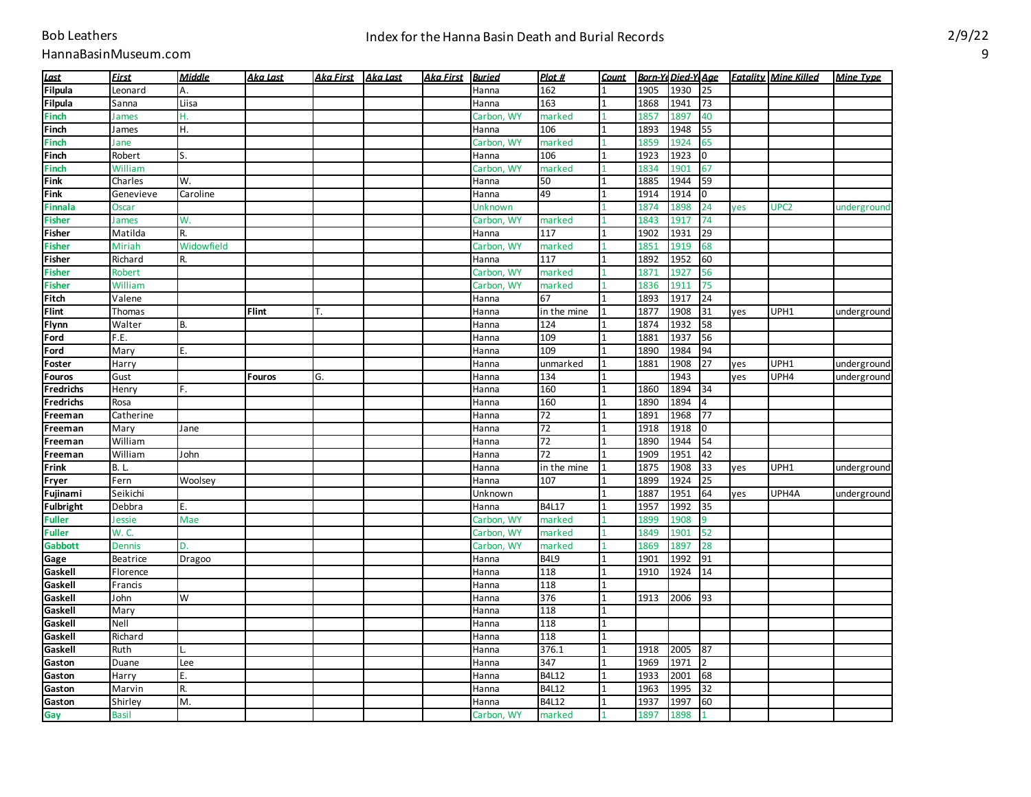| Last | First | Middle | Aka Last | Aka First | Aka Last | Aka First | Buried | Plot # | Count | Born-Yr | Died-Yr | Age | Fatality | Mine Killed | Mine Type |
|---|---|---|---|---|---|---|---|---|---|---|---|---|---|---|---|
| Filpula | Leonard | A. | | | | | Hanna | 162 | 1 | 1905 | 1930 | 25 | | | |
| Filpula | Sanna | Liisa | | | | | Hanna | 163 | 1 | 1868 | 1941 | 73 | | | |
| Finch | James | H. | | | | | Carbon, WY | marked | 1 | 1857 | 1897 | 40 | | | |
| Finch | James | H. | | | | | Hanna | 106 | 1 | 1893 | 1948 | 55 | | | |
| Finch | Jane | | | | | | Carbon, WY | marked | 1 | 1859 | 1924 | 65 | | | |
| Finch | Robert | S. | | | | | Hanna | 106 | 1 | 1923 | 1923 | 0 | | | |
| Finch | William | | | | | | Carbon, WY | marked | 1 | 1834 | 1901 | 67 | | | |
| Fink | Charles | W. | | | | | Hanna | 50 | 1 | 1885 | 1944 | 59 | | | |
| Fink | Genevieve | Caroline | | | | | Hanna | 49 | 1 | 1914 | 1914 | 0 | | | |
| Finnala | Oscar | | | | | | Unknown | | 1 | 1874 | 1898 | 24 | yes | UPC2 | underground |
| Fisher | James | W. | | | | | Carbon, WY | marked | 1 | 1843 | 1917 | 74 | | | |
| Fisher | Matilda | R. | | | | | Hanna | 117 | 1 | 1902 | 1931 | 29 | | | |
| Fisher | Miriah | Widowfield | | | | | Carbon, WY | marked | 1 | 1851 | 1919 | 68 | | | |
| Fisher | Richard | R. | | | | | Hanna | 117 | 1 | 1892 | 1952 | 60 | | | |
| Fisher | Robert | | | | | | Carbon, WY | marked | 1 | 1871 | 1927 | 56 | | | |
| Fisher | William | | | | | | Carbon, WY | marked | 1 | 1836 | 1911 | 75 | | | |
| Fitch | Valene | | | | | | Hanna | 67 | 1 | 1893 | 1917 | 24 | | | |
| Flint | Thomas | | Flint | T. | | | Hanna | in the mine | 1 | 1877 | 1908 | 31 | yes | UPH1 | underground |
| Flynn | Walter | B. | | | | | Hanna | 124 | 1 | 1874 | 1932 | 58 | | | |
| Ford | F.E. | | | | | | Hanna | 109 | 1 | 1881 | 1937 | 56 | | | |
| Ford | Mary | E. | | | | | Hanna | 109 | 1 | 1890 | 1984 | 94 | | | |
| Foster | Harry | | | | | | Hanna | unmarked | 1 | 1881 | 1908 | 27 | yes | UPH1 | underground |
| Fouros | Gust | | Fouros | G. | | | Hanna | 134 | 1 | | 1943 | | yes | UPH4 | underground |
| Fredrichs | Henry | F. | | | | | Hanna | 160 | 1 | 1860 | 1894 | 34 | | | |
| Fredrichs | Rosa | | | | | | Hanna | 160 | 1 | 1890 | 1894 | 4 | | | |
| Freeman | Catherine | | | | | | Hanna | 72 | 1 | 1891 | 1968 | 77 | | | |
| Freeman | Mary | Jane | | | | | Hanna | 72 | 1 | 1918 | 1918 | 0 | | | |
| Freeman | William | | | | | | Hanna | 72 | 1 | 1890 | 1944 | 54 | | | |
| Freeman | William | John | | | | | Hanna | 72 | 1 | 1909 | 1951 | 42 | | | |
| Frink | B. L. | | | | | | Hanna | in the mine | 1 | 1875 | 1908 | 33 | yes | UPH1 | underground |
| Fryer | Fern | Woolsey | | | | | Hanna | 107 | 1 | 1899 | 1924 | 25 | | | |
| Fujinami | Seikichi | | | | | | Unknown | | 1 | 1887 | 1951 | 64 | yes | UPH4A | underground |
| Fulbright | Debbra | E. | | | | | Hanna | B4L17 | 1 | 1957 | 1992 | 35 | | | |
| Fuller | Jessie | Mae | | | | | Carbon, WY | marked | 1 | 1899 | 1908 | 9 | | | |
| Fuller | W. C. | | | | | | Carbon, WY | marked | 1 | 1849 | 1901 | 52 | | | |
| Gabbott | Dennis | D. | | | | | Carbon, WY | marked | 1 | 1869 | 1897 | 28 | | | |
| Gage | Beatrice | Dragoo | | | | | Hanna | B4L9 | 1 | 1901 | 1992 | 91 | | | |
| Gaskell | Florence | | | | | | Hanna | 118 | 1 | 1910 | 1924 | 14 | | | |
| Gaskell | Francis | | | | | | Hanna | 118 | 1 | | | | | | |
| Gaskell | John | W | | | | | Hanna | 376 | 1 | 1913 | 2006 | 93 | | | |
| Gaskell | Mary | | | | | | Hanna | 118 | 1 | | | | | | |
| Gaskell | Nell | | | | | | Hanna | 118 | 1 | | | | | | |
| Gaskell | Richard | | | | | | Hanna | 118 | 1 | | | | | | |
| Gaskell | Ruth | L. | | | | | Hanna | 376.1 | 1 | 1918 | 2005 | 87 | | | |
| Gaston | Duane | Lee | | | | | Hanna | 347 | 1 | 1969 | 1971 | 2 | | | |
| Gaston | Harry | E. | | | | | Hanna | B4L12 | 1 | 1933 | 2001 | 68 | | | |
| Gaston | Marvin | R. | | | | | Hanna | B4L12 | 1 | 1963 | 1995 | 32 | | | |
| Gaston | Shirley | M. | | | | | Hanna | B4L12 | 1 | 1937 | 1997 | 60 | | | |
| Gay | Basil | | | | | | Carbon, WY | marked | 1 | 1897 | 1898 | 1 | | | |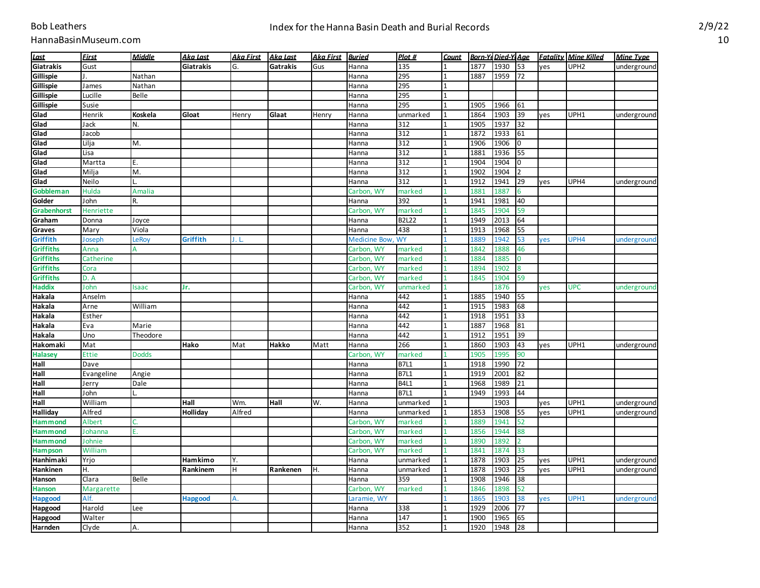# Index for the Hanna Basin Death and Burial Records

Bob Leathers
HannaBasinMuseum.com

| Last | First | Middle | Aka Last | Aka First | Aka Last | Aka First | Buried | Plot # | Count | Born-Yr | Died-Yr | Age | Fatality | Mine Killed | Mine Type |
|---|---|---|---|---|---|---|---|---|---|---|---|---|---|---|---|
| **Giatrakis** | Gust | | **Giatrakis** | G. | **Gatrakis** | Gus | Hanna | 135 | 1 | 1877 | 1930 | 53 | yes | UPH2 | underground |
| **Gillispie** | J. | Nathan | | | | | Hanna | 295 | 1 | 1887 | 1959 | 72 | | | |
| **Gillispie** | James | Nathan | | | | | Hanna | 295 | 1 | | | | | | |
| **Gillispie** | Lucille | Belle | | | | | Hanna | 295 | 1 | | | | | | |
| **Gillispie** | Susie | | | | | | Hanna | 295 | 1 | 1905 | 1966 | 61 | | | |
| **Glad** | Henrik | **Koskela** | **Gloat** | Henry | **Glaat** | Henry | Hanna | unmarked | 1 | 1864 | 1903 | 39 | yes | UPH1 | underground |
| **Glad** | Jack | N. | | | | | Hanna | 312 | 1 | 1905 | 1937 | 32 | | | |
| **Glad** | Jacob | | | | | | Hanna | 312 | 1 | 1872 | 1933 | 61 | | | |
| **Glad** | Lilja | M. | | | | | Hanna | 312 | 1 | 1906 | 1906 | 0 | | | |
| **Glad** | Lisa | | | | | | Hanna | 312 | 1 | 1881 | 1936 | 55 | | | |
| **Glad** | Martta | E. | | | | | Hanna | 312 | 1 | 1904 | 1904 | 0 | | | |
| **Glad** | Milja | M. | | | | | Hanna | 312 | 1 | 1902 | 1904 | 2 | | | |
| **Glad** | Neilo | L. | | | | | Hanna | 312 | 1 | 1912 | 1941 | 29 | yes | UPH4 | underground |
| **Gobbleman** | Hulda | Amalia | | | | | Carbon, WY | marked | 1 | 1881 | 1887 | 6 | | | |
| **Golder** | John | R. | | | | | Hanna | 392 | 1 | 1941 | 1981 | 40 | | | |
| **Grabenhorst** | Henriette | | | | | | Carbon, WY | marked | 1 | 1845 | 1904 | 59 | | | |
| **Graham** | Donna | Joyce | | | | | Hanna | B2L22 | 1 | 1949 | 2013 | 64 | | | |
| **Graves** | Mary | Viola | | | | | Hanna | 438 | 1 | 1913 | 1968 | 55 | | | |
| **Griffith** | Joseph | LeRoy | **Griffith** | J. L. | | | Medicine Bow, WY | | 1 | 1889 | 1942 | 53 | yes | UPH4 | underground |
| **Griffiths** | Anna | A | | | | | Carbon, WY | marked | 1 | 1842 | 1888 | 46 | | | |
| **Griffiths** | Catherine | | | | | | Carbon, WY | marked | 1 | 1884 | 1885 | 0 | | | |
| **Griffiths** | Cora | | | | | | Carbon, WY | marked | 1 | 1894 | 1902 | 8 | | | |
| **Griffiths** | D. A | | | | | | Carbon, WY | marked | 1 | 1845 | 1904 | 59 | | | |
| **Haddix** | John | Isaac | **Jr.** | | | | Carbon, WY | unmarked | 1 | | 1876 | | yes | UPC | underground |
| **Hakala** | Anselm | | | | | | Hanna | 442 | 1 | 1885 | 1940 | 55 | | | |
| **Hakala** | Arne | William | | | | | Hanna | 442 | 1 | 1915 | 1983 | 68 | | | |
| **Hakala** | Esther | | | | | | Hanna | 442 | 1 | 1918 | 1951 | 33 | | | |
| **Hakala** | Eva | Marie | | | | | Hanna | 442 | 1 | 1887 | 1968 | 81 | | | |
| **Hakala** | Uno | Theodore | | | | | Hanna | 442 | 1 | 1912 | 1951 | 39 | | | |
| **Hakomaki** | Mat | | **Hako** | Mat | **Hakko** | Matt | Hanna | 266 | 1 | 1860 | 1903 | 43 | yes | UPH1 | underground |
| **Halasey** | Ettie | Dodds | | | | | Carbon, WY | marked | 1 | 1905 | 1995 | 90 | | | |
| **Hall** | Dave | | | | | | Hanna | B7L1 | 1 | 1918 | 1990 | 72 | | | |
| **Hall** | Evangeline | Angie | | | | | Hanna | B7L1 | 1 | 1919 | 2001 | 82 | | | |
| **Hall** | Jerry | Dale | | | | | Hanna | B4L1 | 1 | 1968 | 1989 | 21 | | | |
| **Hall** | John | L. | | | | | Hanna | B7L1 | 1 | 1949 | 1993 | 44 | | | |
| **Hall** | William | | **Hall** | Wm. | **Hall** | W. | Hanna | unmarked | 1 | | 1903 | | yes | UPH1 | underground |
| **Halliday** | Alfred | | **Holliday** | Alfred | | | Hanna | unmarked | 1 | 1853 | 1908 | 55 | yes | UPH1 | underground |
| **Hammond** | Albert | C. | | | | | Carbon, WY | marked | 1 | 1889 | 1941 | 52 | | | |
| **Hammond** | Johanna | E. | | | | | Carbon, WY | marked | 1 | 1856 | 1944 | 88 | | | |
| **Hammond** | Johnie | | | | | | Carbon, WY | marked | 1 | 1890 | 1892 | 2 | | | |
| **Hampson** | William | | | | | | Carbon, WY | marked | 1 | 1841 | 1874 | 33 | | | |
| **Hanhimaki** | Yrjo | | **Hamkimo** | Y. | | | Hanna | unmarked | 1 | 1878 | 1903 | 25 | yes | UPH1 | underground |
| **Hankinen** | H. | | **Rankinem** | H | **Rankenen** | H. | Hanna | unmarked | 1 | 1878 | 1903 | 25 | yes | UPH1 | underground |
| **Hanson** | Clara | Belle | | | | | Hanna | 359 | 1 | 1908 | 1946 | 38 | | | |
| **Hanson** | Margarette | | | | | | Carbon, WY | marked | 1 | 1846 | 1898 | 52 | | | |
| **Hapgood** | Alf. | | **Hapgood** | A. | | | Laramie, WY | | 1 | 1865 | 1903 | 38 | yes | UPH1 | underground |
| **Hapgood** | Harold | Lee | | | | | Hanna | 338 | 1 | 1929 | 2006 | 77 | | | |
| **Hapgood** | Walter | | | | | | Hanna | 147 | 1 | 1900 | 1965 | 65 | | | |
| **Harnden** | Clyde | A. | | | | | Hanna | 352 | 1 | 1920 | 1948 | 28 | | | |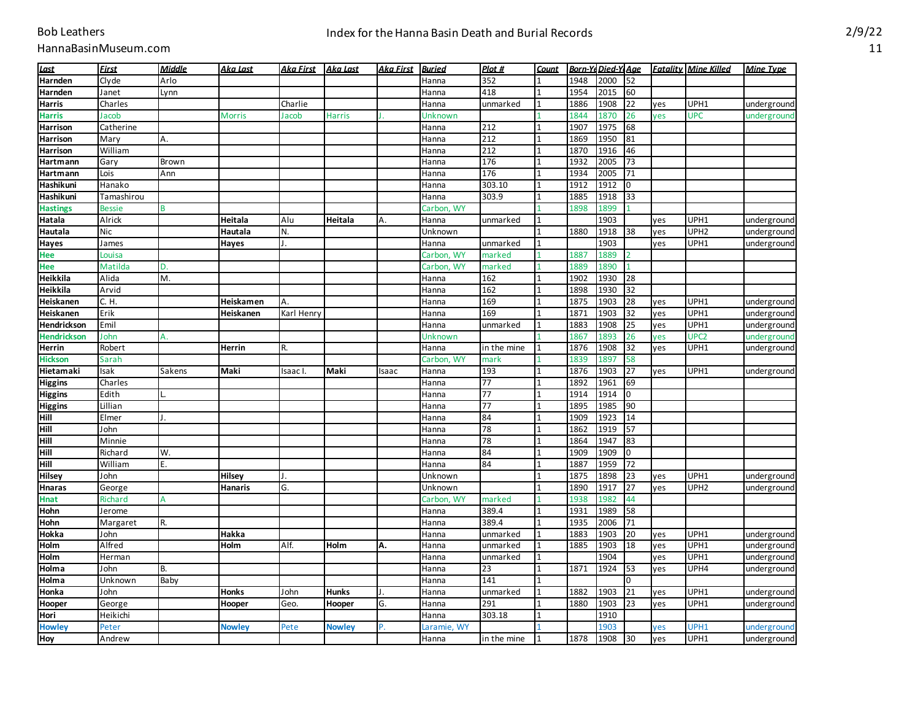# Index for the Hanna Basin Death and Burial Records

Bob Leathers
HannaBasinMuseum.com

2/9/22

| Last | First | Middle | Aka Last | Aka First | Aka Last | Aka First | Buried | Plot # | Count | Born-Ye | Died-Y | Age | Fatality | Mine Killed | Mine Type |
|---|---|---|---|---|---|---|---|---|---|---|---|---|---|---|---|
| Harnden | Clyde | Arlo | | | | | Hanna | 352 | 1 | 1948 | 2000 | 52 | | | |
| Harnden | Janet | Lynn | | | | | Hanna | 418 | 1 | 1954 | 2015 | 60 | | | |
| Harris | Charles | | | Charlie | | | Hanna | unmarked | 1 | 1886 | 1908 | 22 | yes | UPH1 | underground |
| Harris | Jacob | | Morris | Jacob | Harris | J. | Unknown | | 1 | 1844 | 1870 | 26 | yes | UPC | underground |
| Harrison | Catherine | | | | | | Hanna | 212 | 1 | 1907 | 1975 | 68 | | | |
| Harrison | Mary | A. | | | | | Hanna | 212 | 1 | 1869 | 1950 | 81 | | | |
| Harrison | William | | | | | | Hanna | 212 | 1 | 1870 | 1916 | 46 | | | |
| Hartmann | Gary | Brown | | | | | Hanna | 176 | 1 | 1932 | 2005 | 73 | | | |
| Hartmann | Lois | Ann | | | | | Hanna | 176 | 1 | 1934 | 2005 | 71 | | | |
| Hashikuni | Hanako | | | | | | Hanna | 303.10 | 1 | 1912 | 1912 | 0 | | | |
| Hashikuni | Tamashirou | | | | | | Hanna | 303.9 | 1 | 1885 | 1918 | 33 | | | |
| Hastings | Bessie | B | | | | | Carbon, WY | | 1 | 1898 | 1899 | 1 | | | |
| Hatala | Alrick | | Heitala | Alu | Heitala | A. | Hanna | unmarked | 1 | | 1903 | | yes | UPH1 | underground |
| Hautala | Nic | | Hautala | N. | | | Unknown | | 1 | 1880 | 1918 | 38 | yes | UPH2 | underground |
| Hayes | James | | Hayes | J. | | | Hanna | unmarked | 1 | | 1903 | | yes | UPH1 | underground |
| Hee | Louisa | | | | | | Carbon, WY | marked | 1 | 1887 | 1889 | 2 | | | |
| Hee | Matilda | D. | | | | | Carbon, WY | marked | 1 | 1889 | 1890 | 1 | | | |
| Heikkila | Alida | M. | | | | | Hanna | 162 | 1 | 1902 | 1930 | 28 | | | |
| Heikkila | Arvid | | | | | | Hanna | 162 | 1 | 1898 | 1930 | 32 | | | |
| Heiskanen | C. H. | | Heiskamen | A. | | | Hanna | 169 | 1 | 1875 | 1903 | 28 | yes | UPH1 | underground |
| Heiskanen | Erik | | Heiskanen | Karl Henry | | | Hanna | 169 | 1 | 1871 | 1903 | 32 | yes | UPH1 | underground |
| Hendrickson | Emil | | | | | | Hanna | unmarked | 1 | 1883 | 1908 | 25 | yes | UPH1 | underground |
| Hendrickson | John | A. | | | | | Unknown | | 1 | 1867 | 1893 | 26 | yes | UPC2 | underground |
| Herrin | Robert | | Herrin | R. | | | Hanna | in the mine | 1 | 1876 | 1908 | 32 | yes | UPH1 | underground |
| Hickson | Sarah | | | | | | Carbon, WY | mark | 1 | 1839 | 1897 | 58 | | | |
| Hietamaki | Isak | Sakens | Maki | Isaac I. | Maki | Isaac | Hanna | 193 | 1 | 1876 | 1903 | 27 | yes | UPH1 | underground |
| Higgins | Charles | | | | | | Hanna | 77 | 1 | 1892 | 1961 | 69 | | | |
| Higgins | Edith | L. | | | | | Hanna | 77 | 1 | 1914 | 1914 | 0 | | | |
| Higgins | Lillian | | | | | | Hanna | 77 | 1 | 1895 | 1985 | 90 | | | |
| Hill | Elmer | J. | | | | | Hanna | 84 | 1 | 1909 | 1923 | 14 | | | |
| Hill | John | | | | | | Hanna | 78 | 1 | 1862 | 1919 | 57 | | | |
| Hill | Minnie | | | | | | Hanna | 78 | 1 | 1864 | 1947 | 83 | | | |
| Hill | Richard | W. | | | | | Hanna | 84 | 1 | 1909 | 1909 | 0 | | | |
| Hill | William | E. | | | | | Hanna | 84 | 1 | 1887 | 1959 | 72 | | | |
| Hilsey | John | | Hilsey | J. | | | Unknown | | 1 | 1875 | 1898 | 23 | yes | UPH1 | underground |
| Hnaras | George | | Hanaris | G. | | | Unknown | | 1 | 1890 | 1917 | 27 | yes | UPH2 | underground |
| Hnat | Richard | A | | | | | Carbon, WY | marked | 1 | 1938 | 1982 | 44 | | | |
| Hohn | Jerome | | | | | | Hanna | 389.4 | 1 | 1931 | 1989 | 58 | | | |
| Hohn | Margaret | R. | | | | | Hanna | 389.4 | 1 | 1935 | 2006 | 71 | | | |
| Hokka | John | | Hakka | | | | Hanna | unmarked | 1 | 1883 | 1903 | 20 | yes | UPH1 | underground |
| Holm | Alfred | | Holm | Alf. | Holm | A. | Hanna | unmarked | 1 | 1885 | 1903 | 18 | yes | UPH1 | underground |
| Holm | Herman | | | | | | Hanna | unmarked | 1 | | 1904 | | yes | UPH1 | underground |
| Holma | John | B. | | | | | Hanna | 23 | 1 | 1871 | 1924 | 53 | yes | UPH4 | underground |
| Holma | Unknown | Baby | | | | | Hanna | 141 | 1 | | | 0 | | | |
| Honka | John | | Honks | John | Hunks | J. | Hanna | unmarked | 1 | 1882 | 1903 | 21 | yes | UPH1 | underground |
| Hooper | George | | Hooper | Geo. | Hooper | G. | Hanna | 291 | 1 | 1880 | 1903 | 23 | yes | UPH1 | underground |
| Hori | Heikichi | | | | | | Hanna | 303.18 | 1 | | 1910 | | | | |
| Howley | Peter | | Nowley | Pete | Nowley | P. | Laramie, WY | | 1 | | 1903 | | yes | UPH1 | underground |
| Hoy | Andrew | | | | | | Hanna | in the mine | 1 | 1878 | 1908 | 30 | yes | UPH1 | underground |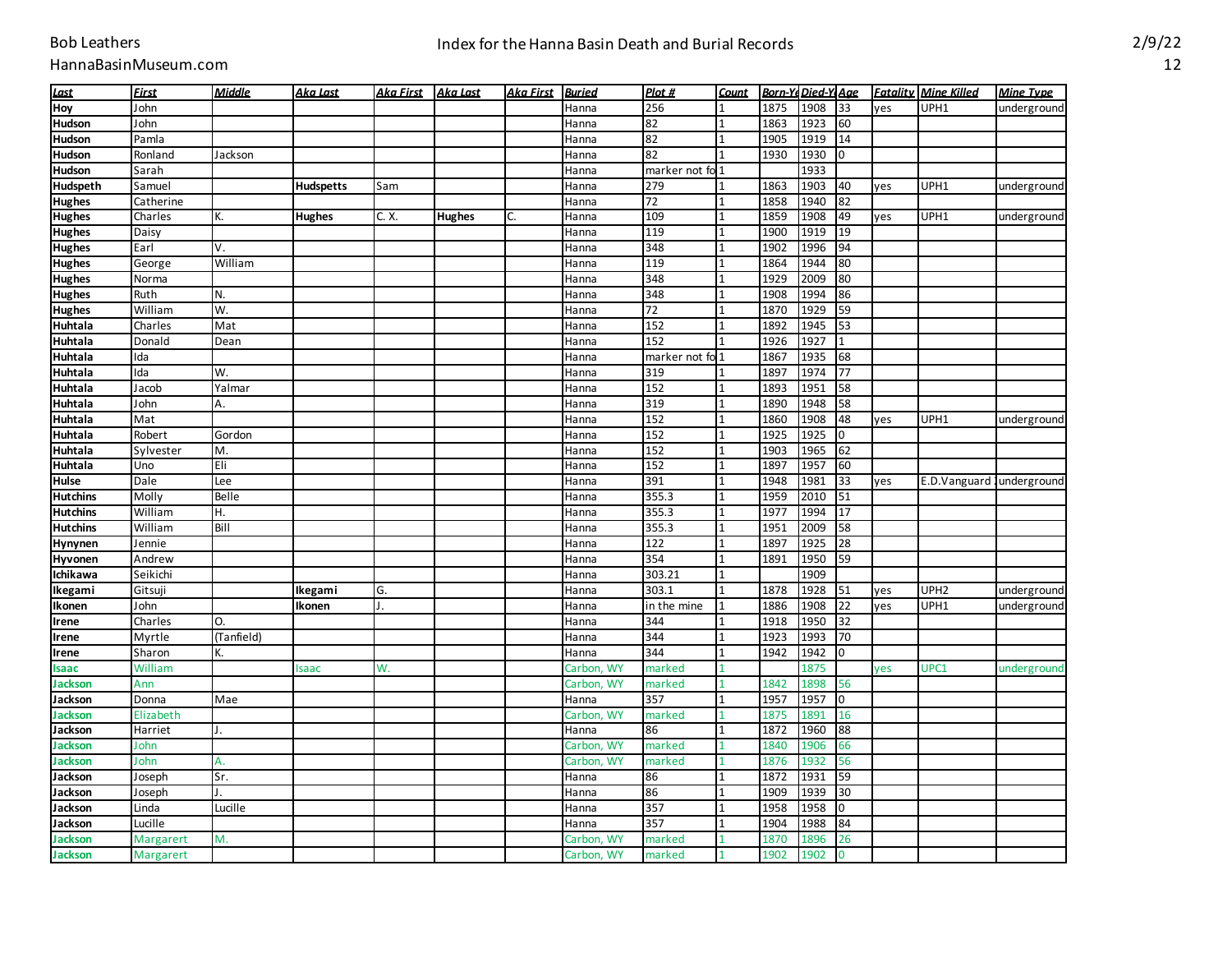# Index for the Hanna Basin Death and Burial Records

| Last | First | Middle | Aka Last | Aka First | Aka Last | Aka First | Buried | Plot # | Count | Born-Ye | Died-Y | Age | Fatality | Mine Killed | Mine Type |
|---|---|---|---|---|---|---|---|---|---|---|---|---|---|---|---|
| Hoy | John | | | | | | Hanna | 256 | 1 | 1875 | 1908 | 33 | yes | UPH1 | underground |
| Hudson | John | | | | | | Hanna | 82 | 1 | 1863 | 1923 | 60 | | | |
| Hudson | Pamla | | | | | | Hanna | 82 | 1 | 1905 | 1919 | 14 | | | |
| Hudson | Ronland | Jackson | | | | | Hanna | 82 | 1 | 1930 | 1930 | 0 | | | |
| Hudson | Sarah | | | | | | Hanna | marker not fo | 1 | | 1933 | | | | |
| Hudspeth | Samuel | | Hudspetts | Sam | | | Hanna | 279 | 1 | 1863 | 1903 | 40 | yes | UPH1 | underground |
| Hughes | Catherine | | | | | | Hanna | 72 | 1 | 1858 | 1940 | 82 | | | |
| Hughes | Charles | K. | Hughes | C. X. | Hughes | C. | Hanna | 109 | 1 | 1859 | 1908 | 49 | yes | UPH1 | underground |
| Hughes | Daisy | | | | | | Hanna | 119 | 1 | 1900 | 1919 | 19 | | | |
| Hughes | Earl | V. | | | | | Hanna | 348 | 1 | 1902 | 1996 | 94 | | | |
| Hughes | George | William | | | | | Hanna | 119 | 1 | 1864 | 1944 | 80 | | | |
| Hughes | Norma | | | | | | Hanna | 348 | 1 | 1929 | 2009 | 80 | | | |
| Hughes | Ruth | N. | | | | | Hanna | 348 | 1 | 1908 | 1994 | 86 | | | |
| Hughes | William | W. | | | | | Hanna | 72 | 1 | 1870 | 1929 | 59 | | | |
| Huhtala | Charles | Mat | | | | | Hanna | 152 | 1 | 1892 | 1945 | 53 | | | |
| Huhtala | Donald | Dean | | | | | Hanna | 152 | 1 | 1926 | 1927 | 1 | | | |
| Huhtala | Ida | | | | | | Hanna | marker not fo | 1 | 1867 | 1935 | 68 | | | |
| Huhtala | Ida | W. | | | | | Hanna | 319 | 1 | 1897 | 1974 | 77 | | | |
| Huhtala | Jacob | Yalmar | | | | | Hanna | 152 | 1 | 1893 | 1951 | 58 | | | |
| Huhtala | John | A. | | | | | Hanna | 319 | 1 | 1890 | 1948 | 58 | | | |
| Huhtala | Mat | | | | | | Hanna | 152 | 1 | 1860 | 1908 | 48 | yes | UPH1 | underground |
| Huhtala | Robert | Gordon | | | | | Hanna | 152 | 1 | 1925 | 1925 | 0 | | | |
| Huhtala | Sylvester | M. | | | | | Hanna | 152 | 1 | 1903 | 1965 | 62 | | | |
| Huhtala | Uno | Eli | | | | | Hanna | 152 | 1 | 1897 | 1957 | 60 | | | |
| Hulse | Dale | Lee | | | | | Hanna | 391 | 1 | 1948 | 1981 | 33 | yes | E.D.Vanguard | underground |
| Hutchins | Molly | Belle | | | | | Hanna | 355.3 | 1 | 1959 | 2010 | 51 | | | |
| Hutchins | William | H. | | | | | Hanna | 355.3 | 1 | 1977 | 1994 | 17 | | | |
| Hutchins | William | Bill | | | | | Hanna | 355.3 | 1 | 1951 | 2009 | 58 | | | |
| Hynynen | Jennie | | | | | | Hanna | 122 | 1 | 1897 | 1925 | 28 | | | |
| Hyvonen | Andrew | | | | | | Hanna | 354 | 1 | 1891 | 1950 | 59 | | | |
| Ichikawa | Seikichi | | | | | | Hanna | 303.21 | 1 | | 1909 | | | | |
| Ikegami | Gitsuji | | Ikegami | G. | | | Hanna | 303.1 | 1 | 1878 | 1928 | 51 | yes | UPH2 | underground |
| Ikonen | John | | Ikonen | J. | | | Hanna | in the mine | 1 | 1886 | 1908 | 22 | yes | UPH1 | underground |
| Irene | Charles | O. | | | | | Hanna | 344 | 1 | 1918 | 1950 | 32 | | | |
| Irene | Myrtle | (Tanfield) | | | | | Hanna | 344 | 1 | 1923 | 1993 | 70 | | | |
| Irene | Sharon | K. | | | | | Hanna | 344 | 1 | 1942 | 1942 | 0 | | | |
| Isaac | William | | Isaac | W. | | | Carbon, WY | marked | 1 | | 1875 | | yes | UPC1 | underground |
| Jackson | Ann | | | | | | Carbon, WY | marked | 1 | 1842 | 1898 | 56 | | | |
| Jackson | Donna | Mae | | | | | Hanna | 357 | 1 | 1957 | 1957 | 0 | | | |
| Jackson | Elizabeth | | | | | | Carbon, WY | marked | 1 | 1875 | 1891 | 16 | | | |
| Jackson | Harriet | J. | | | | | Hanna | 86 | 1 | 1872 | 1960 | 88 | | | |
| Jackson | John | | | | | | Carbon, WY | marked | 1 | 1840 | 1906 | 66 | | | |
| Jackson | John | A. | | | | | Carbon, WY | marked | 1 | 1876 | 1932 | 56 | | | |
| Jackson | Joseph | Sr. | | | | | Hanna | 86 | 1 | 1872 | 1931 | 59 | | | |
| Jackson | Joseph | J. | | | | | Hanna | 86 | 1 | 1909 | 1939 | 30 | | | |
| Jackson | Linda | Lucille | | | | | Hanna | 357 | 1 | 1958 | 1958 | 0 | | | |
| Jackson | Lucille | | | | | | Hanna | 357 | 1 | 1904 | 1988 | 84 | | | |
| Jackson | Margarert | M. | | | | | Carbon, WY | marked | 1 | 1870 | 1896 | 26 | | | |
| Jackson | Margarert | | | | | | Carbon, WY | marked | 1 | 1902 | 1902 | 0 | | | |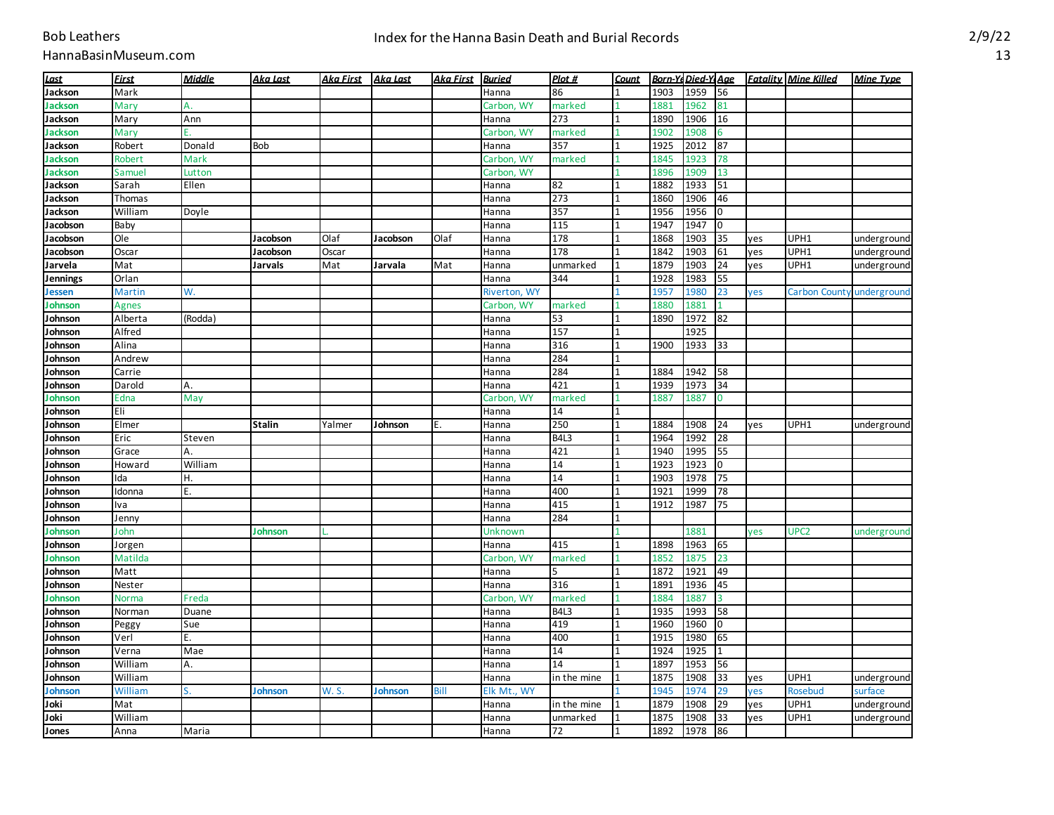# Index for the Hanna Basin Death and Burial Records

Bob Leathers
HannaBasinMuseum.com

2/9/22

| Last | First | Middle | Aka Last | Aka First | Aka Last | Aka First | Buried | Plot # | Count | Born-Yr | Died-Yr | Age | Fatality | Mine Killed | Mine Type |
|---|---|---|---|---|---|---|---|---|---|---|---|---|---|---|---|
| Jackson | Mark | | | | | | Hanna | 86 | 1 | 1903 | 1959 | 56 | | | |
| Jackson | Mary | A. | | | | | Carbon, WY | marked | 1 | 1881 | 1962 | 81 | | | |
| Jackson | Mary | Ann | | | | | Hanna | 273 | 1 | 1890 | 1906 | 16 | | | |
| Jackson | Mary | E. | | | | | Carbon, WY | marked | 1 | 1902 | 1908 | 6 | | | |
| Jackson | Robert | Donald | Bob | | | | Hanna | 357 | 1 | 1925 | 2012 | 87 | | | |
| Jackson | Robert | Mark | | | | | Carbon, WY | marked | 1 | 1845 | 1923 | 78 | | | |
| Jackson | Samuel | Lutton | | | | | Carbon, WY | | 1 | 1896 | 1909 | 13 | | | |
| Jackson | Sarah | Ellen | | | | | Hanna | 82 | 1 | 1882 | 1933 | 51 | | | |
| Jackson | Thomas | | | | | | Hanna | 273 | 1 | 1860 | 1906 | 46 | | | |
| Jackson | William | Doyle | | | | | Hanna | 357 | 1 | 1956 | 1956 | 0 | | | |
| Jacobson | Baby | | | | | | Hanna | 115 | 1 | 1947 | 1947 | 0 | | | |
| Jacobson | Ole | | Jacobson | Olaf | Jacobson | Olaf | Hanna | 178 | 1 | 1868 | 1903 | 35 | yes | UPH1 | underground |
| Jacobson | Oscar | | Jacobson | Oscar | | | Hanna | 178 | 1 | 1842 | 1903 | 61 | yes | UPH1 | underground |
| Jarvela | Mat | | Jarvals | Mat | Jarvala | Mat | Hanna | unmarked | 1 | 1879 | 1903 | 24 | yes | UPH1 | underground |
| Jennings | Orlan | | | | | | Hanna | 344 | 1 | 1928 | 1983 | 55 | | | |
| Jessen | Martin | W. | | | | | Riverton, WY | | 1 | 1957 | 1980 | 23 | yes | Carbon County | underground |
| Johnson | Agnes | | | | | | Carbon, WY | marked | 1 | 1880 | 1881 | 1 | | | |
| Johnson | Alberta | (Rodda) | | | | | Hanna | 53 | 1 | 1890 | 1972 | 82 | | | |
| Johnson | Alfred | | | | | | Hanna | 157 | 1 | | 1925 | | | | |
| Johnson | Alina | | | | | | Hanna | 316 | 1 | 1900 | 1933 | 33 | | | |
| Johnson | Andrew | | | | | | Hanna | 284 | 1 | | | | | | |
| Johnson | Carrie | | | | | | Hanna | 284 | 1 | 1884 | 1942 | 58 | | | |
| Johnson | Darold | A. | | | | | Hanna | 421 | 1 | 1939 | 1973 | 34 | | | |
| Johnson | Edna | May | | | | | Carbon, WY | marked | 1 | 1887 | 1887 | 0 | | | |
| Johnson | Eli | | | | | | Hanna | 14 | 1 | | | | | | |
| Johnson | Elmer | | Stalin | Yalmer | Johnson | E. | Hanna | 250 | 1 | 1884 | 1908 | 24 | yes | UPH1 | underground |
| Johnson | Eric | Steven | | | | | Hanna | B4L3 | 1 | 1964 | 1992 | 28 | | | |
| Johnson | Grace | A. | | | | | Hanna | 421 | 1 | 1940 | 1995 | 55 | | | |
| Johnson | Howard | William | | | | | Hanna | 14 | 1 | 1923 | 1923 | 0 | | | |
| Johnson | Ida | H. | | | | | Hanna | 14 | 1 | 1903 | 1978 | 75 | | | |
| Johnson | Idonna | E. | | | | | Hanna | 400 | 1 | 1921 | 1999 | 78 | | | |
| Johnson | Iva | | | | | | Hanna | 415 | 1 | 1912 | 1987 | 75 | | | |
| Johnson | Jenny | | | | | | Hanna | 284 | 1 | | | | | | |
| Johnson | John | | Johnson | L. | | | Unknown | | 1 | | 1881 | | yes | UPC2 | underground |
| Johnson | Jorgen | | | | | | Hanna | 415 | 1 | 1898 | 1963 | 65 | | | |
| Johnson | Matilda | | | | | | Carbon, WY | marked | 1 | 1852 | 1875 | 23 | | | |
| Johnson | Matt | | | | | | Hanna | 5 | 1 | 1872 | 1921 | 49 | | | |
| Johnson | Nester | | | | | | Hanna | 316 | 1 | 1891 | 1936 | 45 | | | |
| Johnson | Norma | Freda | | | | | Carbon, WY | marked | 1 | 1884 | 1887 | 3 | | | |
| Johnson | Norman | Duane | | | | | Hanna | B4L3 | 1 | 1935 | 1993 | 58 | | | |
| Johnson | Peggy | Sue | | | | | Hanna | 419 | 1 | 1960 | 1960 | 0 | | | |
| Johnson | Verl | E. | | | | | Hanna | 400 | 1 | 1915 | 1980 | 65 | | | |
| Johnson | Verna | Mae | | | | | Hanna | 14 | 1 | 1924 | 1925 | 1 | | | |
| Johnson | William | A. | | | | | Hanna | 14 | 1 | 1897 | 1953 | 56 | | | |
| Johnson | William | | | | | | Hanna | in the mine | 1 | 1875 | 1908 | 33 | yes | UPH1 | underground |
| Johnson | William | S. | Johnson | W. S. | Johnson | Bill | Elk Mt., WY | | 1 | 1945 | 1974 | 29 | yes | Rosebud | surface |
| Joki | Mat | | | | | | Hanna | in the mine | 1 | 1879 | 1908 | 29 | yes | UPH1 | underground |
| Joki | William | | | | | | Hanna | unmarked | 1 | 1875 | 1908 | 33 | yes | UPH1 | underground |
| Jones | Anna | Maria | | | | | Hanna | 72 | 1 | 1892 | 1978 | 86 | | | |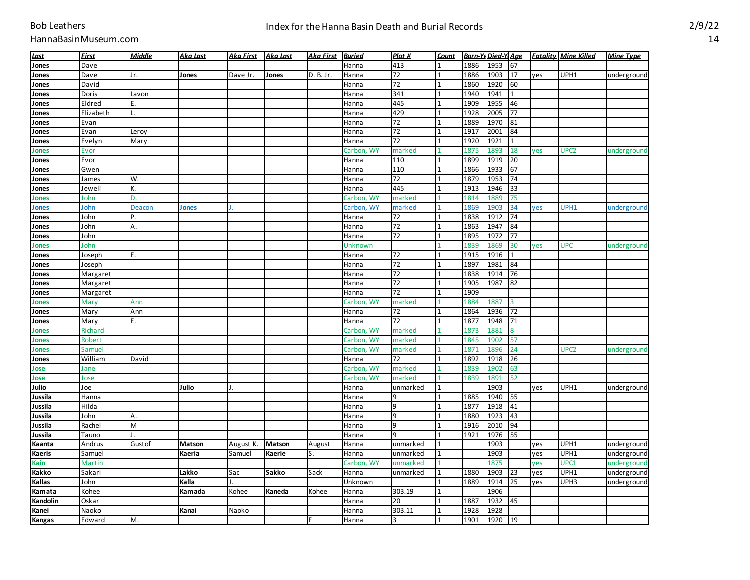# Index for the Hanna Basin Death and Burial Records

| Last | First | Middle | Aka Last | Aka First | Aka Last | Aka First | Buried | Plot # | Count | Born-Yr | Died-Yr | Age | Fatality | Mine Killed | Mine Type |
|---|---|---|---|---|---|---|---|---|---|---|---|---|---|---|---|
| Jones | Dave | | | | | | Hanna | 413 | 1 | 1886 | 1953 | 67 | | | |
| Jones | Dave | Jr. | Jones | Dave Jr. | Jones | D. B. Jr. | Hanna | 72 | 1 | 1886 | 1903 | 17 | yes | UPH1 | underground |
| Jones | David | | | | | | Hanna | 72 | 1 | 1860 | 1920 | 60 | | | |
| Jones | Doris | Lavon | | | | | Hanna | 341 | 1 | 1940 | 1941 | 1 | | | |
| Jones | Eldred | E. | | | | | Hanna | 445 | 1 | 1909 | 1955 | 46 | | | |
| Jones | Elizabeth | L. | | | | | Hanna | 429 | 1 | 1928 | 2005 | 77 | | | |
| Jones | Evan | | | | | | Hanna | 72 | 1 | 1889 | 1970 | 81 | | | |
| Jones | Evan | Leroy | | | | | Hanna | 72 | 1 | 1917 | 2001 | 84 | | | |
| Jones | Evelyn | Mary | | | | | Hanna | 72 | 1 | 1920 | 1921 | 1 | | | |
| Jones | Evor | | | | | | Carbon, WY | marked | 1 | 1875 | 1893 | 18 | yes | UPC2 | underground |
| Jones | Evor | | | | | | Hanna | 110 | 1 | 1899 | 1919 | 20 | | | |
| Jones | Gwen | | | | | | Hanna | 110 | 1 | 1866 | 1933 | 67 | | | |
| Jones | James | W. | | | | | Hanna | 72 | 1 | 1879 | 1953 | 74 | | | |
| Jones | Jewell | K. | | | | | Hanna | 445 | 1 | 1913 | 1946 | 33 | | | |
| Jones | John | D. | | | | | Carbon, WY | marked | 1 | 1814 | 1889 | 75 | | | |
| Jones | John | Deacon | Jones | J. | | | Carbon, WY | marked | 1 | 1869 | 1903 | 34 | yes | UPH1 | underground |
| Jones | John | P. | | | | | Hanna | 72 | 1 | 1838 | 1912 | 74 | | | |
| Jones | John | A. | | | | | Hanna | 72 | 1 | 1863 | 1947 | 84 | | | |
| Jones | John | | | | | | Hanna | 72 | 1 | 1895 | 1972 | 77 | | | |
| Jones | John | | | | | | Unknown | | 1 | 1839 | 1869 | 30 | yes | UPC | underground |
| Jones | Joseph | E. | | | | | Hanna | 72 | 1 | 1915 | 1916 | 1 | | | |
| Jones | Joseph | | | | | | Hanna | 72 | 1 | 1897 | 1981 | 84 | | | |
| Jones | Margaret | | | | | | Hanna | 72 | 1 | 1838 | 1914 | 76 | | | |
| Jones | Margaret | | | | | | Hanna | 72 | 1 | 1905 | 1987 | 82 | | | |
| Jones | Margaret | | | | | | Hanna | 72 | 1 | 1909 | | | | | |
| Jones | Mary | Ann | | | | | Carbon, WY | marked | 1 | 1884 | 1887 | 3 | | | |
| Jones | Mary | Ann | | | | | Hanna | 72 | 1 | 1864 | 1936 | 72 | | | |
| Jones | Mary | E. | | | | | Hanna | 72 | 1 | 1877 | 1948 | 71 | | | |
| Jones | Richard | | | | | | Carbon, WY | marked | 1 | 1873 | 1881 | 8 | | | |
| Jones | Robert | | | | | | Carbon, WY | marked | 1 | 1845 | 1902 | 57 | | | |
| Jones | Samuel | | | | | | Carbon, WY | marked | 1 | 1871 | 1896 | 24 | | UPC2 | underground |
| Jones | William | David | | | | | Hanna | 72 | 1 | 1892 | 1918 | 26 | | | |
| Jose | Jane | | | | | | Carbon, WY | marked | 1 | 1839 | 1902 | 63 | | | |
| Jose | Jose | | | | | | Carbon, WY | marked | 1 | 1839 | 1891 | 52 | | | |
| Julio | Joe | | Julio | J. | | | Hanna | unmarked | 1 | | 1903 | | yes | UPH1 | underground |
| Jussila | Hanna | | | | | | Hanna | 9 | 1 | 1885 | 1940 | 55 | | | |
| Jussila | Hilda | | | | | | Hanna | 9 | 1 | 1877 | 1918 | 41 | | | |
| Jussila | John | A. | | | | | Hanna | 9 | 1 | 1880 | 1923 | 43 | | | |
| Jussila | Rachel | M | | | | | Hanna | 9 | 1 | 1916 | 2010 | 94 | | | |
| Jussila | Tauno | J. | | | | | Hanna | 9 | 1 | 1921 | 1976 | 55 | | | |
| Kaanta | Andrus | Gustof | Matson | August K. | Matson | August | Hanna | unmarked | 1 | | 1903 | | yes | UPH1 | underground |
| Kaeris | Samuel | | Kaeria | Samuel | Kaerie | S. | Hanna | unmarked | 1 | | 1903 | | yes | UPH1 | underground |
| Kain | Martin | | | | | | Carbon, WY | unmarked | 1 | | 1875 | | yes | UPC1 | underground |
| Kakko | Sakari | | Lakko | Sac | Sakko | Sack | Hanna | unmarked | 1 | 1880 | 1903 | 23 | yes | UPH1 | underground |
| Kallas | John | | Kalla | J. | | | Unknown | | 1 | 1889 | 1914 | 25 | yes | UPH3 | underground |
| Kamata | Kohee | | Kamada | Kohee | Kaneda | Kohee | Hanna | 303.19 | 1 | | 1906 | | | | |
| Kandolin | Oskar | | | | | | Hanna | 20 | 1 | 1887 | 1932 | 45 | | | |
| Kanei | Naoko | | Kanai | Naoko | | | Hanna | 303.11 | 1 | 1928 | 1928 | | | | |
| Kangas | Edward | M. | | | | F | Hanna | 3 | 1 | 1901 | 1920 | 19 | | | |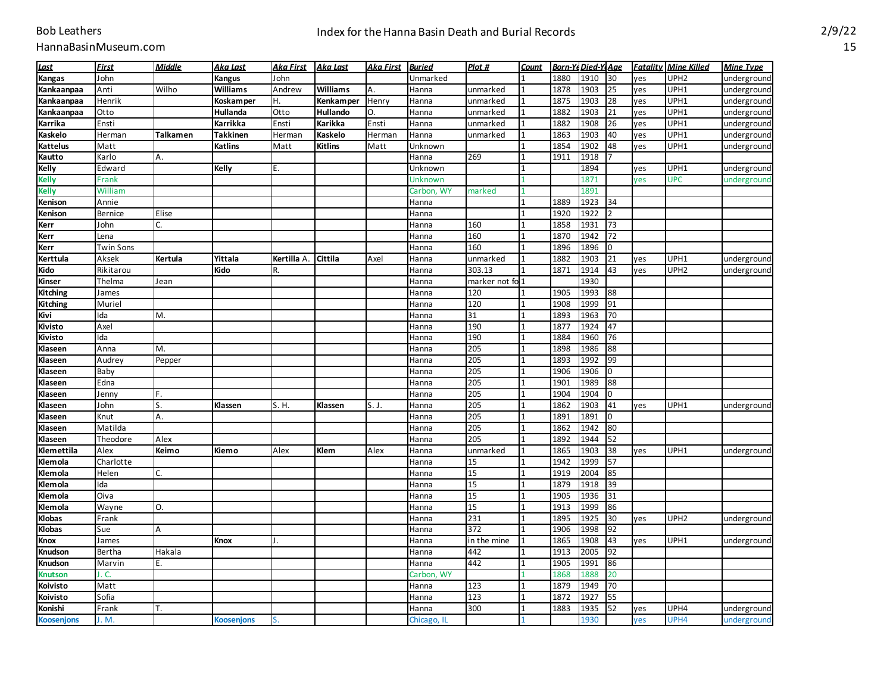# Index for the Hanna Basin Death and Burial Records

Bob Leathers
HannaBasinMuseum.com

| Last | First | Middle | Aka Last | Aka First | Aka Last | Aka First | Buried | Plot # | Count | Born-Ye | Died-Y | Age | Fatality | Mine Killed | Mine Type |
|---|---|---|---|---|---|---|---|---|---|---|---|---|---|---|---|
| Kangas | John | | Kangus | John | | | Unmarked | | 1 | 1880 | 1910 | 30 | yes | UPH2 | underground |
| Kankaanpaa | Anti | Wilho | Williams | Andrew | Williams | A. | Hanna | unmarked | 1 | 1878 | 1903 | 25 | yes | UPH1 | underground |
| Kankaanpaa | Henrik | | Koskamper | H. | Kenkamper | Henry | Hanna | unmarked | 1 | 1875 | 1903 | 28 | yes | UPH1 | underground |
| Kankaanpaa | Otto | | Hullanda | Otto | Hullando | O. | Hanna | unmarked | 1 | 1882 | 1903 | 21 | yes | UPH1 | underground |
| Karrika | Ensti | | Karrikka | Ensti | Karikka | Ensti | Hanna | unmarked | 1 | 1882 | 1908 | 26 | yes | UPH1 | underground |
| Kaskelo | Herman | Talkamen | Takkinen | Herman | Kaskelo | Herman | Hanna | unmarked | 1 | 1863 | 1903 | 40 | yes | UPH1 | underground |
| Kattelus | Matt | | Katlins | Matt | Kitlins | Matt | Unknown | | 1 | 1854 | 1902 | 48 | yes | UPH1 | underground |
| Kautto | Karlo | A. | | | | | Hanna | 269 | 1 | 1911 | 1918 | 7 | | | |
| Kelly | Edward | | Kelly | E. | | | Unknown | | 1 | | 1894 | | yes | UPH1 | underground |
| Kelly | Frank | | | | | | Unknown | | 1 | | 1871 | | yes | UPC | underground |
| Kelly | William | | | | | | Carbon, WY | marked | 1 | | 1891 | | | | |
| Kenison | Annie | | | | | | Hanna | | 1 | 1889 | 1923 | 34 | | | |
| Kenison | Bernice | Elise | | | | | Hanna | | 1 | 1920 | 1922 | 2 | | | |
| Kerr | John | C. | | | | | Hanna | 160 | 1 | 1858 | 1931 | 73 | | | |
| Kerr | Lena | | | | | | Hanna | 160 | 1 | 1870 | 1942 | 72 | | | |
| Kerr | Twin Sons | | | | | | Hanna | 160 | 1 | 1896 | 1896 | 0 | | | |
| Kerttula | Aksek | Kertula | Yittala | Kertilla A. | Cittila | Axel | Hanna | unmarked | 1 | 1882 | 1903 | 21 | yes | UPH1 | underground |
| Kido | Rikitarou | | Kido | R. | | | Hanna | 303.13 | 1 | 1871 | 1914 | 43 | yes | UPH2 | underground |
| Kinser | Thelma | Jean | | | | | Hanna | marker not fo | 1 | | 1930 | | | | |
| Kitching | James | | | | | | Hanna | 120 | 1 | 1905 | 1993 | 88 | | | |
| Kitching | Muriel | | | | | | Hanna | 120 | 1 | 1908 | 1999 | 91 | | | |
| Kivi | Ida | M. | | | | | Hanna | 31 | 1 | 1893 | 1963 | 70 | | | |
| Kivisto | Axel | | | | | | Hanna | 190 | 1 | 1877 | 1924 | 47 | | | |
| Kivisto | Ida | | | | | | Hanna | 190 | 1 | 1884 | 1960 | 76 | | | |
| Klaseen | Anna | M. | | | | | Hanna | 205 | 1 | 1898 | 1986 | 88 | | | |
| Klaseen | Audrey | Pepper | | | | | Hanna | 205 | 1 | 1893 | 1992 | 99 | | | |
| Klaseen | Baby | | | | | | Hanna | 205 | 1 | 1906 | 1906 | 0 | | | |
| Klaseen | Edna | | | | | | Hanna | 205 | 1 | 1901 | 1989 | 88 | | | |
| Klaseen | Jenny | F. | | | | | Hanna | 205 | 1 | 1904 | 1904 | 0 | | | |
| Klaseen | John | S. | Klassen | S. H. | Klassen | S. J. | Hanna | 205 | 1 | 1862 | 1903 | 41 | yes | UPH1 | underground |
| Klaseen | Knut | A. | | | | | Hanna | 205 | 1 | 1891 | 1891 | 0 | | | |
| Klaseen | Matilda | | | | | | Hanna | 205 | 1 | 1862 | 1942 | 80 | | | |
| Klaseen | Theodore | Alex | | | | | Hanna | 205 | 1 | 1892 | 1944 | 52 | | | |
| Klemettila | Alex | Keimo | Kiemo | Alex | Klem | Alex | Hanna | unmarked | 1 | 1865 | 1903 | 38 | yes | UPH1 | underground |
| Klemola | Charlotte | | | | | | Hanna | 15 | 1 | 1942 | 1999 | 57 | | | |
| Klemola | Helen | C. | | | | | Hanna | 15 | 1 | 1919 | 2004 | 85 | | | |
| Klemola | Ida | | | | | | Hanna | 15 | 1 | 1879 | 1918 | 39 | | | |
| Klemola | Oiva | | | | | | Hanna | 15 | 1 | 1905 | 1936 | 31 | | | |
| Klemola | Wayne | O. | | | | | Hanna | 15 | 1 | 1913 | 1999 | 86 | | | |
| Klobas | Frank | | | | | | Hanna | 231 | 1 | 1895 | 1925 | 30 | yes | UPH2 | underground |
| Klobas | Sue | A | | | | | Hanna | 372 | 1 | 1906 | 1998 | 92 | | | |
| Knox | James | | Knox | J. | | | Hanna | in the mine | 1 | 1865 | 1908 | 43 | yes | UPH1 | underground |
| Knudson | Bertha | Hakala | | | | | Hanna | 442 | 1 | 1913 | 2005 | 92 | | | |
| Knudson | Marvin | E. | | | | | Hanna | 442 | 1 | 1905 | 1991 | 86 | | | |
| Knutson | J. C. | | | | | | Carbon, WY | | 1 | 1868 | 1888 | 20 | | | |
| Koivisto | Matt | | | | | | Hanna | 123 | 1 | 1879 | 1949 | 70 | | | |
| Koivisto | Sofia | | | | | | Hanna | 123 | 1 | 1872 | 1927 | 55 | | | |
| Konishi | Frank | T. | | | | | Hanna | 300 | 1 | 1883 | 1935 | 52 | yes | UPH4 | underground |
| Koosenjons | J. M. | | Koosenjons | S. | | | Chicago, IL | | 1 | | 1930 | | yes | UPH4 | underground |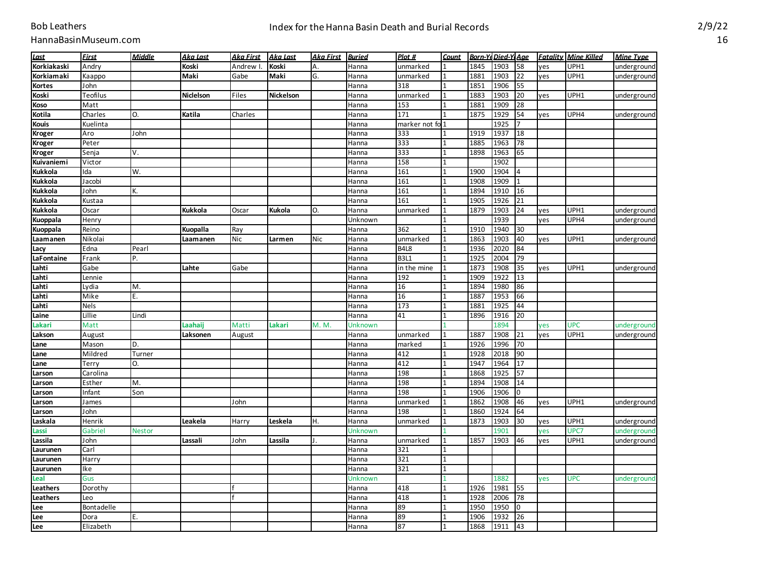| Last | First | Middle | Aka Last | Aka First | Aka Last | Aka First | Buried | Plot # | Count | Born-Ye | Died-Y | Age | Fatality | Mine Killed | Mine Type |
|---|---|---|---|---|---|---|---|---|---|---|---|---|---|---|---|
| Korkiakaski | Andry | | Koski | Andrew I. | Koski | A. | Hanna | unmarked | 1 | 1845 | 1903 | 58 | yes | UPH1 | underground |
| Korkiamaki | Kaappo | | Maki | Gabe | Maki | G. | Hanna | unmarked | 1 | 1881 | 1903 | 22 | yes | UPH1 | underground |
| Kortes | John | | | | | | Hanna | 318 | 1 | 1851 | 1906 | 55 | | | |
| Koski | Teofilus | | Niclelson | Files | Nickelson | | Hanna | unmarked | 1 | 1883 | 1903 | 20 | yes | UPH1 | underground |
| Koso | Matt | | | | | | Hanna | 153 | 1 | 1881 | 1909 | 28 | | | |
| Kotila | Charles | O. | Katila | Charles | | | Hanna | 171 | 1 | 1875 | 1929 | 54 | yes | UPH4 | underground |
| Kouis | Kuelinta | | | | | | Hanna | marker not fo | 1 | | 1925 | 7 | | | |
| Kroger | Aro | John | | | | | Hanna | 333 | 1 | 1919 | 1937 | 18 | | | |
| Kroger | Peter | | | | | | Hanna | 333 | 1 | 1885 | 1963 | 78 | | | |
| Kroger | Senja | V. | | | | | Hanna | 333 | 1 | 1898 | 1963 | 65 | | | |
| Kuivaniemi | Victor | | | | | | Hanna | 158 | 1 | | 1902 | | | | |
| Kukkola | Ida | W. | | | | | Hanna | 161 | 1 | 1900 | 1904 | 4 | | | |
| Kukkola | Jacobi | | | | | | Hanna | 161 | 1 | 1908 | 1909 | 1 | | | |
| Kukkola | John | K. | | | | | Hanna | 161 | 1 | 1894 | 1910 | 16 | | | |
| Kukkola | Kustaa | | | | | | Hanna | 161 | 1 | 1905 | 1926 | 21 | | | |
| Kukkola | Oscar | | Kukkola | Oscar | Kukola | O. | Hanna | unmarked | 1 | 1879 | 1903 | 24 | yes | UPH1 | underground |
| Kuoppala | Henry | | | | | | Unknown | | 1 | | 1939 | | yes | UPH4 | underground |
| Kuoppala | Reino | | Kuopalla | Ray | | | Hanna | 362 | 1 | 1910 | 1940 | 30 | | | |
| Laamanen | Nikolai | | Laamanen | Nic | Larmen | Nic | Hanna | unmarked | 1 | 1863 | 1903 | 40 | yes | UPH1 | underground |
| Lacy | Edna | Pearl | | | | | Hanna | B4L8 | 1 | 1936 | 2020 | 84 | | | |
| LaFontaine | Frank | P. | | | | | Hanna | B3L1 | 1 | 1925 | 2004 | 79 | | | |
| Lahti | Gabe | | Lahte | Gabe | | | Hanna | in the mine | 1 | 1873 | 1908 | 35 | yes | UPH1 | underground |
| Lahti | Lennie | | | | | | Hanna | 192 | 1 | 1909 | 1922 | 13 | | | |
| Lahti | Lydia | M. | | | | | Hanna | 16 | 1 | 1894 | 1980 | 86 | | | |
| Lahti | Mike | E. | | | | | Hanna | 16 | 1 | 1887 | 1953 | 66 | | | |
| Lahti | Nels | | | | | | Hanna | 173 | 1 | 1881 | 1925 | 44 | | | |
| Laine | Lillie | Lindi | | | | | Hanna | 41 | 1 | 1896 | 1916 | 20 | | | |
| Lakari | Matt | | Laahaij | Matti | Lakari | M. M. | Unknown | | 1 | | 1894 | | yes | UPC | underground |
| Lakson | August | | Laksonen | August | | | Hanna | unmarked | 1 | 1887 | 1908 | 21 | yes | UPH1 | underground |
| Lane | Mason | D. | | | | | Hanna | marked | 1 | 1926 | 1996 | 70 | | | |
| Lane | Mildred | Turner | | | | | Hanna | 412 | 1 | 1928 | 2018 | 90 | | | |
| Lane | Terry | O. | | | | | Hanna | 412 | 1 | 1947 | 1964 | 17 | | | |
| Larson | Carolina | | | | | | Hanna | 198 | 1 | 1868 | 1925 | 57 | | | |
| Larson | Esther | M. | | | | | Hanna | 198 | 1 | 1894 | 1908 | 14 | | | |
| Larson | Infant | Son | | | | | Hanna | 198 | 1 | 1906 | 1906 | 0 | | | |
| Larson | James | | | John | | | Hanna | unmarked | 1 | 1862 | 1908 | 46 | yes | UPH1 | underground |
| Larson | John | | | | | | Hanna | 198 | 1 | 1860 | 1924 | 64 | | | |
| Laskala | Henrik | | Leakela | Harry | Leskela | H. | Hanna | unmarked | 1 | 1873 | 1903 | 30 | yes | UPH1 | underground |
| Lassi | Gabriel | Nestor | | | | | Unknown | | 1 | | 1901 | | yes | UPC7 | underground |
| Lassila | John | | Lassali | John | Lassila | J. | Hanna | unmarked | 1 | 1857 | 1903 | 46 | yes | UPH1 | underground |
| Laurunen | Carl | | | | | | Hanna | 321 | 1 | | | | | | |
| Laurunen | Harry | | | | | | Hanna | 321 | 1 | | | | | | |
| Laurunen | Ike | | | | | | Hanna | 321 | 1 | | | | | | |
| Leal | Gus | | | | | | Unknown | | 1 | | 1882 | | yes | UPC | underground |
| Leathers | Dorothy | | | f | | | Hanna | 418 | 1 | 1926 | 1981 | 55 | | | |
| Leathers | Leo | | | f | | | Hanna | 418 | 1 | 1928 | 2006 | 78 | | | |
| Lee | Bontadelle | | | | | | Hanna | 89 | 1 | 1950 | 1950 | 0 | | | |
| Lee | Dora | E. | | | | | Hanna | 89 | 1 | 1906 | 1932 | 26 | | | |
| Lee | Elizabeth | | | | | | Hanna | 87 | 1 | 1868 | 1911 | 43 | | | |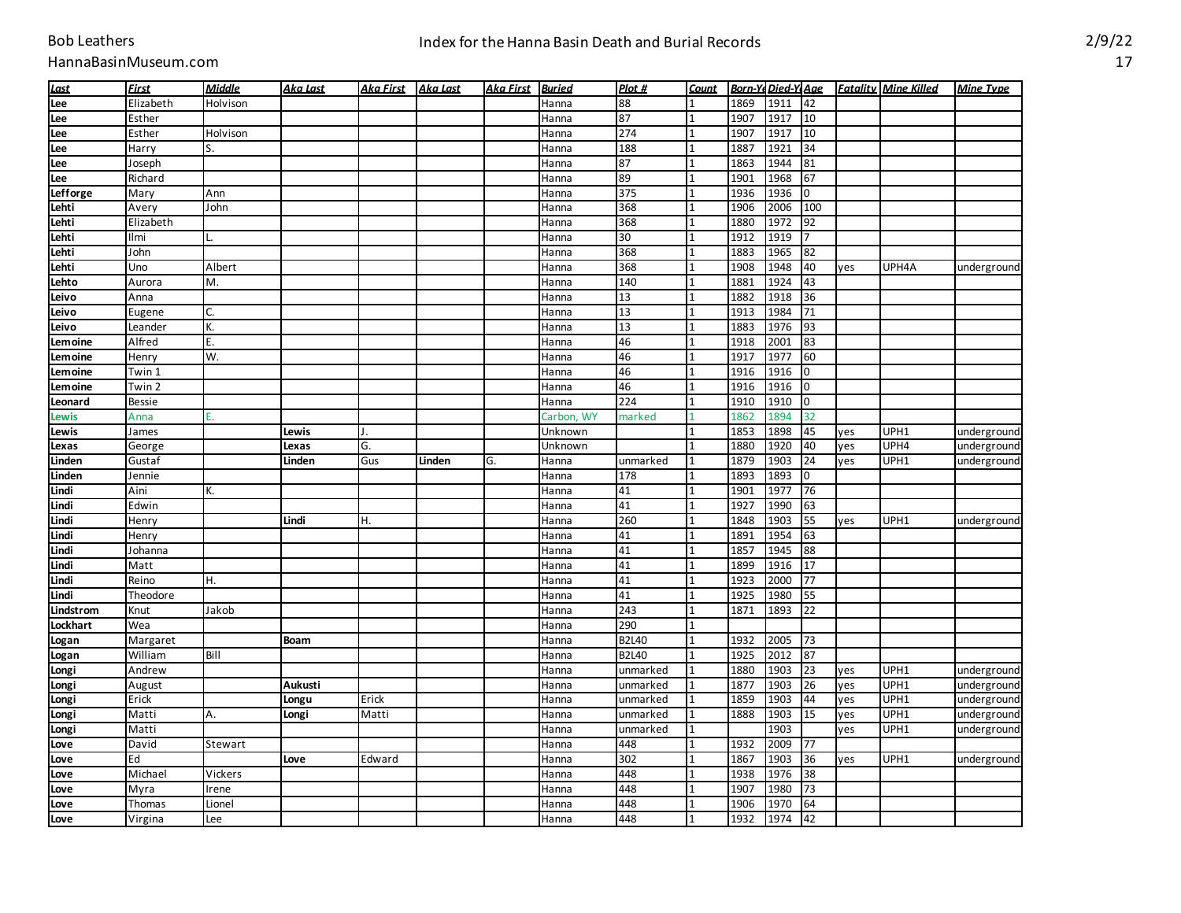# Index for the Hanna Basin Death and Burial Records

| Last | First | Middle | Aka Last | Aka First | Aka Last | Aka First | Buried | Plot # | Count | Born-Yr | Died-Yr | Age | Fatality | Mine Killed | Mine Type |
|---|---|---|---|---|---|---|---|---|---|---|---|---|---|---|---|
| **Lee** | Elizabeth | Holvison | | | | | Hanna | 88 | 1 | 1869 | 1911 | 42 | | | |
| **Lee** | Esther | | | | | | Hanna | 87 | 1 | 1907 | 1917 | 10 | | | |
| **Lee** | Esther | Holvison | | | | | Hanna | 274 | 1 | 1907 | 1917 | 10 | | | |
| **Lee** | Harry | S. | | | | | Hanna | 188 | 1 | 1887 | 1921 | 34 | | | |
| **Lee** | Joseph | | | | | | Hanna | 87 | 1 | 1863 | 1944 | 81 | | | |
| **Lee** | Richard | | | | | | Hanna | 89 | 1 | 1901 | 1968 | 67 | | | |
| **Lefforge** | Mary | Ann | | | | | Hanna | 375 | 1 | 1936 | 1936 | 0 | | | |
| **Lehti** | Avery | John | | | | | Hanna | 368 | 1 | 1906 | 2006 | 100 | | | |
| **Lehti** | Elizabeth | | | | | | Hanna | 368 | 1 | 1880 | 1972 | 92 | | | |
| **Lehti** | Ilmi | L. | | | | | Hanna | 30 | 1 | 1912 | 1919 | 7 | | | |
| **Lehti** | John | | | | | | Hanna | 368 | 1 | 1883 | 1965 | 82 | | | |
| **Lehti** | Uno | Albert | | | | | Hanna | 368 | 1 | 1908 | 1948 | 40 | yes | UPH4A | underground |
| **Lehto** | Aurora | M. | | | | | Hanna | 140 | 1 | 1881 | 1924 | 43 | | | |
| **Leivo** | Anna | | | | | | Hanna | 13 | 1 | 1882 | 1918 | 36 | | | |
| **Leivo** | Eugene | C. | | | | | Hanna | 13 | 1 | 1913 | 1984 | 71 | | | |
| **Leivo** | Leander | K. | | | | | Hanna | 13 | 1 | 1883 | 1976 | 93 | | | |
| **Lemoine** | Alfred | E. | | | | | Hanna | 46 | 1 | 1918 | 2001 | 83 | | | |
| **Lemoine** | Henry | W. | | | | | Hanna | 46 | 1 | 1917 | 1977 | 60 | | | |
| **Lemoine** | Twin 1 | | | | | | Hanna | 46 | 1 | 1916 | 1916 | 0 | | | |
| **Lemoine** | Twin 2 | | | | | | Hanna | 46 | 1 | 1916 | 1916 | 0 | | | |
| **Leonard** | Bessie | | | | | | Hanna | 224 | 1 | 1910 | 1910 | 0 | | | |
| **Lewis** | Anna | E. | | | | | Carbon, WY | marked | 1 | 1862 | 1894 | 32 | | | |
| **Lewis** | James | | **Lewis** | J. | | | Unknown | | 1 | 1853 | 1898 | 45 | yes | UPH1 | underground |
| **Lexas** | George | | **Lexas** | G. | | | Unknown | | 1 | 1880 | 1920 | 40 | yes | UPH4 | underground |
| **Linden** | Gustaf | | **Linden** | Gus | **Linden** | G. | Hanna | unmarked | 1 | 1879 | 1903 | 24 | yes | UPH1 | underground |
| **Linden** | Jennie | | | | | | Hanna | 178 | 1 | 1893 | 1893 | 0 | | | |
| **Lindi** | Aini | K. | | | | | Hanna | 41 | 1 | 1901 | 1977 | 76 | | | |
| **Lindi** | Edwin | | | | | | Hanna | 41 | 1 | 1927 | 1990 | 63 | | | |
| **Lindi** | Henry | | **Lindi** | H. | | | Hanna | 260 | 1 | 1848 | 1903 | 55 | yes | UPH1 | underground |
| **Lindi** | Henry | | | | | | Hanna | 41 | 1 | 1891 | 1954 | 63 | | | |
| **Lindi** | Johanna | | | | | | Hanna | 41 | 1 | 1857 | 1945 | 88 | | | |
| **Lindi** | Matt | | | | | | Hanna | 41 | 1 | 1899 | 1916 | 17 | | | |
| **Lindi** | Reino | H. | | | | | Hanna | 41 | 1 | 1923 | 2000 | 77 | | | |
| **Lindi** | Theodore | | | | | | Hanna | 41 | 1 | 1925 | 1980 | 55 | | | |
| **Lindstrom** | Knut | Jakob | | | | | Hanna | 243 | 1 | 1871 | 1893 | 22 | | | |
| **Lockhart** | Wea | | | | | | Hanna | 290 | 1 | | | | | | |
| **Logan** | Margaret | | **Boam** | | | | Hanna | B2L40 | 1 | 1932 | 2005 | 73 | | | |
| **Logan** | William | Bill | | | | | Hanna | B2L40 | 1 | 1925 | 2012 | 87 | | | |
| **Longi** | Andrew | | | | | | Hanna | unmarked | 1 | 1880 | 1903 | 23 | yes | UPH1 | underground |
| **Longi** | August | | **Aukusti** | | | | Hanna | unmarked | 1 | 1877 | 1903 | 26 | yes | UPH1 | underground |
| **Longi** | Erick | | **Longu** | Erick | | | Hanna | unmarked | 1 | 1859 | 1903 | 44 | yes | UPH1 | underground |
| **Longi** | Matti | A. | **Longi** | Matti | | | Hanna | unmarked | 1 | 1888 | 1903 | 15 | yes | UPH1 | underground |
| **Longi** | Matti | | | | | | Hanna | unmarked | 1 | | 1903 | | yes | UPH1 | underground |
| **Love** | David | Stewart | | | | | Hanna | 448 | 1 | 1932 | 2009 | 77 | | | |
| **Love** | Ed | | **Love** | Edward | | | Hanna | 302 | 1 | 1867 | 1903 | 36 | yes | UPH1 | underground |
| **Love** | Michael | Vickers | | | | | Hanna | 448 | 1 | 1938 | 1976 | 38 | | | |
| **Love** | Myra | Irene | | | | | Hanna | 448 | 1 | 1907 | 1980 | 73 | | | |
| **Love** | Thomas | Lionel | | | | | Hanna | 448 | 1 | 1906 | 1970 | 64 | | | |
| **Love** | Virgina | Lee | | | | | Hanna | 448 | 1 | 1932 | 1974 | 42 | | | |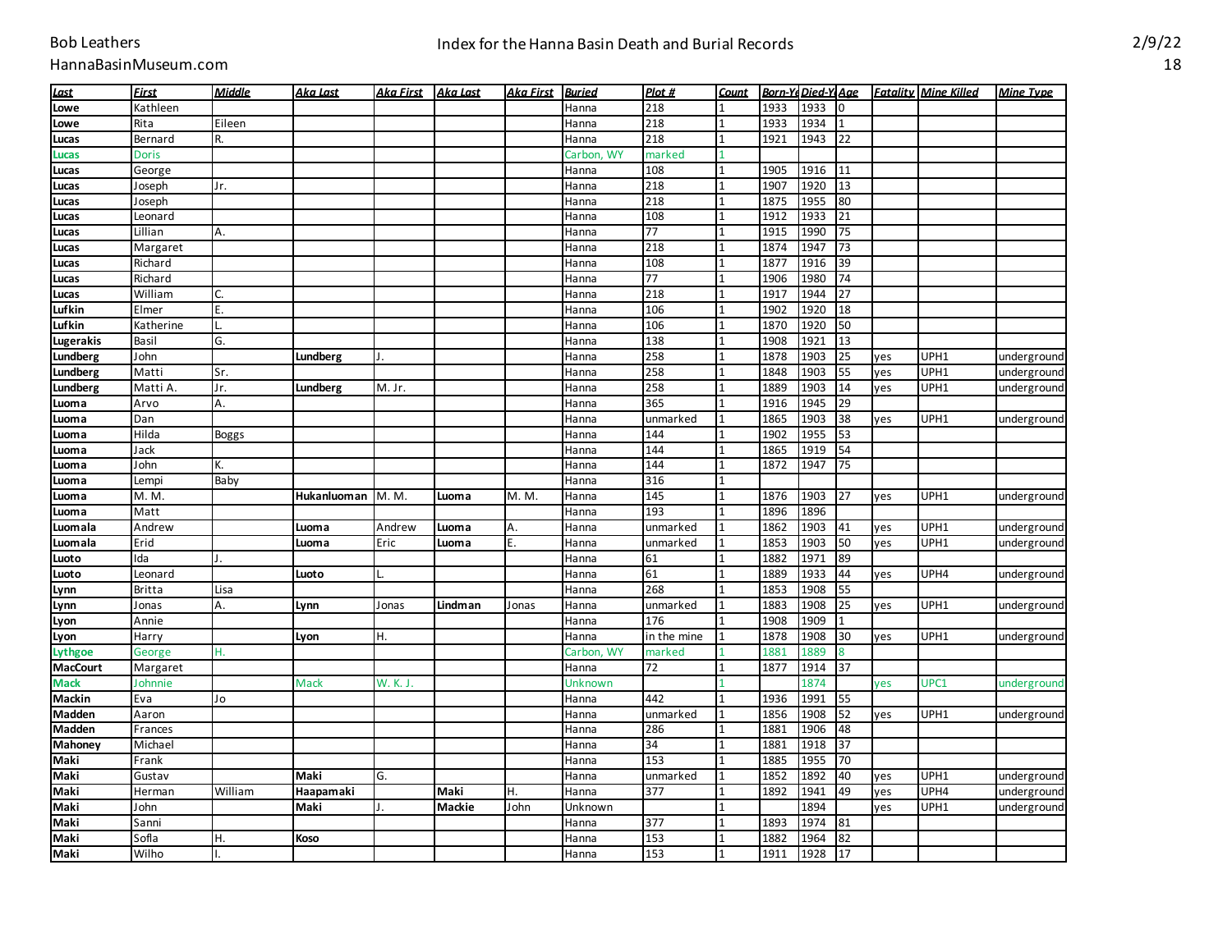# Index for the Hanna Basin Death and Burial Records

| Last | First | Middle | Aka Last | Aka First | Aka Last | Aka First | Buried | Plot # | Count | Born-Yr | Died-Yr | Age | Fatality | Mine Killed | Mine Type |
|---|---|---|---|---|---|---|---|---|---|---|---|---|---|---|---|
| Lowe | Kathleen | | | | | | Hanna | 218 | 1 | 1933 | 1933 | 0 | | | |
| Lowe | Rita | Eileen | | | | | Hanna | 218 | 1 | 1933 | 1934 | 1 | | | |
| Lucas | Bernard | R. | | | | | Hanna | 218 | 1 | 1921 | 1943 | 22 | | | |
| Lucas | Doris | | | | | | Carbon, WY | marked | 1 | | | | | | |
| Lucas | George | | | | | | Hanna | 108 | 1 | 1905 | 1916 | 11 | | | |
| Lucas | Joseph | Jr. | | | | | Hanna | 218 | 1 | 1907 | 1920 | 13 | | | |
| Lucas | Joseph | | | | | | Hanna | 218 | 1 | 1875 | 1955 | 80 | | | |
| Lucas | Leonard | | | | | | Hanna | 108 | 1 | 1912 | 1933 | 21 | | | |
| Lucas | Lillian | A. | | | | | Hanna | 77 | 1 | 1915 | 1990 | 75 | | | |
| Lucas | Margaret | | | | | | Hanna | 218 | 1 | 1874 | 1947 | 73 | | | |
| Lucas | Richard | | | | | | Hanna | 108 | 1 | 1877 | 1916 | 39 | | | |
| Lucas | Richard | | | | | | Hanna | 77 | 1 | 1906 | 1980 | 74 | | | |
| Lucas | William | C. | | | | | Hanna | 218 | 1 | 1917 | 1944 | 27 | | | |
| Lufkin | Elmer | E. | | | | | Hanna | 106 | 1 | 1902 | 1920 | 18 | | | |
| Lufkin | Katherine | L. | | | | | Hanna | 106 | 1 | 1870 | 1920 | 50 | | | |
| Lugerakis | Basil | G. | | | | | Hanna | 138 | 1 | 1908 | 1921 | 13 | | | |
| Lundberg | John | | Lundberg | J. | | | Hanna | 258 | 1 | 1878 | 1903 | 25 | yes | UPH1 | underground |
| Lundberg | Matti | Sr. | | | | | Hanna | 258 | 1 | 1848 | 1903 | 55 | yes | UPH1 | underground |
| Lundberg | Matti A. | Jr. | Lundberg | M. Jr. | | | Hanna | 258 | 1 | 1889 | 1903 | 14 | yes | UPH1 | underground |
| Luoma | Arvo | A. | | | | | Hanna | 365 | 1 | 1916 | 1945 | 29 | | | |
| Luoma | Dan | | | | | | Hanna | unmarked | 1 | 1865 | 1903 | 38 | yes | UPH1 | underground |
| Luoma | Hilda | Boggs | | | | | Hanna | 144 | 1 | 1902 | 1955 | 53 | | | |
| Luoma | Jack | | | | | | Hanna | 144 | 1 | 1865 | 1919 | 54 | | | |
| Luoma | John | K. | | | | | Hanna | 144 | 1 | 1872 | 1947 | 75 | | | |
| Luoma | Lempi | Baby | | | | | Hanna | 316 | 1 | | | | | | |
| Luoma | M. M. | | Hukanluoman | M. M. | Luoma | M. M. | Hanna | 145 | 1 | 1876 | 1903 | 27 | yes | UPH1 | underground |
| Luoma | Matt | | | | | | Hanna | 193 | 1 | 1896 | 1896 | | | | |
| Luomala | Andrew | | Luoma | Andrew | Luoma | A. | Hanna | unmarked | 1 | 1862 | 1903 | 41 | yes | UPH1 | underground |
| Luomala | Erid | | Luoma | Eric | Luoma | E. | Hanna | unmarked | 1 | 1853 | 1903 | 50 | yes | UPH1 | underground |
| Luoto | Ida | J. | | | | | Hanna | 61 | 1 | 1882 | 1971 | 89 | | | |
| Luoto | Leonard | | Luoto | L. | | | Hanna | 61 | 1 | 1889 | 1933 | 44 | yes | UPH4 | underground |
| Lynn | Britta | Lisa | | | | | Hanna | 268 | 1 | 1853 | 1908 | 55 | | | |
| Lynn | Jonas | A. | Lynn | Jonas | Lindman | Jonas | Hanna | unmarked | 1 | 1883 | 1908 | 25 | yes | UPH1 | underground |
| Lyon | Annie | | | | | | Hanna | 176 | 1 | 1908 | 1909 | 1 | | | |
| Lyon | Harry | | Lyon | H. | | | Hanna | in the mine | 1 | 1878 | 1908 | 30 | yes | UPH1 | underground |
| Lythgoe | George | H. | | | | | Carbon, WY | marked | 1 | 1881 | 1889 | 8 | | | |
| MacCourt | Margaret | | | | | | Hanna | 72 | 1 | 1877 | 1914 | 37 | | | |
| Mack | Johnnie | | Mack | W. K. J. | | | Unknown | | 1 | | 1874 | | yes | UPC1 | underground |
| Mackin | Eva | Jo | | | | | Hanna | 442 | 1 | 1936 | 1991 | 55 | | | |
| Madden | Aaron | | | | | | Hanna | unmarked | 1 | 1856 | 1908 | 52 | yes | UPH1 | underground |
| Madden | Frances | | | | | | Hanna | 286 | 1 | 1881 | 1906 | 48 | | | |
| Mahoney | Michael | | | | | | Hanna | 34 | 1 | 1881 | 1918 | 37 | | | |
| Maki | Frank | | | | | | Hanna | 153 | 1 | 1885 | 1955 | 70 | | | |
| Maki | Gustav | | Maki | G. | | | Hanna | unmarked | 1 | 1852 | 1892 | 40 | yes | UPH1 | underground |
| Maki | Herman | William | Haapamaki | | Maki | H. | Hanna | 377 | 1 | 1892 | 1941 | 49 | yes | UPH4 | underground |
| Maki | John | | Maki | J. | Mackie | John | Unknown | | 1 | | 1894 | | yes | UPH1 | underground |
| Maki | Sanni | | | | | | Hanna | 377 | 1 | 1893 | 1974 | 81 | | | |
| Maki | Sofla | H. | Koso | | | | Hanna | 153 | 1 | 1882 | 1964 | 82 | | | |
| Maki | Wilho | I. | | | | | Hanna | 153 | 1 | 1911 | 1928 | 17 | | | |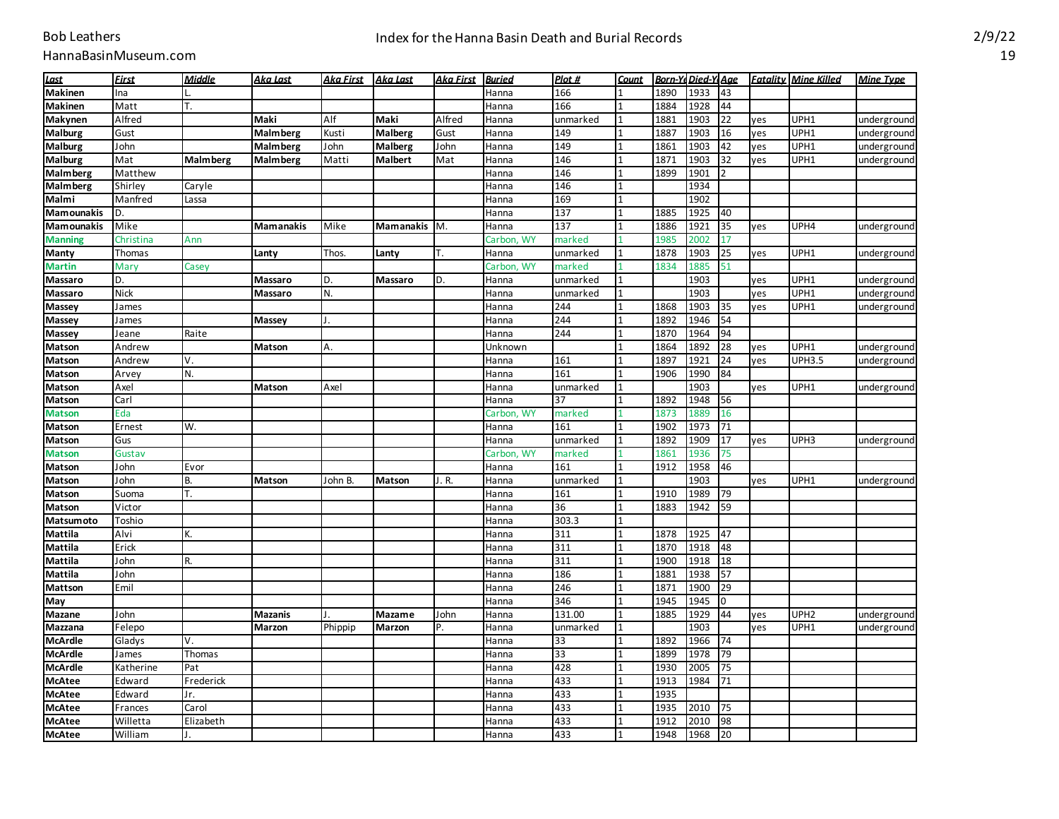# Index for the Hanna Basin Death and Burial Records

| Last | First | Middle | Aka Last | Aka First | Aka Last | Aka First | Buried | Plot # | Count | Born-Yr | Died-Yr | Age | Fatality | Mine Killed | Mine Type |
|---|---|---|---|---|---|---|---|---|---|---|---|---|---|---|---|
| **Makinen** | Ina | L. | | | | | Hanna | 166 | 1 | 1890 | 1933 | 43 | | | |
| **Makinen** | Matt | T. | | | | | Hanna | 166 | 1 | 1884 | 1928 | 44 | | | |
| **Makynen** | Alfred | | **Maki** | Alf | **Maki** | Alfred | Hanna | unmarked | 1 | 1881 | 1903 | 22 | yes | UPH1 | underground |
| **Malburg** | Gust | | **Malmberg** | Kusti | **Malberg** | Gust | Hanna | 149 | 1 | 1887 | 1903 | 16 | yes | UPH1 | underground |
| **Malburg** | John | | **Malmberg** | John | **Malberg** | John | Hanna | 149 | 1 | 1861 | 1903 | 42 | yes | UPH1 | underground |
| **Malburg** | Mat | **Malmberg** | **Malmberg** | Matti | **Malbert** | Mat | Hanna | 146 | 1 | 1871 | 1903 | 32 | yes | UPH1 | underground |
| **Malmberg** | Matthew | | | | | | Hanna | 146 | 1 | 1899 | 1901 | 2 | | | |
| **Malmberg** | Shirley | Caryle | | | | | Hanna | 146 | 1 | | 1934 | | | | |
| **Malmi** | Manfred | Lassa | | | | | Hanna | 169 | 1 | | 1902 | | | | |
| **Mamounakis** | D. | | | | | | Hanna | 137 | 1 | 1885 | 1925 | 40 | | | |
| **Mamounakis** | Mike | | **Mamanakis** | Mike | **Mamanakis** | M. | Hanna | 137 | 1 | 1886 | 1921 | 35 | yes | UPH4 | underground |
| **Manning** | Christina | Ann | | | | | Carbon, WY | marked | 1 | 1985 | 2002 | 17 | | | |
| **Manty** | Thomas | | **Lanty** | Thos. | **Lanty** | T. | Hanna | unmarked | 1 | 1878 | 1903 | 25 | yes | UPH1 | underground |
| **Martin** | Mary | Casey | | | | | Carbon, WY | marked | 1 | 1834 | 1885 | 51 | | | |
| **Massaro** | D. | | **Massaro** | D. | **Massaro** | D. | Hanna | unmarked | 1 | | 1903 | | yes | UPH1 | underground |
| **Massaro** | Nick | | **Massaro** | N. | | | Hanna | unmarked | 1 | | 1903 | | yes | UPH1 | underground |
| **Massey** | James | | | | | | Hanna | 244 | 1 | 1868 | 1903 | 35 | yes | UPH1 | underground |
| **Massey** | James | | **Massey** | J. | | | Hanna | 244 | 1 | 1892 | 1946 | 54 | | | |
| **Massey** | Jeane | Raite | | | | | Hanna | 244 | 1 | 1870 | 1964 | 94 | | | |
| **Matson** | Andrew | | **Matson** | A. | | | Unknown | | 1 | 1864 | 1892 | 28 | yes | UPH1 | underground |
| **Matson** | Andrew | V. | | | | | Hanna | 161 | 1 | 1897 | 1921 | 24 | yes | UPH3.5 | underground |
| **Matson** | Arvey | N. | | | | | Hanna | 161 | 1 | 1906 | 1990 | 84 | | | |
| **Matson** | Axel | | **Matson** | Axel | | | Hanna | unmarked | 1 | | 1903 | | yes | UPH1 | underground |
| **Matson** | Carl | | | | | | Hanna | 37 | 1 | 1892 | 1948 | 56 | | | |
| **Matson** | Eda | | | | | | Carbon, WY | marked | 1 | 1873 | 1889 | 16 | | | |
| **Matson** | Ernest | W. | | | | | Hanna | 161 | 1 | 1902 | 1973 | 71 | | | |
| **Matson** | Gus | | | | | | Hanna | unmarked | 1 | 1892 | 1909 | 17 | yes | UPH3 | underground |
| **Matson** | Gustav | | | | | | Carbon, WY | marked | 1 | 1861 | 1936 | 75 | | | |
| **Matson** | John | Evor | | | | | Hanna | 161 | 1 | 1912 | 1958 | 46 | | | |
| **Matson** | John | B. | **Matson** | John B. | **Matson** | J. R. | Hanna | unmarked | 1 | | 1903 | | yes | UPH1 | underground |
| **Matson** | Suoma | T. | | | | | Hanna | 161 | 1 | 1910 | 1989 | 79 | | | |
| **Matson** | Victor | | | | | | Hanna | 36 | 1 | 1883 | 1942 | 59 | | | |
| **Matsumoto** | Toshio | | | | | | Hanna | 303.3 | 1 | | | | | | |
| **Mattila** | Alvi | K. | | | | | Hanna | 311 | 1 | 1878 | 1925 | 47 | | | |
| **Mattila** | Erick | | | | | | Hanna | 311 | 1 | 1870 | 1918 | 48 | | | |
| **Mattila** | John | R. | | | | | Hanna | 311 | 1 | 1900 | 1918 | 18 | | | |
| **Mattila** | John | | | | | | Hanna | 186 | 1 | 1881 | 1938 | 57 | | | |
| **Mattson** | Emil | | | | | | Hanna | 246 | 1 | 1871 | 1900 | 29 | | | |
| **May** | | | | | | | Hanna | 346 | 1 | 1945 | 1945 | 0 | | | |
| **Mazane** | John | | **Mazanis** | J. | **Mazame** | John | Hanna | 131.00 | 1 | 1885 | 1929 | 44 | yes | UPH2 | underground |
| **Mazzana** | Felepo | | **Marzon** | Phippip | **Marzon** | P. | Hanna | unmarked | 1 | | 1903 | | yes | UPH1 | underground |
| **McArdle** | Gladys | V. | | | | | Hanna | 33 | 1 | 1892 | 1966 | 74 | | | |
| **McArdle** | James | Thomas | | | | | Hanna | 33 | 1 | 1899 | 1978 | 79 | | | |
| **McArdle** | Katherine | Pat | | | | | Hanna | 428 | 1 | 1930 | 2005 | 75 | | | |
| **McAtee** | Edward | Frederick | | | | | Hanna | 433 | 1 | 1913 | 1984 | 71 | | | |
| **McAtee** | Edward | Jr. | | | | | Hanna | 433 | 1 | 1935 | | | | | |
| **McAtee** | Frances | Carol | | | | | Hanna | 433 | 1 | 1935 | 2010 | 75 | | | |
| **McAtee** | Willetta | Elizabeth | | | | | Hanna | 433 | 1 | 1912 | 2010 | 98 | | | |
| **McAtee** | William | J. | | | | | Hanna | 433 | 1 | 1948 | 1968 | 20 | | | |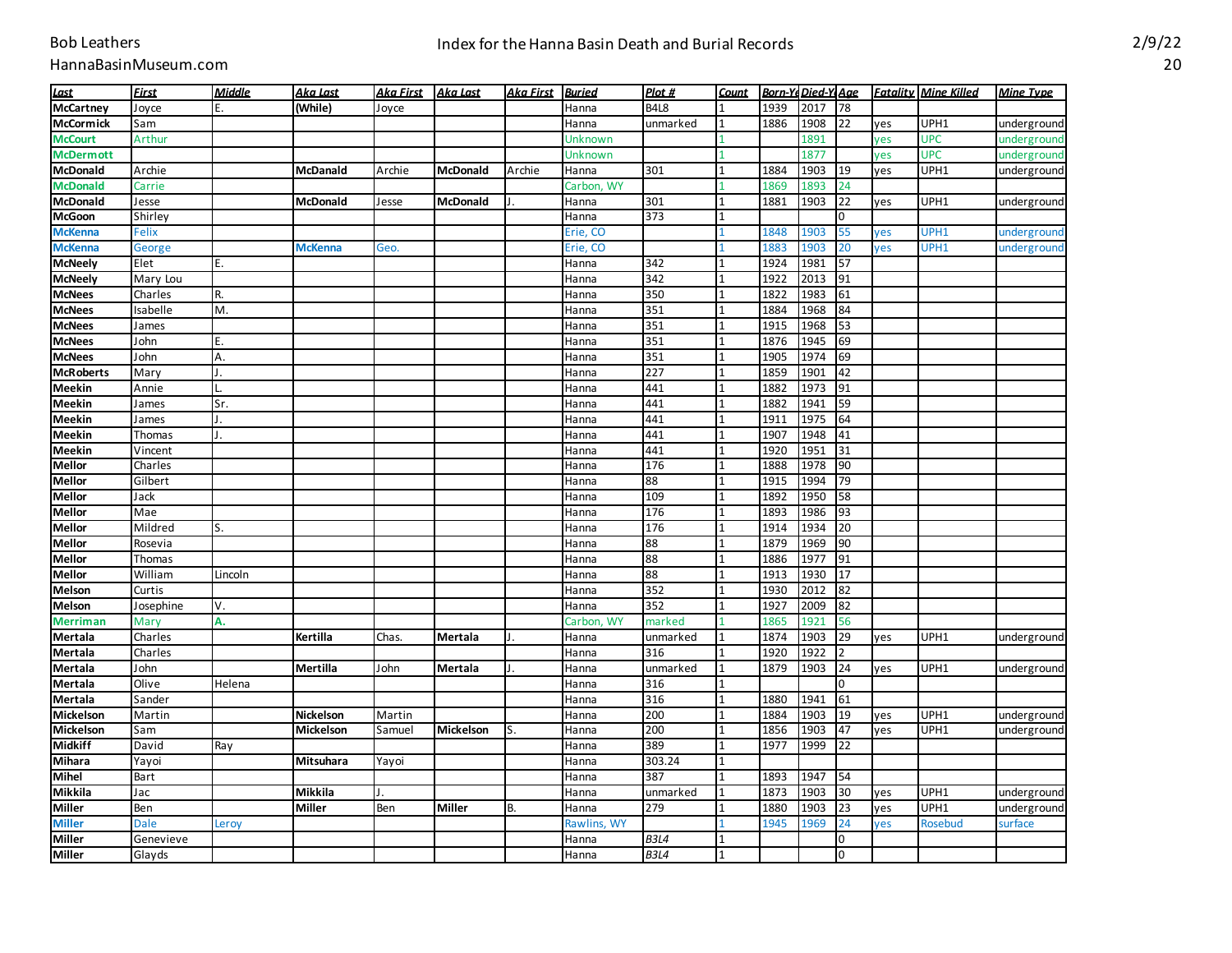# Index for the Hanna Basin Death and Burial Records

| Last | First | Middle | Aka Last | Aka First | Aka Last | Aka First | Buried | Plot # | Count | Born-Yr | Died-Yr | Age | Fatality | Mine Killed | Mine Type |
|---|---|---|---|---|---|---|---|---|---|---|---|---|---|---|---|
| McCartney | Joyce | E. | (While) | Joyce | | | Hanna | B4L8 | 1 | 1939 | 2017 | 78 | | | |
| McCormick | Sam | | | | | | Hanna | unmarked | 1 | 1886 | 1908 | 22 | yes | UPH1 | underground |
| McCourt | Arthur | | | | | | Unknown | | 1 | | 1891 | | yes | UPC | underground |
| McDermott | | | | | | | Unknown | | 1 | | 1877 | | yes | UPC | underground |
| McDonald | Archie | | McDanald | Archie | McDonald | Archie | Hanna | 301 | 1 | 1884 | 1903 | 19 | yes | UPH1 | underground |
| McDonald | Carrie | | | | | | Carbon, WY | | 1 | 1869 | 1893 | 24 | | | |
| McDonald | Jesse | | McDonald | Jesse | McDonald | J. | Hanna | 301 | 1 | 1881 | 1903 | 22 | yes | UPH1 | underground |
| McGoon | Shirley | | | | | | Hanna | 373 | 1 | | | 0 | | | |
| McKenna | Felix | | | | | | Erie, CO | | 1 | 1848 | 1903 | 55 | yes | UPH1 | underground |
| McKenna | George | | McKenna | Geo. | | | Erie, CO | | 1 | 1883 | 1903 | 20 | yes | UPH1 | underground |
| McNeely | Elet | E. | | | | | Hanna | 342 | 1 | 1924 | 1981 | 57 | | | |
| McNeely | Mary Lou | | | | | | Hanna | 342 | 1 | 1922 | 2013 | 91 | | | |
| McNees | Charles | R. | | | | | Hanna | 350 | 1 | 1822 | 1983 | 61 | | | |
| McNees | Isabelle | M. | | | | | Hanna | 351 | 1 | 1884 | 1968 | 84 | | | |
| McNees | James | | | | | | Hanna | 351 | 1 | 1915 | 1968 | 53 | | | |
| McNees | John | E. | | | | | Hanna | 351 | 1 | 1876 | 1945 | 69 | | | |
| McNees | John | A. | | | | | Hanna | 351 | 1 | 1905 | 1974 | 69 | | | |
| McRoberts | Mary | J. | | | | | Hanna | 227 | 1 | 1859 | 1901 | 42 | | | |
| Meekin | Annie | L. | | | | | Hanna | 441 | 1 | 1882 | 1973 | 91 | | | |
| Meekin | James | Sr. | | | | | Hanna | 441 | 1 | 1882 | 1941 | 59 | | | |
| Meekin | James | J. | | | | | Hanna | 441 | 1 | 1911 | 1975 | 64 | | | |
| Meekin | Thomas | J. | | | | | Hanna | 441 | 1 | 1907 | 1948 | 41 | | | |
| Meekin | Vincent | | | | | | Hanna | 441 | 1 | 1920 | 1951 | 31 | | | |
| Mellor | Charles | | | | | | Hanna | 176 | 1 | 1888 | 1978 | 90 | | | |
| Mellor | Gilbert | | | | | | Hanna | 88 | 1 | 1915 | 1994 | 79 | | | |
| Mellor | Jack | | | | | | Hanna | 109 | 1 | 1892 | 1950 | 58 | | | |
| Mellor | Mae | | | | | | Hanna | 176 | 1 | 1893 | 1986 | 93 | | | |
| Mellor | Mildred | S. | | | | | Hanna | 176 | 1 | 1914 | 1934 | 20 | | | |
| Mellor | Rosevia | | | | | | Hanna | 88 | 1 | 1879 | 1969 | 90 | | | |
| Mellor | Thomas | | | | | | Hanna | 88 | 1 | 1886 | 1977 | 91 | | | |
| Mellor | William | Lincoln | | | | | Hanna | 88 | 1 | 1913 | 1930 | 17 | | | |
| Melson | Curtis | | | | | | Hanna | 352 | 1 | 1930 | 2012 | 82 | | | |
| Melson | Josephine | V. | | | | | Hanna | 352 | 1 | 1927 | 2009 | 82 | | | |
| Merriman | Mary | A. | | | | | Carbon, WY | marked | 1 | 1865 | 1921 | 56 | | | |
| Mertala | Charles | | Kertilla | Chas. | Mertala | J. | Hanna | unmarked | 1 | 1874 | 1903 | 29 | yes | UPH1 | underground |
| Mertala | Charles | | | | | | Hanna | 316 | 1 | 1920 | 1922 | 2 | | | |
| Mertala | John | | Mertilla | John | Mertala | J. | Hanna | unmarked | 1 | 1879 | 1903 | 24 | yes | UPH1 | underground |
| Mertala | Olive | Helena | | | | | Hanna | 316 | 1 | | | 0 | | | |
| Mertala | Sander | | | | | | Hanna | 316 | 1 | 1880 | 1941 | 61 | | | |
| Mickelson | Martin | | Nickelson | Martin | | | Hanna | 200 | 1 | 1884 | 1903 | 19 | yes | UPH1 | underground |
| Mickelson | Sam | | Mickelson | Samuel | Mickelson | S. | Hanna | 200 | 1 | 1856 | 1903 | 47 | yes | UPH1 | underground |
| Midkiff | David | Ray | | | | | Hanna | 389 | 1 | 1977 | 1999 | 22 | | | |
| Mihara | Yayoi | | Mitsuhara | Yayoi | | | Hanna | 303.24 | 1 | | | | | | |
| Mihel | Bart | | | | | | Hanna | 387 | 1 | 1893 | 1947 | 54 | | | |
| Mikkila | Jac | | Mikkila | J. | | | Hanna | unmarked | 1 | 1873 | 1903 | 30 | yes | UPH1 | underground |
| Miller | Ben | | Miller | Ben | Miller | B. | Hanna | 279 | 1 | 1880 | 1903 | 23 | yes | UPH1 | underground |
| Miller | Dale | Leroy | | | | | Rawlins, WY | | 1 | 1945 | 1969 | 24 | yes | Rosebud | surface |
| Miller | Genevieve | | | | | | Hanna | B3L4 | 1 | | | 0 | | | |
| Miller | Glayds | | | | | | Hanna | B3L4 | 1 | | | 0 | | | |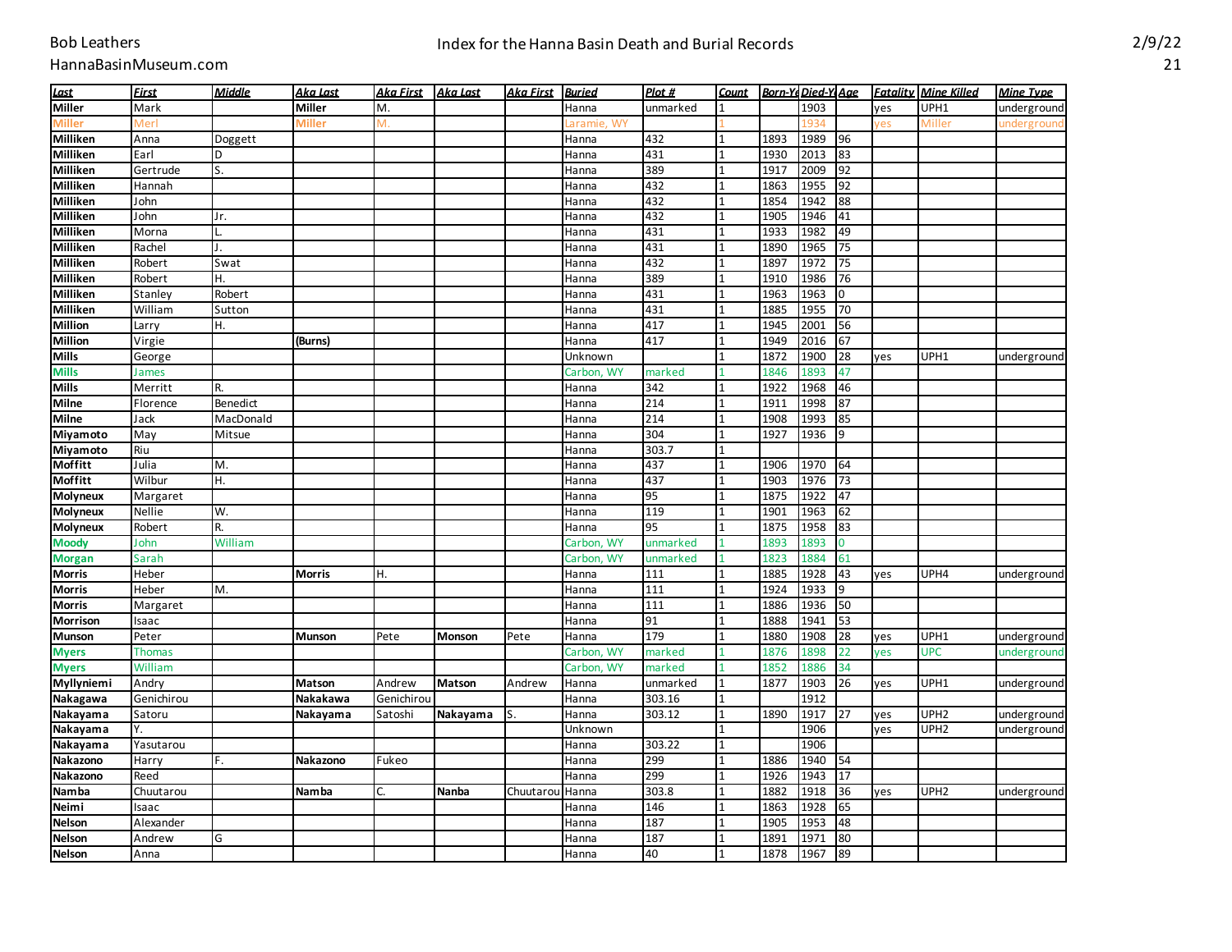# Index for the Hanna Basin Death and Burial Records

Bob Leathers
HannaBasinMuseum.com

2/9/22

| Last | First | Middle | Aka Last | Aka First | Aka Last | Aka First | Buried | Plot # | Count | Born-Yr | Died-Yr | Age | Fatality | Mine Killed | Mine Type |
|---|---|---|---|---|---|---|---|---|---|---|---|---|---|---|---|
| **Miller** | Mark | | **Miller** | M. | | | Hanna | unmarked | 1 | | 1903 | | yes | UPH1 | underground |
| **Miller** | Merl | | **Miller** | M. | | | Laramie, WY | | 1 | | 1934 | | yes | Miller | underground |
| **Milliken** | Anna | Doggett | | | | | Hanna | 432 | 1 | 1893 | 1989 | 96 | | | |
| **Milliken** | Earl | D | | | | | Hanna | 431 | 1 | 1930 | 2013 | 83 | | | |
| **Milliken** | Gertrude | S. | | | | | Hanna | 389 | 1 | 1917 | 2009 | 92 | | | |
| **Milliken** | Hannah | | | | | | Hanna | 432 | 1 | 1863 | 1955 | 92 | | | |
| **Milliken** | John | | | | | | Hanna | 432 | 1 | 1854 | 1942 | 88 | | | |
| **Milliken** | John | Jr. | | | | | Hanna | 432 | 1 | 1905 | 1946 | 41 | | | |
| **Milliken** | Morna | L. | | | | | Hanna | 431 | 1 | 1933 | 1982 | 49 | | | |
| **Milliken** | Rachel | J. | | | | | Hanna | 431 | 1 | 1890 | 1965 | 75 | | | |
| **Milliken** | Robert | Swat | | | | | Hanna | 432 | 1 | 1897 | 1972 | 75 | | | |
| **Milliken** | Robert | H. | | | | | Hanna | 389 | 1 | 1910 | 1986 | 76 | | | |
| **Milliken** | Stanley | Robert | | | | | Hanna | 431 | 1 | 1963 | 1963 | 0 | | | |
| **Milliken** | William | Sutton | | | | | Hanna | 431 | 1 | 1885 | 1955 | 70 | | | |
| **Million** | Larry | H. | | | | | Hanna | 417 | 1 | 1945 | 2001 | 56 | | | |
| **Million** | Virgie | | **(Burns)** | | | | Hanna | 417 | 1 | 1949 | 2016 | 67 | | | |
| **Mills** | George | | | | | | Unknown | | 1 | 1872 | 1900 | 28 | yes | UPH1 | underground |
| **Mills** | James | | | | | | Carbon, WY | marked | 1 | 1846 | 1893 | 47 | | | |
| **Mills** | Merritt | R. | | | | | Hanna | 342 | 1 | 1922 | 1968 | 46 | | | |
| **Milne** | Florence | Benedict | | | | | Hanna | 214 | 1 | 1911 | 1998 | 87 | | | |
| **Milne** | Jack | MacDonald | | | | | Hanna | 214 | 1 | 1908 | 1993 | 85 | | | |
| **Miyamoto** | May | Mitsue | | | | | Hanna | 304 | 1 | 1927 | 1936 | 9 | | | |
| **Miyamoto** | Riu | | | | | | Hanna | 303.7 | 1 | | | | | | |
| **Moffitt** | Julia | M. | | | | | Hanna | 437 | 1 | 1906 | 1970 | 64 | | | |
| **Moffitt** | Wilbur | H. | | | | | Hanna | 437 | 1 | 1903 | 1976 | 73 | | | |
| **Molyneux** | Margaret | | | | | | Hanna | 95 | 1 | 1875 | 1922 | 47 | | | |
| **Molyneux** | Nellie | W. | | | | | Hanna | 119 | 1 | 1901 | 1963 | 62 | | | |
| **Molyneux** | Robert | R. | | | | | Hanna | 95 | 1 | 1875 | 1958 | 83 | | | |
| **Moody** | John | William | | | | | Carbon, WY | unmarked | 1 | 1893 | 1893 | 0 | | | |
| **Morgan** | Sarah | | | | | | Carbon, WY | unmarked | 1 | 1823 | 1884 | 61 | | | |
| **Morris** | Heber | | **Morris** | H. | | | Hanna | 111 | 1 | 1885 | 1928 | 43 | yes | UPH4 | underground |
| **Morris** | Heber | M. | | | | | Hanna | 111 | 1 | 1924 | 1933 | 9 | | | |
| **Morris** | Margaret | | | | | | Hanna | 111 | 1 | 1886 | 1936 | 50 | | | |
| **Morrison** | Isaac | | | | | | Hanna | 91 | 1 | 1888 | 1941 | 53 | | | |
| **Munson** | Peter | | **Munson** | Pete | **Monson** | Pete | Hanna | 179 | 1 | 1880 | 1908 | 28 | yes | UPH1 | underground |
| **Myers** | Thomas | | | | | | Carbon, WY | marked | 1 | 1876 | 1898 | 22 | yes | UPC | underground |
| **Myers** | William | | | | | | Carbon, WY | marked | 1 | 1852 | 1886 | 34 | | | |
| **Myllyniemi** | Andry | | **Matson** | Andrew | **Matson** | Andrew | Hanna | unmarked | 1 | 1877 | 1903 | 26 | yes | UPH1 | underground |
| **Nakagawa** | Genichirou | | **Nakakawa** | Genichirou | | | Hanna | 303.16 | 1 | | 1912 | | | | |
| **Nakayama** | Satoru | | **Nakayama** | Satoshi | **Nakayama** | S. | Hanna | 303.12 | 1 | 1890 | 1917 | 27 | yes | UPH2 | underground |
| **Nakayama** | Y. | | | | | | Unknown | | 1 | | 1906 | | yes | UPH2 | underground |
| **Nakayama** | Yasutarou | | | | | | Hanna | 303.22 | 1 | | 1906 | | | | |
| **Nakazono** | Harry | F. | **Nakazono** | Fukeo | | | Hanna | 299 | 1 | 1886 | 1940 | 54 | | | |
| **Nakazono** | Reed | | | | | | Hanna | 299 | 1 | 1926 | 1943 | 17 | | | |
| **Namba** | Chuutarou | | **Namba** | C. | **Nanba** | Chuutarou | Hanna | 303.8 | 1 | 1882 | 1918 | 36 | yes | UPH2 | underground |
| **Neimi** | Isaac | | | | | | Hanna | 146 | 1 | 1863 | 1928 | 65 | | | |
| **Nelson** | Alexander | | | | | | Hanna | 187 | 1 | 1905 | 1953 | 48 | | | |
| **Nelson** | Andrew | G | | | | | Hanna | 187 | 1 | 1891 | 1971 | 80 | | | |
| **Nelson** | Anna | | | | | | Hanna | 40 | 1 | 1878 | 1967 | 89 | | | |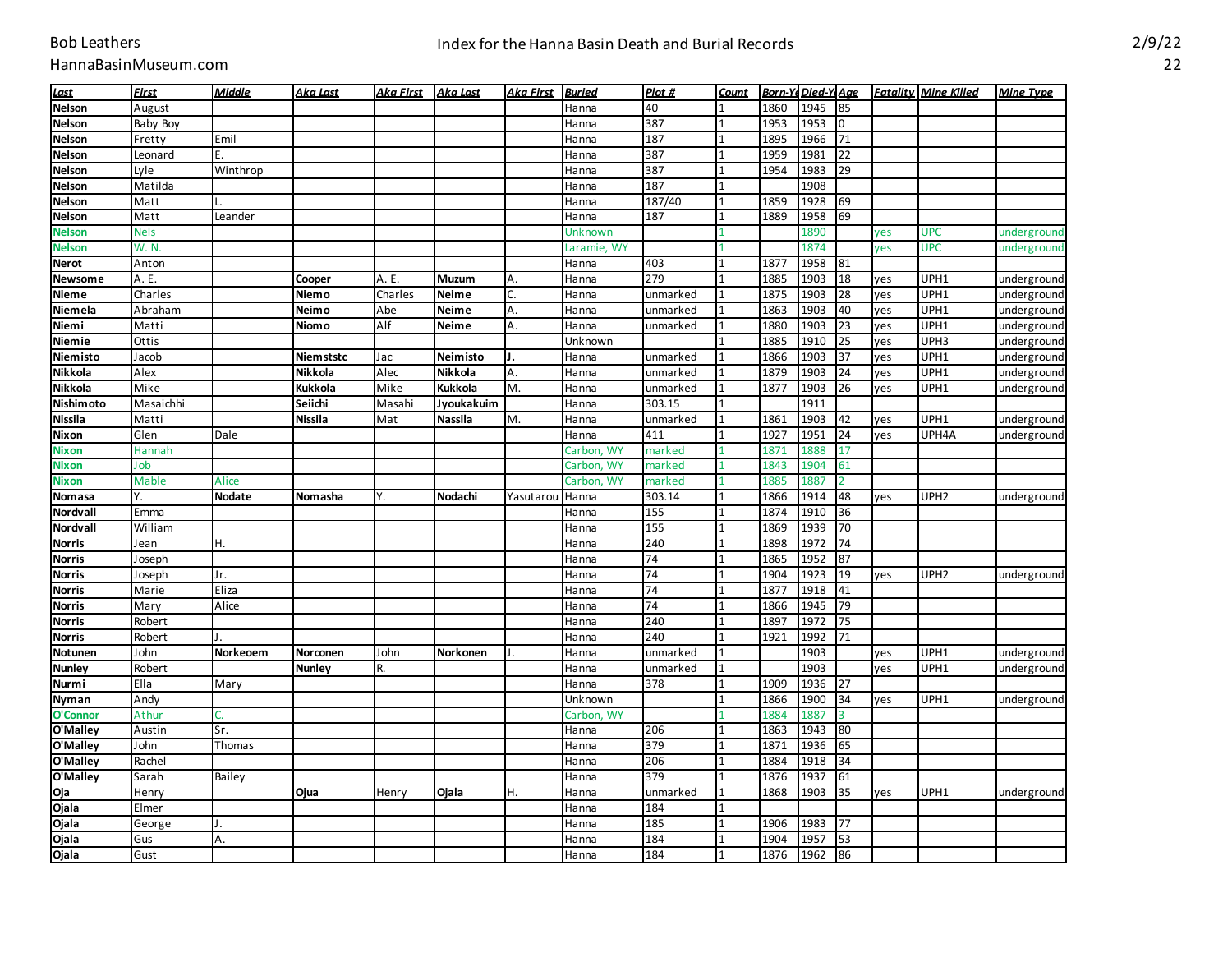# Index for the Hanna Basin Death and Burial Records

| Last | First | Middle | Aka Last | Aka First | Aka Last | Aka First | Buried | Plot # | Count | Born-Yr | Died-Yr | Age | Fatality | Mine Killed | Mine Type |
|---|---|---|---|---|---|---|---|---|---|---|---|---|---|---|---|
| Nelson | August | | | | | | Hanna | 40 | 1 | 1860 | 1945 | 85 | | | |
| Nelson | Baby Boy | | | | | | Hanna | 387 | 1 | 1953 | 1953 | 0 | | | |
| Nelson | Fretty | Emil | | | | | Hanna | 187 | 1 | 1895 | 1966 | 71 | | | |
| Nelson | Leonard | E. | | | | | Hanna | 387 | 1 | 1959 | 1981 | 22 | | | |
| Nelson | Lyle | Winthrop | | | | | Hanna | 387 | 1 | 1954 | 1983 | 29 | | | |
| Nelson | Matilda | | | | | | Hanna | 187 | 1 | | 1908 | | | | |
| Nelson | Matt | L. | | | | | Hanna | 187/40 | 1 | 1859 | 1928 | 69 | | | |
| Nelson | Matt | Leander | | | | | Hanna | 187 | 1 | 1889 | 1958 | 69 | | | |
| Nelson | Nels | | | | | | Unknown | | 1 | | 1890 | | yes | UPC | underground |
| Nelson | W. N. | | | | | | Laramie, WY | | 1 | | 1874 | | yes | UPC | underground |
| Nerot | Anton | | | | | | Hanna | 403 | 1 | 1877 | 1958 | 81 | | | |
| Newsome | A. E. | | Cooper | A. E. | Muzum | A. | Hanna | 279 | 1 | 1885 | 1903 | 18 | yes | UPH1 | underground |
| Nieme | Charles | | Niemo | Charles | Neime | C. | Hanna | unmarked | 1 | 1875 | 1903 | 28 | yes | UPH1 | underground |
| Niemela | Abraham | | Neimo | Abe | Neime | A. | Hanna | unmarked | 1 | 1863 | 1903 | 40 | yes | UPH1 | underground |
| Niemi | Matti | | Niomo | Alf | Neime | A. | Hanna | unmarked | 1 | 1880 | 1903 | 23 | yes | UPH1 | underground |
| Niemie | Ottis | | | | | | Unknown | | 1 | 1885 | 1910 | 25 | yes | UPH3 | underground |
| Niemisto | Jacob | | Niemststc | Jac | Neimisto | J. | Hanna | unmarked | 1 | 1866 | 1903 | 37 | yes | UPH1 | underground |
| Nikkola | Alex | | Nikkola | Alec | Nikkola | A. | Hanna | unmarked | 1 | 1879 | 1903 | 24 | yes | UPH1 | underground |
| Nikkola | Mike | | Kukkola | Mike | Kukkola | M. | Hanna | unmarked | 1 | 1877 | 1903 | 26 | yes | UPH1 | underground |
| Nishimoto | Masaichhi | | Seiichi | Masahi | Jyoukakuim | | Hanna | 303.15 | 1 | | 1911 | | | | |
| Nissila | Matti | | Nissila | Mat | Nassila | M. | Hanna | unmarked | 1 | 1861 | 1903 | 42 | yes | UPH1 | underground |
| Nixon | Glen | Dale | | | | | Hanna | 411 | 1 | 1927 | 1951 | 24 | yes | UPH4A | underground |
| Nixon | Hannah | | | | | | Carbon, WY | marked | 1 | 1871 | 1888 | 17 | | | |
| Nixon | Job | | | | | | Carbon, WY | marked | 1 | 1843 | 1904 | 61 | | | |
| Nixon | Mable | Alice | | | | | Carbon, WY | marked | 1 | 1885 | 1887 | 2 | | | |
| Nomasa | Y. | Nodate | Nomasha | Y. | Nodachi | Yasutarou | Hanna | 303.14 | 1 | 1866 | 1914 | 48 | yes | UPH2 | underground |
| Nordvall | Emma | | | | | | Hanna | 155 | 1 | 1874 | 1910 | 36 | | | |
| Nordvall | William | | | | | | Hanna | 155 | 1 | 1869 | 1939 | 70 | | | |
| Norris | Jean | H. | | | | | Hanna | 240 | 1 | 1898 | 1972 | 74 | | | |
| Norris | Joseph | | | | | | Hanna | 74 | 1 | 1865 | 1952 | 87 | | | |
| Norris | Joseph | Jr. | | | | | Hanna | 74 | 1 | 1904 | 1923 | 19 | yes | UPH2 | underground |
| Norris | Marie | Eliza | | | | | Hanna | 74 | 1 | 1877 | 1918 | 41 | | | |
| Norris | Mary | Alice | | | | | Hanna | 74 | 1 | 1866 | 1945 | 79 | | | |
| Norris | Robert | | | | | | Hanna | 240 | 1 | 1897 | 1972 | 75 | | | |
| Norris | Robert | J. | | | | | Hanna | 240 | 1 | 1921 | 1992 | 71 | | | |
| Notunen | John | Norkeoem | Norconen | John | Norkonen | J. | Hanna | unmarked | 1 | | 1903 | | yes | UPH1 | underground |
| Nunley | Robert | | Nunley | R. | | | Hanna | unmarked | 1 | | 1903 | | yes | UPH1 | underground |
| Nurmi | Ella | Mary | | | | | Hanna | 378 | 1 | 1909 | 1936 | 27 | | | |
| Nyman | Andy | | | | | | Unknown | | 1 | 1866 | 1900 | 34 | yes | UPH1 | underground |
| O'Connor | Athur | C. | | | | | Carbon, WY | | 1 | 1884 | 1887 | 3 | | | |
| O'Malley | Austin | Sr. | | | | | Hanna | 206 | 1 | 1863 | 1943 | 80 | | | |
| O'Malley | John | Thomas | | | | | Hanna | 379 | 1 | 1871 | 1936 | 65 | | | |
| O'Malley | Rachel | | | | | | Hanna | 206 | 1 | 1884 | 1918 | 34 | | | |
| O'Malley | Sarah | Bailey | | | | | Hanna | 379 | 1 | 1876 | 1937 | 61 | | | |
| Oja | Henry | | Ojua | Henry | Ojala | H. | Hanna | unmarked | 1 | 1868 | 1903 | 35 | yes | UPH1 | underground |
| Ojala | Elmer | | | | | | Hanna | 184 | 1 | | | | | | |
| Ojala | George | J. | | | | | Hanna | 185 | 1 | 1906 | 1983 | 77 | | | |
| Ojala | Gus | A. | | | | | Hanna | 184 | 1 | 1904 | 1957 | 53 | | | |
| Ojala | Gust | | | | | | Hanna | 184 | 1 | 1876 | 1962 | 86 | | | |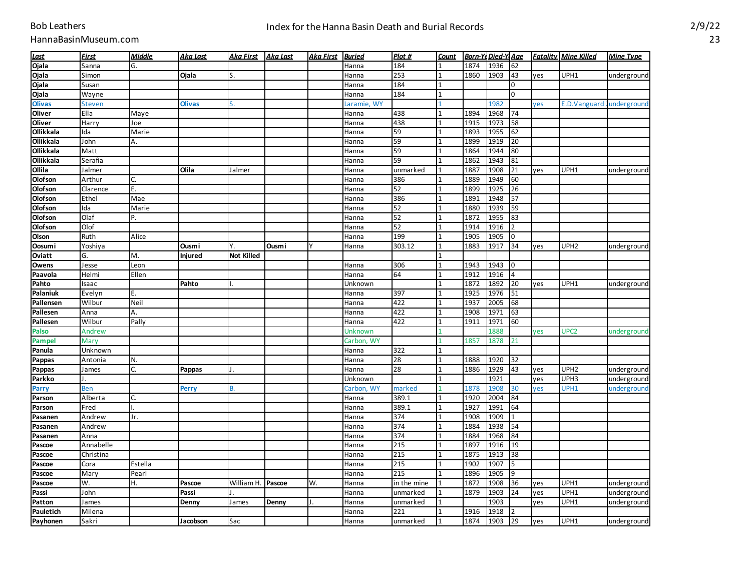# Index for the Hanna Basin Death and Burial Records

| Last | First | Middle | Aka Last | Aka First | Aka Last | Aka First | Buried | Plot # | Count | Born-Yr | Died-Yr | Age | Fatality | Mine Killed | Mine Type |
|---|---|---|---|---|---|---|---|---|---|---|---|---|---|---|---|
| Ojala | Sanna | G. | | | | | Hanna | 184 | 1 | 1874 | 1936 | 62 | | | |
| Ojala | Simon | | Ojala | S. | | | Hanna | 253 | 1 | 1860 | 1903 | 43 | yes | UPH1 | underground |
| Ojala | Susan | | | | | | Hanna | 184 | 1 | | | 0 | | | |
| Ojala | Wayne | | | | | | Hanna | 184 | 1 | | | 0 | | | |
| Olivas | Steven | | Olivas | S. | | | Laramie, WY | | 1 | | 1982 | | yes | E.D.Vanguard | underground |
| Oliver | Ella | Maye | | | | | Hanna | 438 | 1 | 1894 | 1968 | 74 | | | |
| Oliver | Harry | Joe | | | | | Hanna | 438 | 1 | 1915 | 1973 | 58 | | | |
| Ollikkala | Ida | Marie | | | | | Hanna | 59 | 1 | 1893 | 1955 | 62 | | | |
| Ollikkala | John | A. | | | | | Hanna | 59 | 1 | 1899 | 1919 | 20 | | | |
| Ollikkala | Matt | | | | | | Hanna | 59 | 1 | 1864 | 1944 | 80 | | | |
| Ollikkala | Serafia | | | | | | Hanna | 59 | 1 | 1862 | 1943 | 81 | | | |
| Ollila | Jalmer | | Olila | Jalmer | | | Hanna | unmarked | 1 | 1887 | 1908 | 21 | yes | UPH1 | underground |
| Olofson | Arthur | C. | | | | | Hanna | 386 | 1 | 1889 | 1949 | 60 | | | |
| Olofson | Clarence | E. | | | | | Hanna | 52 | 1 | 1899 | 1925 | 26 | | | |
| Olofson | Ethel | Mae | | | | | Hanna | 386 | 1 | 1891 | 1948 | 57 | | | |
| Olofson | Ida | Marie | | | | | Hanna | 52 | 1 | 1880 | 1939 | 59 | | | |
| Olofson | Olaf | P. | | | | | Hanna | 52 | 1 | 1872 | 1955 | 83 | | | |
| Olofson | Olof | | | | | | Hanna | 52 | 1 | 1914 | 1916 | 2 | | | |
| Olson | Ruth | Alice | | | | | Hanna | 199 | 1 | 1905 | 1905 | 0 | | | |
| Oosumi | Yoshiya | | Ousmi | Y. | Ousmi | Y | Hanna | 303.12 | 1 | 1883 | 1917 | 34 | yes | UPH2 | underground |
| Oviatt | G. | M. | Injured | Not Killed | | | | | 1 | | | | | | |
| Owens | Jesse | Leon | | | | | Hanna | 306 | 1 | 1943 | 1943 | 0 | | | |
| Paavola | Helmi | Ellen | | | | | Hanna | 64 | 1 | 1912 | 1916 | 4 | | | |
| Pahto | Isaac | | Pahto | I. | | | Unknown | | 1 | 1872 | 1892 | 20 | yes | UPH1 | underground |
| Palaniuk | Evelyn | E. | | | | | Hanna | 397 | 1 | 1925 | 1976 | 51 | | | |
| Pallensen | Wilbur | Neil | | | | | Hanna | 422 | 1 | 1937 | 2005 | 68 | | | |
| Pallesen | Anna | A. | | | | | Hanna | 422 | 1 | 1908 | 1971 | 63 | | | |
| Pallesen | Wilbur | Pally | | | | | Hanna | 422 | 1 | 1911 | 1971 | 60 | | | |
| Palso | Andrew | | | | | | Unknown | | 1 | | 1888 | | yes | UPC2 | underground |
| Pampel | Mary | | | | | | Carbon, WY | | 1 | 1857 | 1878 | 21 | | | |
| Panula | Unknown | | | | | | Hanna | 322 | 1 | | | | | | |
| Pappas | Antonia | N. | | | | | Hanna | 28 | 1 | 1888 | 1920 | 32 | | | |
| Pappas | James | C. | Pappas | J. | | | Hanna | 28 | 1 | 1886 | 1929 | 43 | yes | UPH2 | underground |
| Parkko | J. | | | | | | Unknown | | 1 | | 1921 | | yes | UPH3 | underground |
| Parry | Ben | | Perry | B. | | | Carbon, WY | marked | 1 | 1878 | 1908 | 30 | yes | UPH1 | underground |
| Parson | Alberta | C. | | | | | Hanna | 389.1 | 1 | 1920 | 2004 | 84 | | | |
| Parson | Fred | I. | | | | | Hanna | 389.1 | 1 | 1927 | 1991 | 64 | | | |
| Pasanen | Andrew | Jr. | | | | | Hanna | 374 | 1 | 1908 | 1909 | 1 | | | |
| Pasanen | Andrew | | | | | | Hanna | 374 | 1 | 1884 | 1938 | 54 | | | |
| Pasanen | Anna | | | | | | Hanna | 374 | 1 | 1884 | 1968 | 84 | | | |
| Pascoe | Annabelle | | | | | | Hanna | 215 | 1 | 1897 | 1916 | 19 | | | |
| Pascoe | Christina | | | | | | Hanna | 215 | 1 | 1875 | 1913 | 38 | | | |
| Pascoe | Cora | Estella | | | | | Hanna | 215 | 1 | 1902 | 1907 | 5 | | | |
| Pascoe | Mary | Pearl | | | | | Hanna | 215 | 1 | 1896 | 1905 | 9 | | | |
| Pascoe | W. | H. | Pascoe | William H. | Pascoe | W. | Hanna | in the mine | 1 | 1872 | 1908 | 36 | yes | UPH1 | underground |
| Passi | John | | Passi | J. | | | Hanna | unmarked | 1 | 1879 | 1903 | 24 | yes | UPH1 | underground |
| Patton | James | | Denny | James | Denny | J. | Hanna | unmarked | 1 | | 1903 | | yes | UPH1 | underground |
| Pauletich | Milena | | | | | | Hanna | 221 | 1 | 1916 | 1918 | 2 | | | |
| Payhonen | Sakri | | Jacobson | Sac | | | Hanna | unmarked | 1 | 1874 | 1903 | 29 | yes | UPH1 | underground |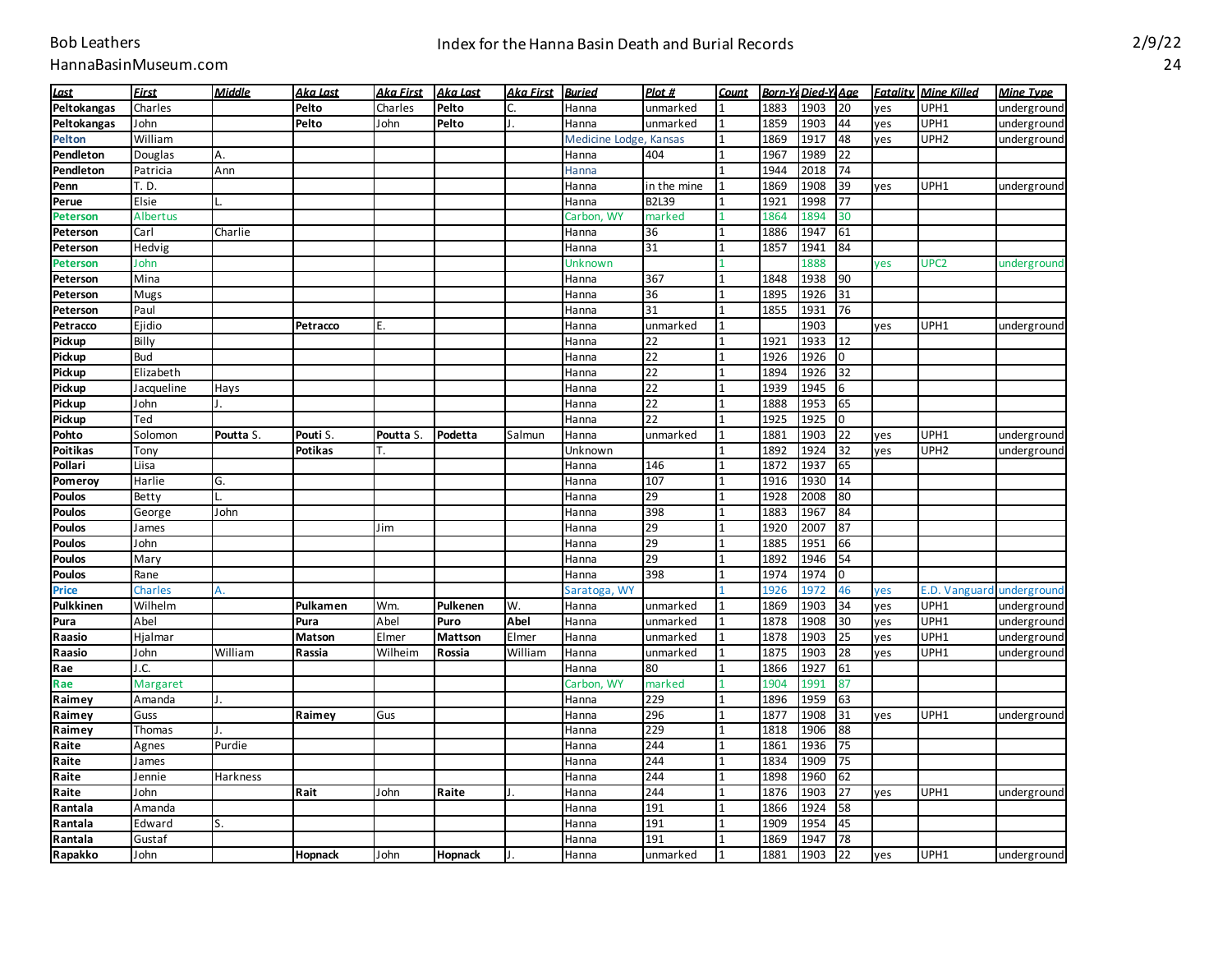# Index for the Hanna Basin Death and Burial Records

| Last | First | Middle | Aka Last | Aka First | Aka Last | Aka First | Buried | Plot # | Count | Born-Yr | Died-Yr | Age | Fatality | Mine Killed | Mine Type |
|---|---|---|---|---|---|---|---|---|---|---|---|---|---|---|---|
| **Peltokangas** | Charles | | **Pelto** | Charles | **Pelto** | C. | Hanna | unmarked | 1 | 1883 | 1903 | 20 | yes | UPH1 | underground |
| **Peltokangas** | John | | **Pelto** | John | **Pelto** | J. | Hanna | unmarked | 1 | 1859 | 1903 | 44 | yes | UPH1 | underground |
| **Pelton** | William | | | | | | Medicine Lodge, Kansas | | 1 | 1869 | 1917 | 48 | yes | UPH2 | underground |
| **Pendleton** | Douglas | A. | | | | | Hanna | 404 | 1 | 1967 | 1989 | 22 | | | |
| **Pendleton** | Patricia | Ann | | | | | Hanna | | 1 | 1944 | 2018 | 74 | | | |
| **Penn** | T. D. | | | | | | Hanna | in the mine | 1 | 1869 | 1908 | 39 | yes | UPH1 | underground |
| **Perue** | Elsie | L. | | | | | Hanna | B2L39 | 1 | 1921 | 1998 | 77 | | | |
| **Peterson** | Albertus | | | | | | Carbon, WY | marked | 1 | 1864 | 1894 | 30 | | | |
| **Peterson** | Carl | Charlie | | | | | Hanna | 36 | 1 | 1886 | 1947 | 61 | | | |
| **Peterson** | Hedvig | | | | | | Hanna | 31 | 1 | 1857 | 1941 | 84 | | | |
| **Peterson** | John | | | | | | Unknown | | 1 | | 1888 | | yes | UPC2 | underground |
| **Peterson** | Mina | | | | | | Hanna | 367 | 1 | 1848 | 1938 | 90 | | | |
| **Peterson** | Mugs | | | | | | Hanna | 36 | 1 | 1895 | 1926 | 31 | | | |
| **Peterson** | Paul | | | | | | Hanna | 31 | 1 | 1855 | 1931 | 76 | | | |
| **Petracco** | Ejidio | | **Petracco** | E. | | | Hanna | unmarked | 1 | | 1903 | | yes | UPH1 | underground |
| **Pickup** | Billy | | | | | | Hanna | 22 | 1 | 1921 | 1933 | 12 | | | |
| **Pickup** | Bud | | | | | | Hanna | 22 | 1 | 1926 | 1926 | 0 | | | |
| **Pickup** | Elizabeth | | | | | | Hanna | 22 | 1 | 1894 | 1926 | 32 | | | |
| **Pickup** | Jacqueline | Hays | | | | | Hanna | 22 | 1 | 1939 | 1945 | 6 | | | |
| **Pickup** | John | J. | | | | | Hanna | 22 | 1 | 1888 | 1953 | 65 | | | |
| **Pickup** | Ted | | | | | | Hanna | 22 | 1 | 1925 | 1925 | 0 | | | |
| **Pohto** | Solomon | **Poutta** S. | **Pouti** S. | **Poutta** S. | **Podetta** | Salmun | Hanna | unmarked | 1 | 1881 | 1903 | 22 | yes | UPH1 | underground |
| **Poitikas** | Tony | | **Potikas** | T. | | | Unknown | | 1 | 1892 | 1924 | 32 | yes | UPH2 | underground |
| **Pollari** | Liisa | | | | | | Hanna | 146 | 1 | 1872 | 1937 | 65 | | | |
| **Pomeroy** | Harlie | G. | | | | | Hanna | 107 | 1 | 1916 | 1930 | 14 | | | |
| **Poulos** | Betty | L. | | | | | Hanna | 29 | 1 | 1928 | 2008 | 80 | | | |
| **Poulos** | George | John | | | | | Hanna | 398 | 1 | 1883 | 1967 | 84 | | | |
| **Poulos** | James | | | Jim | | | Hanna | 29 | 1 | 1920 | 2007 | 87 | | | |
| **Poulos** | John | | | | | | Hanna | 29 | 1 | 1885 | 1951 | 66 | | | |
| **Poulos** | Mary | | | | | | Hanna | 29 | 1 | 1892 | 1946 | 54 | | | |
| **Poulos** | Rane | | | | | | Hanna | 398 | 1 | 1974 | 1974 | 0 | | | |
| **Price** | Charles | A. | | | | | Saratoga, WY | | 1 | 1926 | 1972 | 46 | yes | E.D. Vanguard | underground |
| **Pulkkinen** | Wilhelm | | **Pulkamen** | Wm. | **Pulkenen** | W. | Hanna | unmarked | 1 | 1869 | 1903 | 34 | yes | UPH1 | underground |
| **Pura** | Abel | | **Pura** | Abel | **Puro** | **Abel** | Hanna | unmarked | 1 | 1878 | 1908 | 30 | yes | UPH1 | underground |
| **Raasio** | Hjalmar | | **Matson** | Elmer | **Mattson** | Elmer | Hanna | unmarked | 1 | 1878 | 1903 | 25 | yes | UPH1 | underground |
| **Raasio** | John | William | **Rassia** | Wilheim | **Rossia** | William | Hanna | unmarked | 1 | 1875 | 1903 | 28 | yes | UPH1 | underground |
| **Rae** | J.C. | | | | | | Hanna | 80 | 1 | 1866 | 1927 | 61 | | | |
| **Rae** | Margaret | | | | | | Carbon, WY | marked | 1 | 1904 | 1991 | 87 | | | |
| **Raimey** | Amanda | J. | | | | | Hanna | 229 | 1 | 1896 | 1959 | 63 | | | |
| **Raimey** | Guss | | **Raimey** | Gus | | | Hanna | 296 | 1 | 1877 | 1908 | 31 | yes | UPH1 | underground |
| **Raimey** | Thomas | J. | | | | | Hanna | 229 | 1 | 1818 | 1906 | 88 | | | |
| **Raite** | Agnes | Purdie | | | | | Hanna | 244 | 1 | 1861 | 1936 | 75 | | | |
| **Raite** | James | | | | | | Hanna | 244 | 1 | 1834 | 1909 | 75 | | | |
| **Raite** | Jennie | Harkness | | | | | Hanna | 244 | 1 | 1898 | 1960 | 62 | | | |
| **Raite** | John | | **Rait** | John | **Raite** | J. | Hanna | 244 | 1 | 1876 | 1903 | 27 | yes | UPH1 | underground |
| **Rantala** | Amanda | | | | | | Hanna | 191 | 1 | 1866 | 1924 | 58 | | | |
| **Rantala** | Edward | S. | | | | | Hanna | 191 | 1 | 1909 | 1954 | 45 | | | |
| **Rantala** | Gustaf | | | | | | Hanna | 191 | 1 | 1869 | 1947 | 78 | | | |
| **Rapakko** | John | | **Hopnack** | John | **Hopnack** | J. | Hanna | unmarked | 1 | 1881 | 1903 | 22 | yes | UPH1 | underground |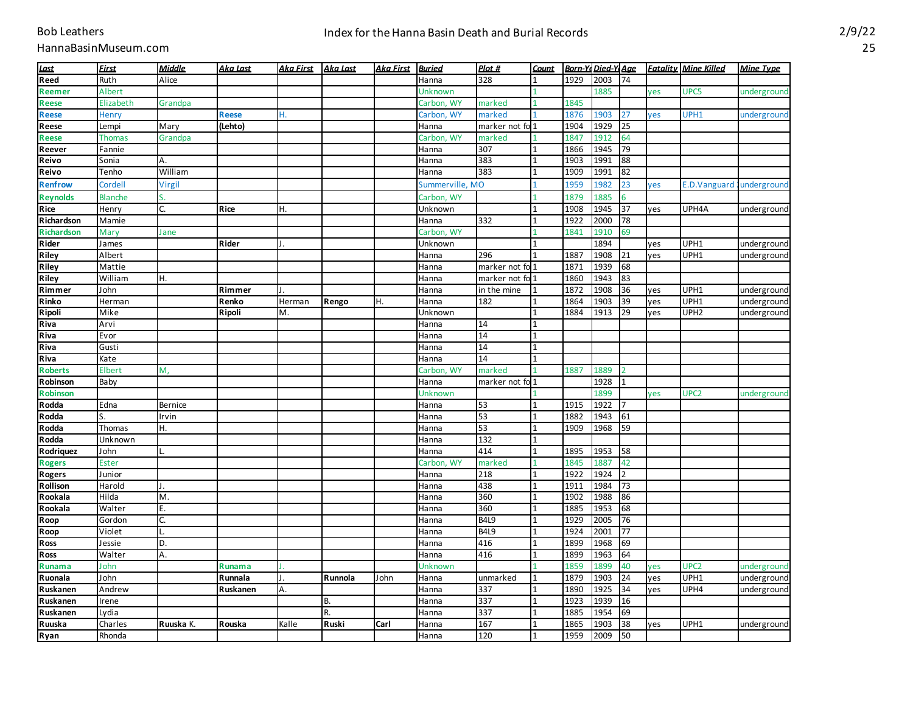| Last | First | Middle | Aka Last | Aka First | Aka Last | Aka First | Buried | Plot # | Count | Born-Ye | Died-Y | Age | Fatality | Mine Killed | Mine Type |
|---|---|---|---|---|---|---|---|---|---|---|---|---|---|---|---|
| Reed | Ruth | Alice | | | | | Hanna | 328 | 1 | 1929 | 2003 | 74 | | | |
| Reemer | Albert | | | | | | Unknown | | 1 | | 1885 | | yes | UPC5 | underground |
| Reese | Elizabeth | Grandpa | | | | | Carbon, WY | marked | 1 | 1845 | | | | | |
| Reese | Henry | | Reese | H. | | | Carbon, WY | marked | 1 | 1876 | 1903 | 27 | yes | UPH1 | underground |
| Reese | Lempi | Mary | (Lehto) | | | | Hanna | marker not fo | 1 | 1904 | 1929 | 25 | | | |
| Reese | Thomas | Grandpa | | | | | Carbon, WY | marked | 1 | 1847 | 1912 | 64 | | | |
| Reever | Fannie | | | | | | Hanna | 307 | 1 | 1866 | 1945 | 79 | | | |
| Reivo | Sonia | A. | | | | | Hanna | 383 | 1 | 1903 | 1991 | 88 | | | |
| Reivo | Tenho | William | | | | | Hanna | 383 | 1 | 1909 | 1991 | 82 | | | |
| Renfrow | Cordell | Virgil | | | | | Summerville, MO | | 1 | 1959 | 1982 | 23 | yes | E.D.Vanguard | underground |
| Reynolds | Blanche | S. | | | | | Carbon, WY | | 1 | 1879 | 1885 | 6 | | | |
| Rice | Henry | C. | Rice | H. | | | Unknown | | 1 | 1908 | 1945 | 37 | yes | UPH4A | underground |
| Richardson | Mamie | | | | | | Hanna | 332 | 1 | 1922 | 2000 | 78 | | | |
| Richardson | Mary | Jane | | | | | Carbon, WY | | 1 | 1841 | 1910 | 69 | | | |
| Rider | James | | Rider | J. | | | Unknown | | 1 | | 1894 | | yes | UPH1 | underground |
| Riley | Albert | | | | | | Hanna | 296 | 1 | 1887 | 1908 | 21 | yes | UPH1 | underground |
| Riley | Mattie | | | | | | Hanna | marker not fo | 1 | 1871 | 1939 | 68 | | | |
| Riley | William | H. | | | | | Hanna | marker not fo | 1 | 1860 | 1943 | 83 | | | |
| Rimmer | John | | Rimmer | J. | | | Hanna | in the mine | 1 | 1872 | 1908 | 36 | yes | UPH1 | underground |
| Rinko | Herman | | Renko | Herman | Rengo | H. | Hanna | 182 | 1 | 1864 | 1903 | 39 | yes | UPH1 | underground |
| Ripoli | Mike | | Ripoli | M. | | | Unknown | | 1 | 1884 | 1913 | 29 | yes | UPH2 | underground |
| Riva | Arvi | | | | | | Hanna | 14 | 1 | | | | | | |
| Riva | Evor | | | | | | Hanna | 14 | 1 | | | | | | |
| Riva | Gusti | | | | | | Hanna | 14 | 1 | | | | | | |
| Riva | Kate | | | | | | Hanna | 14 | 1 | | | | | | |
| Roberts | Elbert | M, | | | | | Carbon, WY | marked | 1 | 1887 | 1889 | 2 | | | |
| Robinson | Baby | | | | | | Hanna | marker not fo | 1 | | 1928 | 1 | | | |
| Robinson | | | | | | | Unknown | | 1 | | 1899 | | yes | UPC2 | underground |
| Rodda | Edna | Bernice | | | | | Hanna | 53 | 1 | 1915 | 1922 | 7 | | | |
| Rodda | S. | Irvin | | | | | Hanna | 53 | 1 | 1882 | 1943 | 61 | | | |
| Rodda | Thomas | H. | | | | | Hanna | 53 | 1 | 1909 | 1968 | 59 | | | |
| Rodda | Unknown | | | | | | Hanna | 132 | 1 | | | | | | |
| Rodriquez | John | L. | | | | | Hanna | 414 | 1 | 1895 | 1953 | 58 | | | |
| Rogers | Ester | | | | | | Carbon, WY | marked | 1 | 1845 | 1887 | 42 | | | |
| Rogers | Junior | | | | | | Hanna | 218 | 1 | 1922 | 1924 | 2 | | | |
| Rollison | Harold | J. | | | | | Hanna | 438 | 1 | 1911 | 1984 | 73 | | | |
| Rookala | Hilda | M. | | | | | Hanna | 360 | 1 | 1902 | 1988 | 86 | | | |
| Rookala | Walter | E. | | | | | Hanna | 360 | 1 | 1885 | 1953 | 68 | | | |
| Roop | Gordon | C. | | | | | Hanna | B4L9 | 1 | 1929 | 2005 | 76 | | | |
| Roop | Violet | L. | | | | | Hanna | B4L9 | 1 | 1924 | 2001 | 77 | | | |
| Ross | Jessie | D. | | | | | Hanna | 416 | 1 | 1899 | 1968 | 69 | | | |
| Ross | Walter | A. | | | | | Hanna | 416 | 1 | 1899 | 1963 | 64 | | | |
| Runama | John | | Runama | J. | | | Unknown | | 1 | 1859 | 1899 | 40 | yes | UPC2 | underground |
| Ruonala | John | | Runnala | J. | Runnola | John | Hanna | unmarked | 1 | 1879 | 1903 | 24 | yes | UPH1 | underground |
| Ruskanen | Andrew | | Ruskanen | A. | | | Hanna | 337 | 1 | 1890 | 1925 | 34 | yes | UPH4 | underground |
| Ruskanen | Irene | | | | B. | | Hanna | 337 | 1 | 1923 | 1939 | 16 | | | |
| Ruskanen | Lydia | | | | R. | | Hanna | 337 | 1 | 1885 | 1954 | 69 | | | |
| Ruuska | Charles | Ruuska K. | Rouska | Kalle | Ruski | Carl | Hanna | 167 | 1 | 1865 | 1903 | 38 | yes | UPH1 | underground |
| Ryan | Rhonda | | | | | | Hanna | 120 | 1 | 1959 | 2009 | 50 | | | |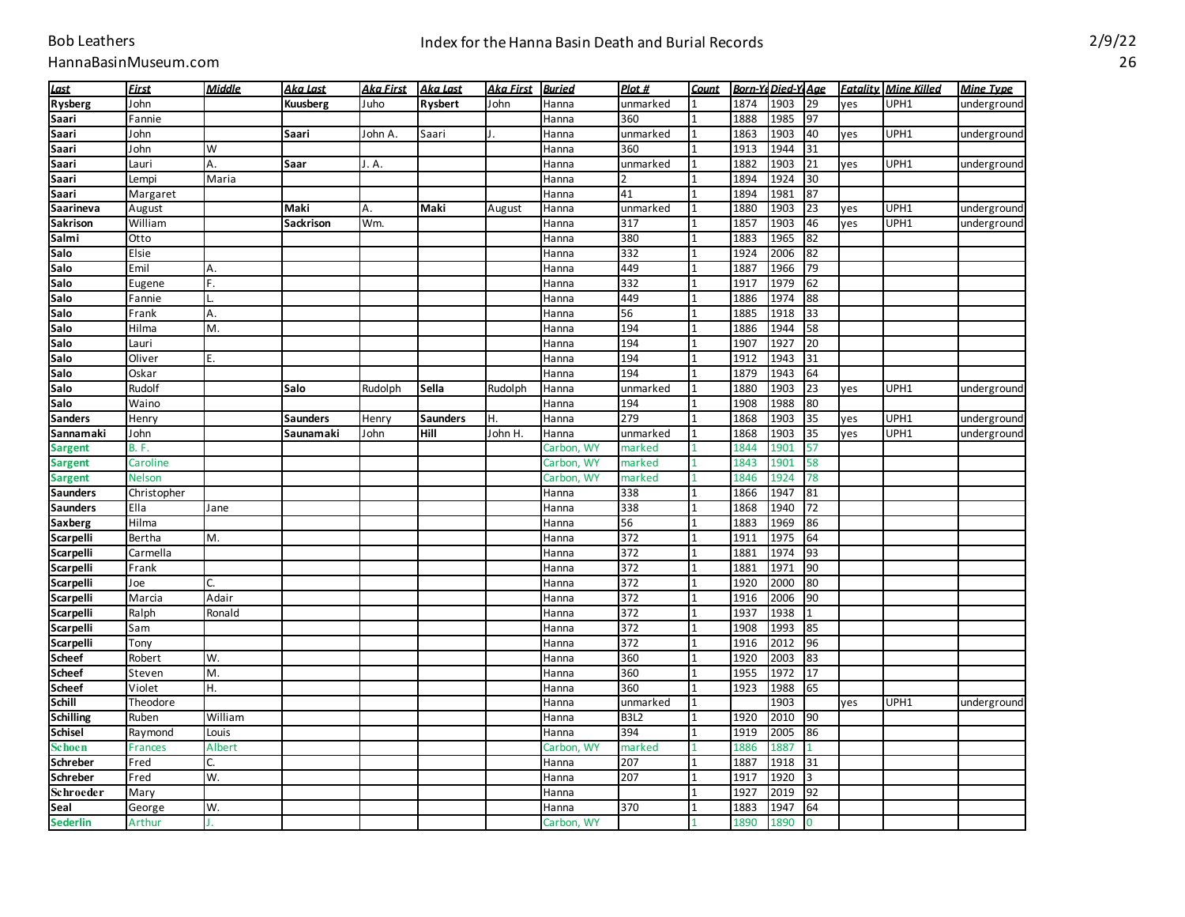# Index for the Hanna Basin Death and Burial Records

Bob Leathers
HannaBasinMuseum.com

| Last | First | Middle | Aka Last | Aka First | Aka Last | Aka First | Buried | Plot # | Count | Born-Yr | Died-Yr | Age | Fatality | Mine Killed | Mine Type |
|---|---|---|---|---|---|---|---|---|---|---|---|---|---|---|---|
| Rysberg | John | | Kuusberg | Juho | Rysbert | John | Hanna | unmarked | 1 | 1874 | 1903 | 29 | yes | UPH1 | underground |
| Saari | Fannie | | | | | | Hanna | 360 | 1 | 1888 | 1985 | 97 | | | |
| Saari | John | | Saari | John A. | Saari | J. | Hanna | unmarked | 1 | 1863 | 1903 | 40 | yes | UPH1 | underground |
| Saari | John | W | | | | | Hanna | 360 | 1 | 1913 | 1944 | 31 | | | |
| Saari | Lauri | A. | Saar | J. A. | | | Hanna | unmarked | 1 | 1882 | 1903 | 21 | yes | UPH1 | underground |
| Saari | Lempi | Maria | | | | | Hanna | 2 | 1 | 1894 | 1924 | 30 | | | |
| Saari | Margaret | | | | | | Hanna | 41 | 1 | 1894 | 1981 | 87 | | | |
| Saarineva | August | | Maki | A. | Maki | August | Hanna | unmarked | 1 | 1880 | 1903 | 23 | yes | UPH1 | underground |
| Sakrison | William | | Sackrison | Wm. | | | Hanna | 317 | 1 | 1857 | 1903 | 46 | yes | UPH1 | underground |
| Salmi | Otto | | | | | | Hanna | 380 | 1 | 1883 | 1965 | 82 | | | |
| Salo | Elsie | | | | | | Hanna | 332 | 1 | 1924 | 2006 | 82 | | | |
| Salo | Emil | A. | | | | | Hanna | 449 | 1 | 1887 | 1966 | 79 | | | |
| Salo | Eugene | F. | | | | | Hanna | 332 | 1 | 1917 | 1979 | 62 | | | |
| Salo | Fannie | L. | | | | | Hanna | 449 | 1 | 1886 | 1974 | 88 | | | |
| Salo | Frank | A. | | | | | Hanna | 56 | 1 | 1885 | 1918 | 33 | | | |
| Salo | Hilma | M. | | | | | Hanna | 194 | 1 | 1886 | 1944 | 58 | | | |
| Salo | Lauri | | | | | | Hanna | 194 | 1 | 1907 | 1927 | 20 | | | |
| Salo | Oliver | E. | | | | | Hanna | 194 | 1 | 1912 | 1943 | 31 | | | |
| Salo | Oskar | | | | | | Hanna | 194 | 1 | 1879 | 1943 | 64 | | | |
| Salo | Rudolf | | Salo | Rudolph | Sella | Rudolph | Hanna | unmarked | 1 | 1880 | 1903 | 23 | yes | UPH1 | underground |
| Salo | Waino | | | | | | Hanna | 194 | 1 | 1908 | 1988 | 80 | | | |
| Sanders | Henry | | Saunders | Henry | Saunders | H. | Hanna | 279 | 1 | 1868 | 1903 | 35 | yes | UPH1 | underground |
| Sannamaki | John | | Saunamaki | John | Hill | John H. | Hanna | unmarked | 1 | 1868 | 1903 | 35 | yes | UPH1 | underground |
| Sargent | B. F. | | | | | | Carbon, WY | marked | 1 | 1844 | 1901 | 57 | | | |
| Sargent | Caroline | | | | | | Carbon, WY | marked | 1 | 1843 | 1901 | 58 | | | |
| Sargent | Nelson | | | | | | Carbon, WY | marked | 1 | 1846 | 1924 | 78 | | | |
| Saunders | Christopher | | | | | | Hanna | 338 | 1 | 1866 | 1947 | 81 | | | |
| Saunders | Ella | Jane | | | | | Hanna | 338 | 1 | 1868 | 1940 | 72 | | | |
| Saxberg | Hilma | | | | | | Hanna | 56 | 1 | 1883 | 1969 | 86 | | | |
| Scarpelli | Bertha | M. | | | | | Hanna | 372 | 1 | 1911 | 1975 | 64 | | | |
| Scarpelli | Carmella | | | | | | Hanna | 372 | 1 | 1881 | 1974 | 93 | | | |
| Scarpelli | Frank | | | | | | Hanna | 372 | 1 | 1881 | 1971 | 90 | | | |
| Scarpelli | Joe | C. | | | | | Hanna | 372 | 1 | 1920 | 2000 | 80 | | | |
| Scarpelli | Marcia | Adair | | | | | Hanna | 372 | 1 | 1916 | 2006 | 90 | | | |
| Scarpelli | Ralph | Ronald | | | | | Hanna | 372 | 1 | 1937 | 1938 | 1 | | | |
| Scarpelli | Sam | | | | | | Hanna | 372 | 1 | 1908 | 1993 | 85 | | | |
| Scarpelli | Tony | | | | | | Hanna | 372 | 1 | 1916 | 2012 | 96 | | | |
| Scheef | Robert | W. | | | | | Hanna | 360 | 1 | 1920 | 2003 | 83 | | | |
| Scheef | Steven | M. | | | | | Hanna | 360 | 1 | 1955 | 1972 | 17 | | | |
| Scheef | Violet | H. | | | | | Hanna | 360 | 1 | 1923 | 1988 | 65 | | | |
| Schill | Theodore | | | | | | Hanna | unmarked | 1 | | 1903 | | yes | UPH1 | underground |
| Schilling | Ruben | William | | | | | Hanna | B3L2 | 1 | 1920 | 2010 | 90 | | | |
| Schisel | Raymond | Louis | | | | | Hanna | 394 | 1 | 1919 | 2005 | 86 | | | |
| Schoen | Frances | Albert | | | | | Carbon, WY | marked | 1 | 1886 | 1887 | 1 | | | |
| Schreber | Fred | C. | | | | | Hanna | 207 | 1 | 1887 | 1918 | 31 | | | |
| Schreber | Fred | W. | | | | | Hanna | 207 | 1 | 1917 | 1920 | 3 | | | |
| Schroeder | Mary | | | | | | Hanna | | 1 | 1927 | 2019 | 92 | | | |
| Seal | George | W. | | | | | Hanna | 370 | 1 | 1883 | 1947 | 64 | | | |
| Sederlin | Arthur | J. | | | | | Carbon, WY | | 1 | 1890 | 1890 | 0 | | | |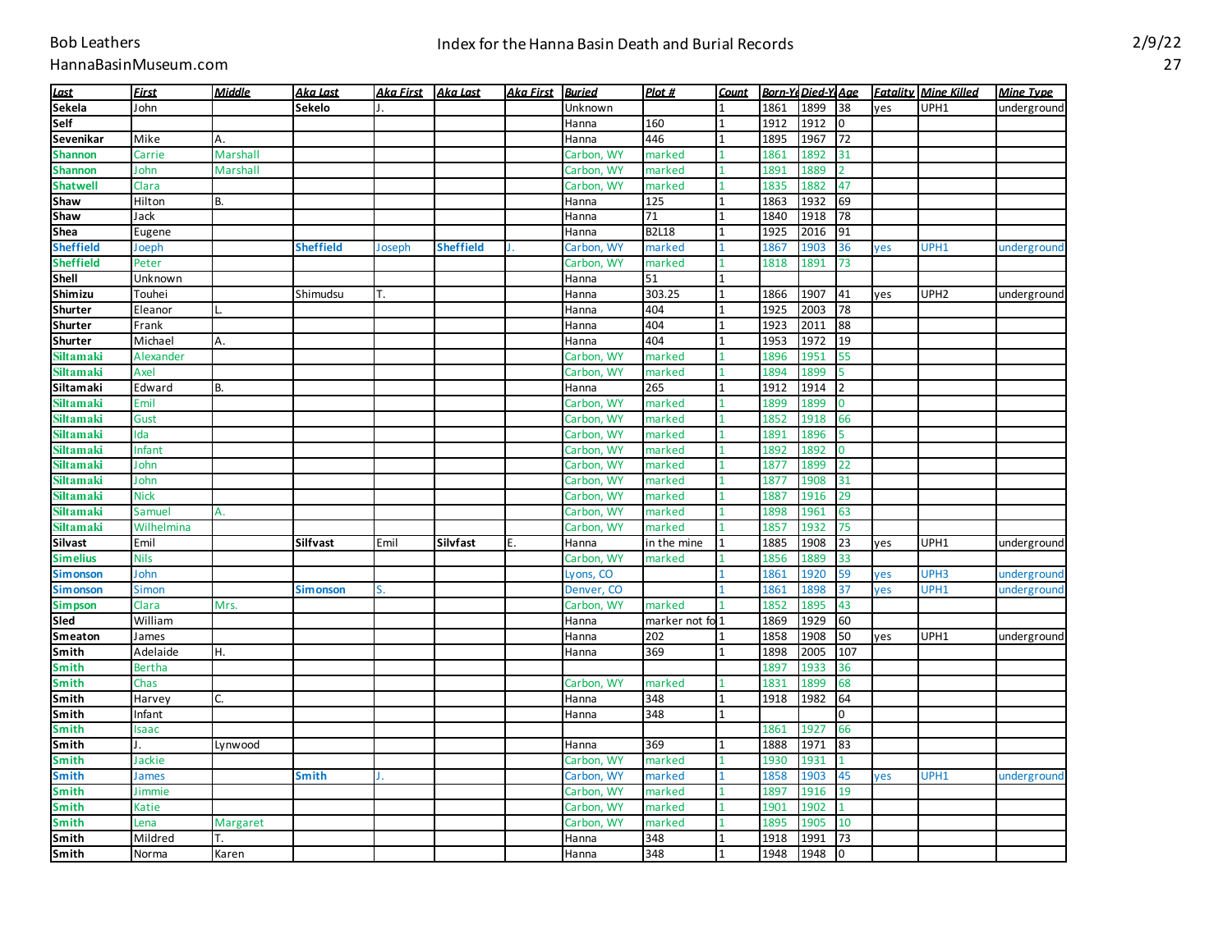# Index for the Hanna Basin Death and Burial Records

| Last | First | Middle | Aka Last | Aka First | Aka Last | Aka First | Buried | Plot # | Count | Born-Ye | Died-Y | Age | Fatality | Mine Killed | Mine Type |
|---|---|---|---|---|---|---|---|---|---|---|---|---|---|---|---|
| **Sekela** | John | | Sekelo | J. | | | Unknown | | 1 | 1861 | 1899 | 38 | yes | UPH1 | underground |
| **Self** | | | | | | | Hanna | 160 | 1 | 1912 | 1912 | 0 | | | |
| **Sevenikar** | Mike | A. | | | | | Hanna | 446 | 1 | 1895 | 1967 | 72 | | | |
| **Shannon** | Carrie | Marshall | | | | | Carbon, WY | marked | 1 | 1861 | 1892 | 31 | | | |
| **Shannon** | John | Marshall | | | | | Carbon, WY | marked | 1 | 1891 | 1889 | 2 | | | |
| **Shatwell** | Clara | | | | | | Carbon, WY | marked | 1 | 1835 | 1882 | 47 | | | |
| **Shaw** | Hilton | B. | | | | | Hanna | 125 | 1 | 1863 | 1932 | 69 | | | |
| **Shaw** | Jack | | | | | | Hanna | 71 | 1 | 1840 | 1918 | 78 | | | |
| **Shea** | Eugene | | | | | | Hanna | B2L18 | 1 | 1925 | 2016 | 91 | | | |
| **Sheffield** | Joeph | | Sheffield | Joseph | Sheffield | J. | Carbon, WY | marked | 1 | 1867 | 1903 | 36 | yes | UPH1 | underground |
| **Sheffield** | Peter | | | | | | Carbon, WY | marked | 1 | 1818 | 1891 | 73 | | | |
| **Shell** | Unknown | | | | | | Hanna | 51 | 1 | | | | | | |
| **Shimizu** | Touhei | | Shimudsu | T. | | | Hanna | 303.25 | 1 | 1866 | 1907 | 41 | yes | UPH2 | underground |
| **Shurter** | Eleanor | L. | | | | | Hanna | 404 | 1 | 1925 | 2003 | 78 | | | |
| **Shurter** | Frank | | | | | | Hanna | 404 | 1 | 1923 | 2011 | 88 | | | |
| **Shurter** | Michael | A. | | | | | Hanna | 404 | 1 | 1953 | 1972 | 19 | | | |
| **Siltamaki** | Alexander | | | | | | Carbon, WY | marked | 1 | 1896 | 1951 | 55 | | | |
| **Siltamaki** | Axel | | | | | | Carbon, WY | marked | 1 | 1894 | 1899 | 5 | | | |
| **Siltamaki** | Edward | B. | | | | | Hanna | 265 | 1 | 1912 | 1914 | 2 | | | |
| **Siltamaki** | Emil | | | | | | Carbon, WY | marked | 1 | 1899 | 1899 | 0 | | | |
| **Siltamaki** | Gust | | | | | | Carbon, WY | marked | 1 | 1852 | 1918 | 66 | | | |
| **Siltamaki** | Ida | | | | | | Carbon, WY | marked | 1 | 1891 | 1896 | 5 | | | |
| **Siltamaki** | Infant | | | | | | Carbon, WY | marked | 1 | 1892 | 1892 | 0 | | | |
| **Siltamaki** | John | | | | | | Carbon, WY | marked | 1 | 1877 | 1899 | 22 | | | |
| **Siltamaki** | John | | | | | | Carbon, WY | marked | 1 | 1877 | 1908 | 31 | | | |
| **Siltamaki** | Nick | | | | | | Carbon, WY | marked | 1 | 1887 | 1916 | 29 | | | |
| **Siltamaki** | Samuel | A. | | | | | Carbon, WY | marked | 1 | 1898 | 1961 | 63 | | | |
| **Siltamaki** | Wilhelmina | | | | | | Carbon, WY | marked | 1 | 1857 | 1932 | 75 | | | |
| **Silvast** | Emil | | Silfvast | Emil | Silvfast | E. | Hanna | in the mine | 1 | 1885 | 1908 | 23 | yes | UPH1 | underground |
| **Simelius** | Nils | | | | | | Carbon, WY | marked | 1 | 1856 | 1889 | 33 | | | |
| **Simonson** | John | | | | | | Lyons, CO | | 1 | 1861 | 1920 | 59 | yes | UPH3 | underground |
| **Simonson** | Simon | | Simonson | S. | | | Denver, CO | | 1 | 1861 | 1898 | 37 | yes | UPH1 | underground |
| **Simpson** | Clara | Mrs. | | | | | Carbon, WY | marked | 1 | 1852 | 1895 | 43 | | | |
| **Sled** | William | | | | | | Hanna | marker not fo | 1 | 1869 | 1929 | 60 | | | |
| **Smeaton** | James | | | | | | Hanna | 202 | 1 | 1858 | 1908 | 50 | yes | UPH1 | underground |
| **Smith** | Adelaide | H. | | | | | Hanna | 369 | 1 | 1898 | 2005 | 107 | | | |
| **Smith** | Bertha | | | | | | | | | 1897 | 1933 | 36 | | | |
| **Smith** | Chas | | | | | | Carbon, WY | marked | 1 | 1831 | 1899 | 68 | | | |
| **Smith** | Harvey | C. | | | | | Hanna | 348 | 1 | 1918 | 1982 | 64 | | | |
| **Smith** | Infant | | | | | | Hanna | 348 | 1 | | | 0 | | | |
| **Smith** | Isaac | | | | | | | | | 1861 | 1927 | 66 | | | |
| **Smith** | J. | Lynwood | | | | | Hanna | 369 | 1 | 1888 | 1971 | 83 | | | |
| **Smith** | Jackie | | | | | | Carbon, WY | marked | 1 | 1930 | 1931 | 1 | | | |
| **Smith** | James | | Smith | J. | | | Carbon, WY | marked | 1 | 1858 | 1903 | 45 | yes | UPH1 | underground |
| **Smith** | Jimmie | | | | | | Carbon, WY | marked | 1 | 1897 | 1916 | 19 | | | |
| **Smith** | Katie | | | | | | Carbon, WY | marked | 1 | 1901 | 1902 | 1 | | | |
| **Smith** | Lena | Margaret | | | | | Carbon, WY | marked | 1 | 1895 | 1905 | 10 | | | |
| **Smith** | Mildred | T. | | | | | Hanna | 348 | 1 | 1918 | 1991 | 73 | | | |
| **Smith** | Norma | Karen | | | | | Hanna | 348 | 1 | 1948 | 1948 | 0 | | | |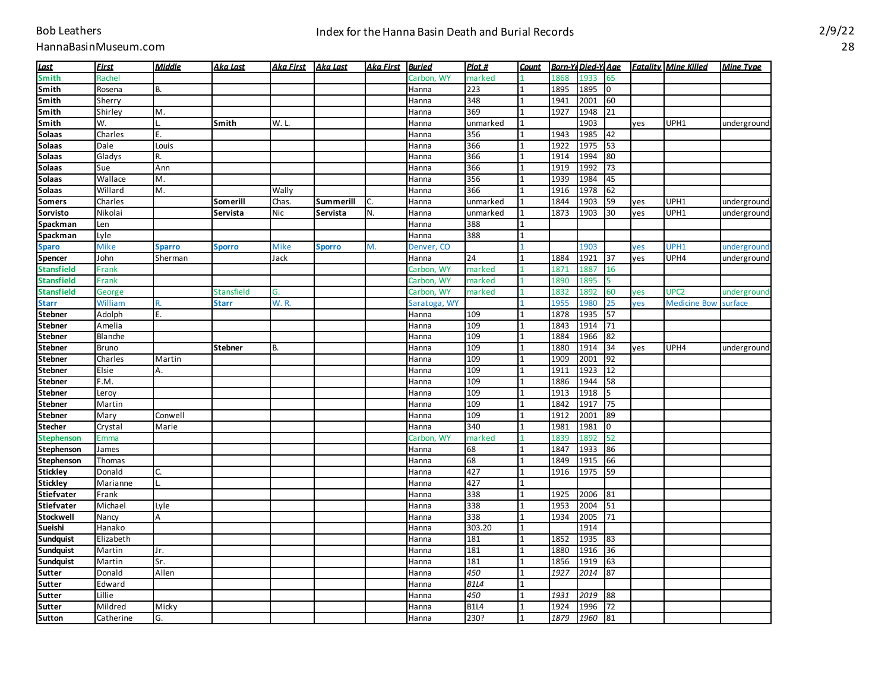| Last | First | Middle | Aka Last | Aka First | Aka Last | Aka First | Buried | Plot # | Count | Born-Ye | Died-Y | Age | Fatality | Mine Killed | Mine Type |
|---|---|---|---|---|---|---|---|---|---|---|---|---|---|---|---|
| Smith | Rachel | | | | | | Carbon, WY | marked | 1 | 1868 | 1933 | 65 | | | |
| Smith | Rosena | B. | | | | | Hanna | 223 | 1 | 1895 | 1895 | 0 | | | |
| Smith | Sherry | | | | | | Hanna | 348 | 1 | 1941 | 2001 | 60 | | | |
| Smith | Shirley | M. | | | | | Hanna | 369 | 1 | 1927 | 1948 | 21 | | | |
| Smith | W. | L. | Smith | W. L. | | | Hanna | unmarked | 1 | | 1903 | | yes | UPH1 | underground |
| Solaas | Charles | E. | | | | | Hanna | 356 | 1 | 1943 | 1985 | 42 | | | |
| Solaas | Dale | Louis | | | | | Hanna | 366 | 1 | 1922 | 1975 | 53 | | | |
| Solaas | Gladys | R. | | | | | Hanna | 366 | 1 | 1914 | 1994 | 80 | | | |
| Solaas | Sue | Ann | | | | | Hanna | 366 | 1 | 1919 | 1992 | 73 | | | |
| Solaas | Wallace | M. | | | | | Hanna | 356 | 1 | 1939 | 1984 | 45 | | | |
| Solaas | Willard | M. | | Wally | | | Hanna | 366 | 1 | 1916 | 1978 | 62 | | | |
| Somers | Charles | | Somerill | Chas. | Summerill | C. | Hanna | unmarked | 1 | 1844 | 1903 | 59 | yes | UPH1 | underground |
| Sorvisto | Nikolai | | Servista | Nic | Servista | N. | Hanna | unmarked | 1 | 1873 | 1903 | 30 | yes | UPH1 | underground |
| Spackman | Len | | | | | | Hanna | 388 | 1 | | | | | | |
| Spackman | Lyle | | | | | | Hanna | 388 | 1 | | | | | | |
| Sparo | Mike | Sparro | Sporro | Mike | Sporro | M. | Denver, CO | | 1 | | 1903 | | yes | UPH1 | underground |
| Spencer | John | Sherman | | Jack | | | Hanna | 24 | 1 | 1884 | 1921 | 37 | yes | UPH4 | underground |
| Stansfield | Frank | | | | | | Carbon, WY | marked | 1 | 1871 | 1887 | 16 | | | |
| Stansfield | Frank | | | | | | Carbon, WY | marked | 1 | 1890 | 1895 | 5 | | | |
| Stansfield | George | | Stansfield | G. | | | Carbon, WY | marked | 1 | 1832 | 1892 | 60 | yes | UPC2 | underground |
| Starr | William | R. | Starr | W. R. | | | Saratoga, WY | | 1 | 1955 | 1980 | 25 | yes | Medicine Bow | surface |
| Stebner | Adolph | E. | | | | | Hanna | 109 | 1 | 1878 | 1935 | 57 | | | |
| Stebner | Amelia | | | | | | Hanna | 109 | 1 | 1843 | 1914 | 71 | | | |
| Stebner | Blanche | | | | | | Hanna | 109 | 1 | 1884 | 1966 | 82 | | | |
| Stebner | Bruno | | Stebner | B. | | | Hanna | 109 | 1 | 1880 | 1914 | 34 | yes | UPH4 | underground |
| Stebner | Charles | Martin | | | | | Hanna | 109 | 1 | 1909 | 2001 | 92 | | | |
| Stebner | Elsie | A. | | | | | Hanna | 109 | 1 | 1911 | 1923 | 12 | | | |
| Stebner | F.M. | | | | | | Hanna | 109 | 1 | 1886 | 1944 | 58 | | | |
| Stebner | Leroy | | | | | | Hanna | 109 | 1 | 1913 | 1918 | 5 | | | |
| Stebner | Martin | | | | | | Hanna | 109 | 1 | 1842 | 1917 | 75 | | | |
| Stebner | Mary | Conwell | | | | | Hanna | 109 | 1 | 1912 | 2001 | 89 | | | |
| Stecher | Crystal | Marie | | | | | Hanna | 340 | 1 | 1981 | 1981 | 0 | | | |
| Stephenson | Emma | | | | | | Carbon, WY | marked | 1 | 1839 | 1892 | 52 | | | |
| Stephenson | James | | | | | | Hanna | 68 | 1 | 1847 | 1933 | 86 | | | |
| Stephenson | Thomas | | | | | | Hanna | 68 | 1 | 1849 | 1915 | 66 | | | |
| Stickley | Donald | C. | | | | | Hanna | 427 | 1 | 1916 | 1975 | 59 | | | |
| Stickley | Marianne | L. | | | | | Hanna | 427 | 1 | | | | | | |
| Stiefvater | Frank | | | | | | Hanna | 338 | 1 | 1925 | 2006 | 81 | | | |
| Stiefvater | Michael | Lyle | | | | | Hanna | 338 | 1 | 1953 | 2004 | 51 | | | |
| Stockwell | Nancy | A | | | | | Hanna | 338 | 1 | 1934 | 2005 | 71 | | | |
| Sueishi | Hanako | | | | | | Hanna | 303.20 | 1 | | 1914 | | | | |
| Sundquist | Elizabeth | | | | | | Hanna | 181 | 1 | 1852 | 1935 | 83 | | | |
| Sundquist | Martin | Jr. | | | | | Hanna | 181 | 1 | 1880 | 1916 | 36 | | | |
| Sundquist | Martin | Sr. | | | | | Hanna | 181 | 1 | 1856 | 1919 | 63 | | | |
| Sutter | Donald | Allen | | | | | Hanna | *450* | 1 | *1927* | *2014* | 87 | | | |
| Sutter | Edward | | | | | | Hanna | *B1L4* | 1 | | | | | | |
| Sutter | Lillie | | | | | | Hanna | *450* | 1 | *1931* | *2019* | 88 | | | |
| Sutter | Mildred | Micky | | | | | Hanna | B1L4 | 1 | 1924 | 1996 | 72 | | | |
| Sutton | Catherine | G. | | | | | Hanna | 230? | 1 | *1879* | *1960* | 81 | | | |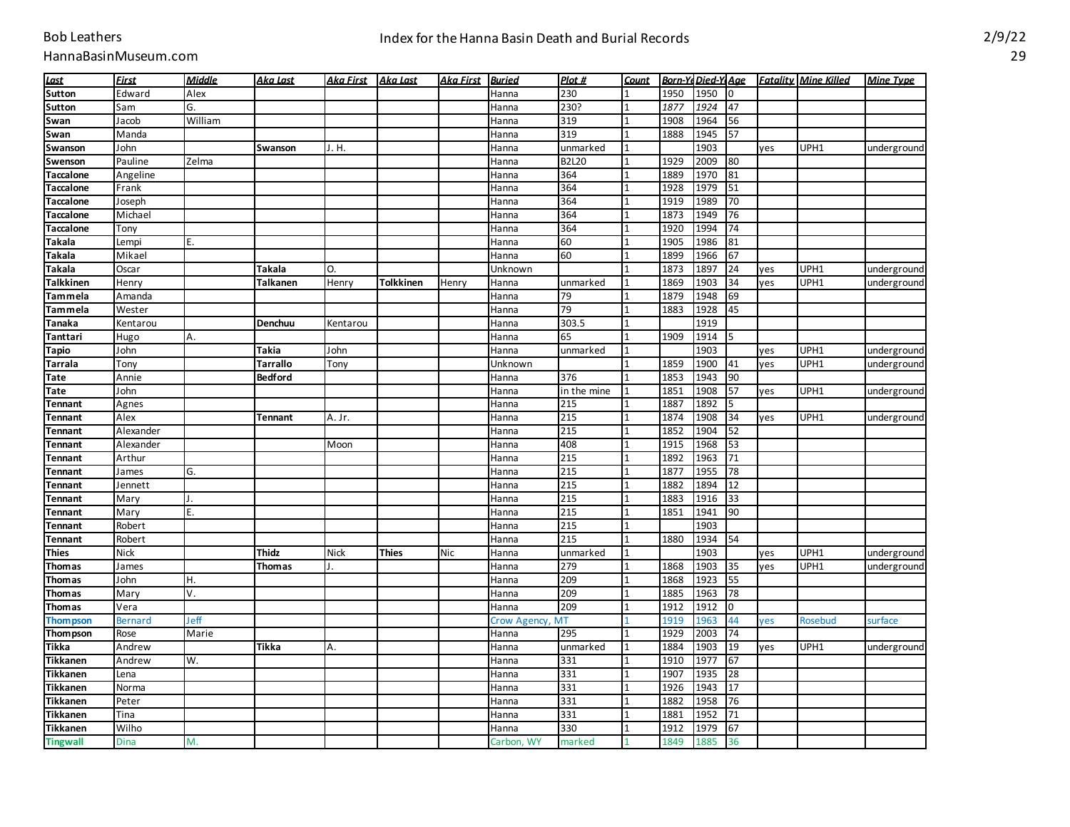# Index for the Hanna Basin Death and Burial Records

| Last | First | Middle | Aka Last | Aka First | Aka Last | Aka First | Buried | Plot # | Count | Born-Yr | Died-Yr | Age | Fatality | Mine Killed | Mine Type |
|---|---|---|---|---|---|---|---|---|---|---|---|---|---|---|---|
| Sutton | Edward | Alex | | | | | Hanna | 230 | 1 | 1950 | 1950 | 0 | | | |
| Sutton | Sam | G. | | | | | Hanna | 230? | 1 | 1877 | 1924 | 47 | | | |
| Swan | Jacob | William | | | | | Hanna | 319 | 1 | 1908 | 1964 | 56 | | | |
| Swan | Manda | | | | | | Hanna | 319 | 1 | 1888 | 1945 | 57 | | | |
| Swanson | John | | Swanson | J. H. | | | Hanna | unmarked | 1 | | 1903 | | yes | UPH1 | underground |
| Swenson | Pauline | Zelma | | | | | Hanna | B2L20 | 1 | 1929 | 2009 | 80 | | | |
| Taccalone | Angeline | | | | | | Hanna | 364 | 1 | 1889 | 1970 | 81 | | | |
| Taccalone | Frank | | | | | | Hanna | 364 | 1 | 1928 | 1979 | 51 | | | |
| Taccalone | Joseph | | | | | | Hanna | 364 | 1 | 1919 | 1989 | 70 | | | |
| Taccalone | Michael | | | | | | Hanna | 364 | 1 | 1873 | 1949 | 76 | | | |
| Taccalone | Tony | | | | | | Hanna | 364 | 1 | 1920 | 1994 | 74 | | | |
| Takala | Lempi | E. | | | | | Hanna | 60 | 1 | 1905 | 1986 | 81 | | | |
| Takala | Mikael | | | | | | Hanna | 60 | 1 | 1899 | 1966 | 67 | | | |
| Takala | Oscar | | Takala | O. | | | Unknown | | 1 | 1873 | 1897 | 24 | yes | UPH1 | underground |
| Talkkinen | Henry | | Talkanen | Henry | Tolkkinen | Henry | Hanna | unmarked | 1 | 1869 | 1903 | 34 | yes | UPH1 | underground |
| Tammela | Amanda | | | | | | Hanna | 79 | 1 | 1879 | 1948 | 69 | | | |
| Tammela | Wester | | | | | | Hanna | 79 | 1 | 1883 | 1928 | 45 | | | |
| Tanaka | Kentarou | | Denchuu | Kentarou | | | Hanna | 303.5 | 1 | | 1919 | | | | |
| Tanttari | Hugo | A. | | | | | Hanna | 65 | 1 | 1909 | 1914 | 5 | | | |
| Tapio | John | | Takia | John | | | Hanna | unmarked | 1 | | 1903 | | yes | UPH1 | underground |
| Tarrala | Tony | | Tarrallo | Tony | | | Unknown | | 1 | 1859 | 1900 | 41 | yes | UPH1 | underground |
| Tate | Annie | | Bedford | | | | Hanna | 376 | 1 | 1853 | 1943 | 90 | | | |
| Tate | John | | | | | | Hanna | in the mine | 1 | 1851 | 1908 | 57 | yes | UPH1 | underground |
| Tennant | Agnes | | | | | | Hanna | 215 | 1 | 1887 | 1892 | 5 | | | |
| Tennant | Alex | | Tennant | A. Jr. | | | Hanna | 215 | 1 | 1874 | 1908 | 34 | yes | UPH1 | underground |
| Tennant | Alexander | | | | | | Hanna | 215 | 1 | 1852 | 1904 | 52 | | | |
| Tennant | Alexander | | | Moon | | | Hanna | 408 | 1 | 1915 | 1968 | 53 | | | |
| Tennant | Arthur | | | | | | Hanna | 215 | 1 | 1892 | 1963 | 71 | | | |
| Tennant | James | G. | | | | | Hanna | 215 | 1 | 1877 | 1955 | 78 | | | |
| Tennant | Jennett | | | | | | Hanna | 215 | 1 | 1882 | 1894 | 12 | | | |
| Tennant | Mary | J. | | | | | Hanna | 215 | 1 | 1883 | 1916 | 33 | | | |
| Tennant | Mary | E. | | | | | Hanna | 215 | 1 | 1851 | 1941 | 90 | | | |
| Tennant | Robert | | | | | | Hanna | 215 | 1 | | 1903 | | | | |
| Tennant | Robert | | | | | | Hanna | 215 | 1 | 1880 | 1934 | 54 | | | |
| Thies | Nick | | Thidz | Nick | Thies | Nic | Hanna | unmarked | 1 | | 1903 | | yes | UPH1 | underground |
| Thomas | James | | Thomas | J. | | | Hanna | 279 | 1 | 1868 | 1903 | 35 | yes | UPH1 | underground |
| Thomas | John | H. | | | | | Hanna | 209 | 1 | 1868 | 1923 | 55 | | | |
| Thomas | Mary | V. | | | | | Hanna | 209 | 1 | 1885 | 1963 | 78 | | | |
| Thomas | Vera | | | | | | Hanna | 209 | 1 | 1912 | 1912 | 0 | | | |
| Thompson | Bernard | Jeff | | | | | Crow Agency, MT | | 1 | 1919 | 1963 | 44 | yes | Rosebud | surface |
| Thompson | Rose | Marie | | | | | Hanna | 295 | 1 | 1929 | 2003 | 74 | | | |
| Tikka | Andrew | | Tikka | A. | | | Hanna | unmarked | 1 | 1884 | 1903 | 19 | yes | UPH1 | underground |
| Tikkanen | Andrew | W. | | | | | Hanna | 331 | 1 | 1910 | 1977 | 67 | | | |
| Tikkanen | Lena | | | | | | Hanna | 331 | 1 | 1907 | 1935 | 28 | | | |
| Tikkanen | Norma | | | | | | Hanna | 331 | 1 | 1926 | 1943 | 17 | | | |
| Tikkanen | Peter | | | | | | Hanna | 331 | 1 | 1882 | 1958 | 76 | | | |
| Tikkanen | Tina | | | | | | Hanna | 331 | 1 | 1881 | 1952 | 71 | | | |
| Tikkanen | Wilho | | | | | | Hanna | 330 | 1 | 1912 | 1979 | 67 | | | |
| Tingwall | Dina | M. | | | | | Carbon, WY | marked | 1 | 1849 | 1885 | 36 | | | |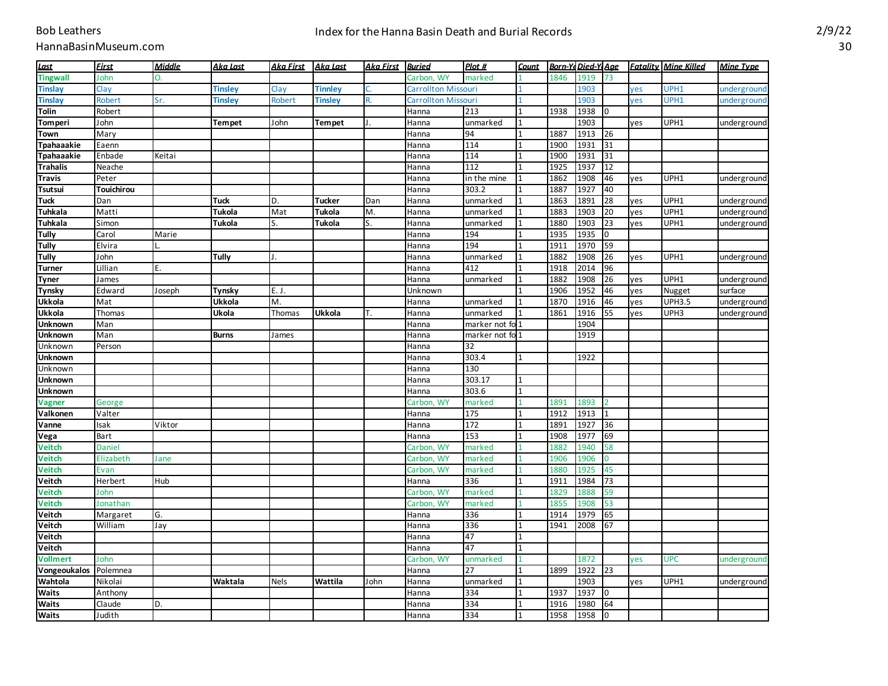Bob Leathers
HannaBasinMuseum.com

# Index for the Hanna Basin Death and Burial Records

2/9/22

| Last | First | Middle | Aka Last | Aka First | Aka Last | Aka First | Buried | Plot # | Count | Born-Ye | Died-Y | Age | Fatality | Mine Killed | Mine Type |
|---|---|---|---|---|---|---|---|---|---|---|---|---|---|---|---|
| Tingwall | John | O. | | | | | Carbon, WY | marked | 1 | 1846 | 1919 | 73 | | | |
| Tinslay | Clay | | Tinsley | Clay | Tinnley | C. | Carrollton Missouri | | 1 | | 1903 | | yes | UPH1 | underground |
| Tinslay | Robert | Sr. | Tinsley | Robert | Tinsley | R. | Carrollton Missouri | | 1 | | 1903 | | yes | UPH1 | underground |
| Tolin | Robert | | | | | | Hanna | 213 | 1 | 1938 | 1938 | 0 | | | |
| Tomperi | John | | Tempet | John | Tempet | J. | Hanna | unmarked | 1 | | 1903 | | yes | UPH1 | underground |
| Town | Mary | | | | | | Hanna | 94 | 1 | 1887 | 1913 | 26 | | | |
| Tpahaaakie | Eaenn | | | | | | Hanna | 114 | 1 | 1900 | 1931 | 31 | | | |
| Tpahaaakie | Enbade | Keitai | | | | | Hanna | 114 | 1 | 1900 | 1931 | 31 | | | |
| Trahalis | Neache | | | | | | Hanna | 112 | 1 | 1925 | 1937 | 12 | | | |
| Travis | Peter | | | | | | Hanna | in the mine | 1 | 1862 | 1908 | 46 | yes | UPH1 | underground |
| Tsutsui | Touichirou | | | | | | Hanna | 303.2 | 1 | 1887 | 1927 | 40 | | | |
| Tuck | Dan | | Tuck | D. | Tucker | Dan | Hanna | unmarked | 1 | 1863 | 1891 | 28 | yes | UPH1 | underground |
| Tuhkala | Matti | | Tukola | Mat | Tukola | M. | Hanna | unmarked | 1 | 1883 | 1903 | 20 | yes | UPH1 | underground |
| Tuhkala | Simon | | Tukola | S. | Tukola | S. | Hanna | unmarked | 1 | 1880 | 1903 | 23 | yes | UPH1 | underground |
| Tully | Carol | Marie | | | | | Hanna | 194 | 1 | 1935 | 1935 | 0 | | | |
| Tully | Elvira | L. | | | | | Hanna | 194 | 1 | 1911 | 1970 | 59 | | | |
| Tully | John | | Tully | J. | | | Hanna | unmarked | 1 | 1882 | 1908 | 26 | yes | UPH1 | underground |
| Turner | Lillian | E. | | | | | Hanna | 412 | 1 | 1918 | 2014 | 96 | | | |
| Tyner | James | | | | | | Hanna | unmarked | 1 | 1882 | 1908 | 26 | yes | UPH1 | underground |
| Tynsky | Edward | Joseph | Tynsky | E. J. | | | Unknown | | 1 | 1906 | 1952 | 46 | yes | Nugget | surface |
| Ukkola | Mat | | Ukkola | M. | | | Hanna | unmarked | 1 | 1870 | 1916 | 46 | yes | UPH3.5 | underground |
| Ukkola | Thomas | | Ukola | Thomas | Ukkola | T. | Hanna | unmarked | 1 | 1861 | 1916 | 55 | yes | UPH3 | underground |
| Unknown | Man | | | | | | Hanna | marker not fo | 1 | | 1904 | | | | |
| Unknown | Man | | Burns | James | | | Hanna | marker not fo | 1 | | 1919 | | | | |
| Unknown | Person | | | | | | Hanna | 32 | | | | | | | |
| Unknown | | | | | | | Hanna | 303.4 | 1 | | 1922 | | | | |
| Unknown | | | | | | | Hanna | 130 | | | | | | | |
| Unknown | | | | | | | Hanna | 303.17 | 1 | | | | | | |
| Unknown | | | | | | | Hanna | 303.6 | 1 | | | | | | |
| Vagner | George | | | | | | Carbon, WY | marked | 1 | 1891 | 1893 | 2 | | | |
| Valkonen | Valter | | | | | | Hanna | 175 | 1 | 1912 | 1913 | 1 | | | |
| Vanne | Isak | Viktor | | | | | Hanna | 172 | 1 | 1891 | 1927 | 36 | | | |
| Vega | Bart | | | | | | Hanna | 153 | 1 | 1908 | 1977 | 69 | | | |
| Veitch | Daniel | | | | | | Carbon, WY | marked | 1 | 1882 | 1940 | 58 | | | |
| Veitch | Elizabeth | Jane | | | | | Carbon, WY | marked | 1 | 1906 | 1906 | 0 | | | |
| Veitch | Evan | | | | | | Carbon, WY | marked | 1 | 1880 | 1925 | 45 | | | |
| Veitch | Herbert | Hub | | | | | Hanna | 336 | 1 | 1911 | 1984 | 73 | | | |
| Veitch | John | | | | | | Carbon, WY | marked | 1 | 1829 | 1888 | 59 | | | |
| Veitch | Jonathan | | | | | | Carbon, WY | marked | 1 | 1855 | 1908 | 53 | | | |
| Veitch | Margaret | G. | | | | | Hanna | 336 | 1 | 1914 | 1979 | 65 | | | |
| Veitch | William | Jay | | | | | Hanna | 336 | 1 | 1941 | 2008 | 67 | | | |
| Veitch | | | | | | | Hanna | 47 | 1 | | | | | | |
| Veitch | | | | | | | Hanna | 47 | 1 | | | | | | |
| Vollmert | John | | | | | | Carbon, WY | unmarked | 1 | | 1872 | | yes | UPC | underground |
| Vongeoukalos | Polemnea | | | | | | Hanna | 27 | 1 | 1899 | 1922 | 23 | | | |
| Wahtola | Nikolai | | Waktala | Nels | Wattila | John | Hanna | unmarked | 1 | | 1903 | | yes | UPH1 | underground |
| Waits | Anthony | | | | | | Hanna | 334 | 1 | 1937 | 1937 | 0 | | | |
| Waits | Claude | D. | | | | | Hanna | 334 | 1 | 1916 | 1980 | 64 | | | |
| Waits | Judith | | | | | | Hanna | 334 | 1 | 1958 | 1958 | 0 | | | |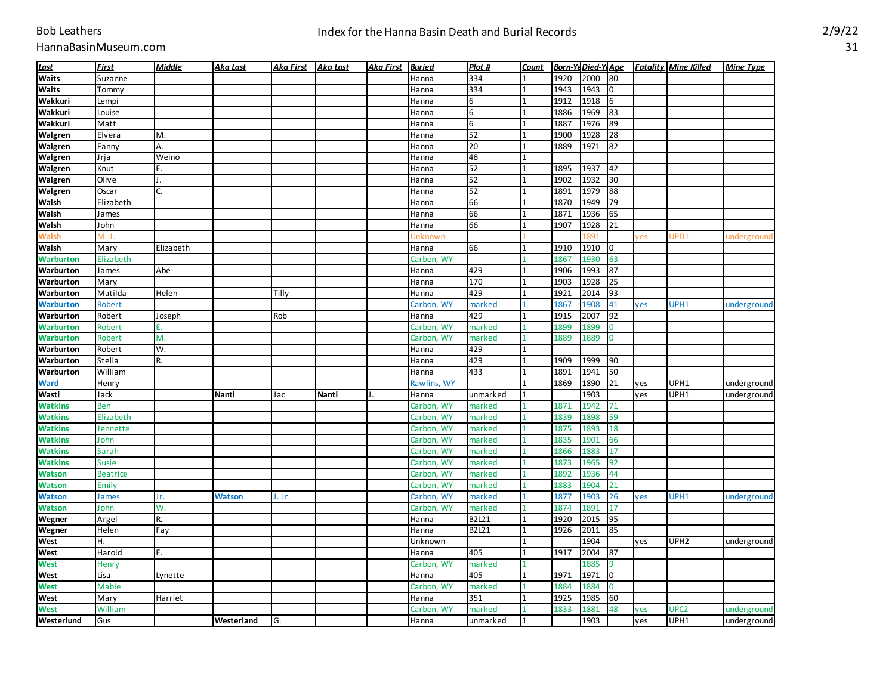| Last | First | Middle | Aka Last | Aka First | Aka Last | Aka First | Buried | Plot # | Count | Born-Yr | Died-Yr | Age | Fatality | Mine Killed | Mine Type |
|---|---|---|---|---|---|---|---|---|---|---|---|---|---|---|---|
| **Waits** | Suzanne | | | | | | Hanna | 334 | 1 | 1920 | 2000 | 80 | | | |
| **Waits** | Tommy | | | | | | Hanna | 334 | 1 | 1943 | 1943 | 0 | | | |
| **Wakkuri** | Lempi | | | | | | Hanna | 6 | 1 | 1912 | 1918 | 6 | | | |
| **Wakkuri** | Louise | | | | | | Hanna | 6 | 1 | 1886 | 1969 | 83 | | | |
| **Wakkuri** | Matt | | | | | | Hanna | 6 | 1 | 1887 | 1976 | 89 | | | |
| **Walgren** | Elvera | M. | | | | | Hanna | 52 | 1 | 1900 | 1928 | 28 | | | |
| **Walgren** | Fanny | A. | | | | | Hanna | 20 | 1 | 1889 | 1971 | 82 | | | |
| **Walgren** | Jrja | Weino | | | | | Hanna | 48 | 1 | | | | | | |
| **Walgren** | Knut | E. | | | | | Hanna | 52 | 1 | 1895 | 1937 | 42 | | | |
| **Walgren** | Olive | J. | | | | | Hanna | 52 | 1 | 1902 | 1932 | 30 | | | |
| **Walgren** | Oscar | C. | | | | | Hanna | 52 | 1 | 1891 | 1979 | 88 | | | |
| **Walsh** | Elizabeth | | | | | | Hanna | 66 | 1 | 1870 | 1949 | 79 | | | |
| **Walsh** | James | | | | | | Hanna | 66 | 1 | 1871 | 1936 | 65 | | | |
| **Walsh** | John | | | | | | Hanna | 66 | 1 | 1907 | 1928 | 21 | | | |
| **Walsh** | M. J. | | | | | | Unknown | | 1 | | 1891 | | yes | UPD1 | underground |
| **Walsh** | Mary | Elizabeth | | | | | Hanna | 66 | 1 | 1910 | 1910 | 0 | | | |
| **Warburton** | Elizabeth | | | | | | Carbon, WY | | 1 | 1867 | 1930 | 63 | | | |
| **Warburton** | James | Abe | | | | | Hanna | 429 | 1 | 1906 | 1993 | 87 | | | |
| **Warburton** | Mary | | | | | | Hanna | 170 | 1 | 1903 | 1928 | 25 | | | |
| **Warburton** | Matilda | Helen | | Tilly | | | Hanna | 429 | 1 | 1921 | 2014 | 93 | | | |
| **Warburton** | Robert | | | | | | Carbon, WY | marked | 1 | 1867 | 1908 | 41 | yes | UPH1 | underground |
| **Warburton** | Robert | Joseph | | Rob | | | Hanna | 429 | 1 | 1915 | 2007 | 92 | | | |
| **Warburton** | Robert | E. | | | | | Carbon, WY | marked | 1 | 1899 | 1899 | 0 | | | |
| **Warburton** | Robert | M. | | | | | Carbon, WY | marked | 1 | 1889 | 1889 | 0 | | | |
| **Warburton** | Robert | W. | | | | | Hanna | 429 | 1 | | | | | | |
| **Warburton** | Stella | R. | | | | | Hanna | 429 | 1 | 1909 | 1999 | 90 | | | |
| **Warburton** | William | | | | | | Hanna | 433 | 1 | 1891 | 1941 | 50 | | | |
| **Ward** | Henry | | | | | | Rawlins, WY | | 1 | 1869 | 1890 | 21 | yes | UPH1 | underground |
| **Wasti** | Jack | | **Nanti** | Jac | **Nanti** | J. | Hanna | unmarked | 1 | | 1903 | | yes | UPH1 | underground |
| **Watkins** | Ben | | | | | | Carbon, WY | marked | 1 | 1871 | 1942 | 71 | | | |
| **Watkins** | Elizabeth | | | | | | Carbon, WY | marked | 1 | 1839 | 1898 | 59 | | | |
| **Watkins** | Jennette | | | | | | Carbon, WY | marked | 1 | 1875 | 1893 | 18 | | | |
| **Watkins** | John | | | | | | Carbon, WY | marked | 1 | 1835 | 1901 | 66 | | | |
| **Watkins** | Sarah | | | | | | Carbon, WY | marked | 1 | 1866 | 1883 | 17 | | | |
| **Watkins** | Susie | | | | | | Carbon, WY | marked | 1 | 1873 | 1965 | 92 | | | |
| **Watson** | Beatrice | | | | | | Carbon, WY | marked | 1 | 1892 | 1936 | 44 | | | |
| **Watson** | Emily | | | | | | Carbon, WY | marked | 1 | 1883 | 1904 | 21 | | | |
| **Watson** | James | Jr. | **Watson** | J. Jr. | | | Carbon, WY | marked | 1 | 1877 | 1903 | 26 | yes | UPH1 | underground |
| **Watson** | John | W. | | | | | Carbon, WY | marked | 1 | 1874 | 1891 | 17 | | | |
| **Wegner** | Argel | R. | | | | | Hanna | B2L21 | 1 | 1920 | 2015 | 95 | | | |
| **Wegner** | Helen | Fay | | | | | Hanna | B2L21 | 1 | 1926 | 2011 | 85 | | | |
| **West** | H. | | | | | | Unknown | | 1 | | 1904 | | yes | UPH2 | underground |
| **West** | Harold | E. | | | | | Hanna | 405 | 1 | 1917 | 2004 | 87 | | | |
| **West** | Henry | | | | | | Carbon, WY | marked | 1 | | 1885 | 9 | | | |
| **West** | Lisa | Lynette | | | | | Hanna | 405 | 1 | 1971 | 1971 | 0 | | | |
| **West** | Mable | | | | | | Carbon, WY | marked | 1 | 1884 | 1884 | 0 | | | |
| **West** | Mary | Harriet | | | | | Hanna | 351 | 1 | 1925 | 1985 | 60 | | | |
| **West** | William | | | | | | Carbon, WY | marked | 1 | 1833 | 1881 | 48 | yes | UPC2 | underground |
| **Westerlund** | Gus | | **Westerland** | G. | | | Hanna | unmarked | 1 | | 1903 | | yes | UPH1 | underground |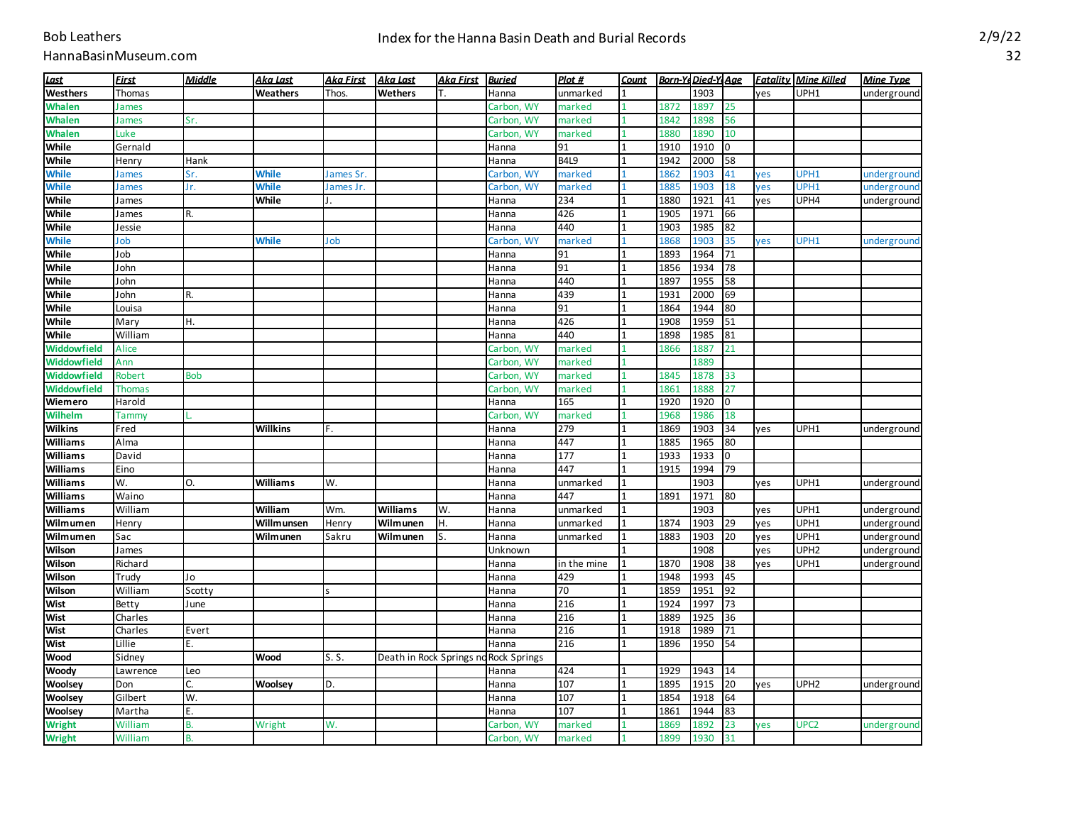# Index for the Hanna Basin Death and Burial Records

Bob Leathers
HannaBasinMuseum.com

| Last | First | Middle | Aka Last | Aka First | Aka Last | Aka First | Buried | Plot # | Count | Born-Yr | Died-Yr | Age | Fatality | Mine Killed | Mine Type |
|---|---|---|---|---|---|---|---|---|---|---|---|---|---|---|---|
| Westhers | Thomas | | Weathers | Thos. | Wethers | T. | Hanna | unmarked | 1 | | 1903 | | yes | UPH1 | underground |
| Whalen | James | | | | | | Carbon, WY | marked | 1 | 1872 | 1897 | 25 | | | |
| Whalen | James | Sr. | | | | | Carbon, WY | marked | 1 | 1842 | 1898 | 56 | | | |
| Whalen | Luke | | | | | | Carbon, WY | marked | 1 | 1880 | 1890 | 10 | | | |
| While | Gernald | | | | | | Hanna | 91 | 1 | 1910 | 1910 | 0 | | | |
| While | Henry | Hank | | | | | Hanna | B4L9 | 1 | 1942 | 2000 | 58 | | | |
| While | James | Sr. | While | James Sr. | | | Carbon, WY | marked | 1 | 1862 | 1903 | 41 | yes | UPH1 | underground |
| While | James | Jr. | While | James Jr. | | | Carbon, WY | marked | 1 | 1885 | 1903 | 18 | yes | UPH1 | underground |
| While | James | | While | J. | | | Hanna | 234 | 1 | 1880 | 1921 | 41 | yes | UPH4 | underground |
| While | James | R. | | | | | Hanna | 426 | 1 | 1905 | 1971 | 66 | | | |
| While | Jessie | | | | | | Hanna | 440 | 1 | 1903 | 1985 | 82 | | | |
| While | Job | | While | Job | | | Carbon, WY | marked | 1 | 1868 | 1903 | 35 | yes | UPH1 | underground |
| While | Job | | | | | | Hanna | 91 | 1 | 1893 | 1964 | 71 | | | |
| While | John | | | | | | Hanna | 91 | 1 | 1856 | 1934 | 78 | | | |
| While | John | | | | | | Hanna | 440 | 1 | 1897 | 1955 | 58 | | | |
| While | John | R. | | | | | Hanna | 439 | 1 | 1931 | 2000 | 69 | | | |
| While | Louisa | | | | | | Hanna | 91 | 1 | 1864 | 1944 | 80 | | | |
| While | Mary | H. | | | | | Hanna | 426 | 1 | 1908 | 1959 | 51 | | | |
| While | William | | | | | | Hanna | 440 | 1 | 1898 | 1985 | 81 | | | |
| Widdowfield | Alice | | | | | | Carbon, WY | marked | 1 | 1866 | 1887 | 21 | | | |
| Widdowfield | Ann | | | | | | Carbon, WY | marked | 1 | | 1889 | | | | |
| Widdowfield | Robert | Bob | | | | | Carbon, WY | marked | 1 | 1845 | 1878 | 33 | | | |
| Widdowfield | Thomas | | | | | | Carbon, WY | marked | 1 | 1861 | 1888 | 27 | | | |
| Wiemero | Harold | | | | | | Hanna | 165 | 1 | 1920 | 1920 | 0 | | | |
| Wilhelm | Tammy | L. | | | | | Carbon, WY | marked | 1 | 1968 | 1986 | 18 | | | |
| Wilkins | Fred | | Willkins | F. | | | Hanna | 279 | 1 | 1869 | 1903 | 34 | yes | UPH1 | underground |
| Williams | Alma | | | | | | Hanna | 447 | 1 | 1885 | 1965 | 80 | | | |
| Williams | David | | | | | | Hanna | 177 | 1 | 1933 | 1933 | 0 | | | |
| Williams | Eino | | | | | | Hanna | 447 | 1 | 1915 | 1994 | 79 | | | |
| Williams | W. | O. | Williams | W. | | | Hanna | unmarked | 1 | | 1903 | | yes | UPH1 | underground |
| Williams | Waino | | | | | | Hanna | 447 | 1 | 1891 | 1971 | 80 | | | |
| Williams | William | | William | Wm. | Williams | W. | Hanna | unmarked | 1 | | 1903 | | yes | UPH1 | underground |
| Wilmumen | Henry | | Willmunsen | Henry | Wilmunen | H. | Hanna | unmarked | 1 | 1874 | 1903 | 29 | yes | UPH1 | underground |
| Wilmumen | Sac | | Wilmunen | Sakru | Wilmunen | S. | Hanna | unmarked | 1 | 1883 | 1903 | 20 | yes | UPH1 | underground |
| Wilson | James | | | | | | Unknown | | 1 | | 1908 | | yes | UPH2 | underground |
| Wilson | Richard | | | | | | Hanna | in the mine | 1 | 1870 | 1908 | 38 | yes | UPH1 | underground |
| Wilson | Trudy | Jo | | | | | Hanna | 429 | 1 | 1948 | 1993 | 45 | | | |
| Wilson | William | Scotty | | s | | | Hanna | 70 | 1 | 1859 | 1951 | 92 | | | |
| Wist | Betty | June | | | | | Hanna | 216 | 1 | 1924 | 1997 | 73 | | | |
| Wist | Charles | | | | | | Hanna | 216 | 1 | 1889 | 1925 | 36 | | | |
| Wist | Charles | Evert | | | | | Hanna | 216 | 1 | 1918 | 1989 | 71 | | | |
| Wist | Lillie | E. | | | | | Hanna | 216 | 1 | 1896 | 1950 | 54 | | | |
| Wood | Sidney | | Wood | S. S. | Death in Rock Springs no | | Rock Springs | | | | | | | | |
| Woody | Lawrence | Leo | | | | | Hanna | 424 | 1 | 1929 | 1943 | 14 | | | |
| Woolsey | Don | C. | Woolsey | D. | | | Hanna | 107 | 1 | 1895 | 1915 | 20 | yes | UPH2 | underground |
| Woolsey | Gilbert | W. | | | | | Hanna | 107 | 1 | 1854 | 1918 | 64 | | | |
| Woolsey | Martha | E. | | | | | Hanna | 107 | 1 | 1861 | 1944 | 83 | | | |
| Wright | William | B. | Wright | W. | | | Carbon, WY | marked | 1 | 1869 | 1892 | 23 | yes | UPC2 | underground |
| Wright | William | B. | | | | | Carbon, WY | marked | 1 | 1899 | 1930 | 31 | | | |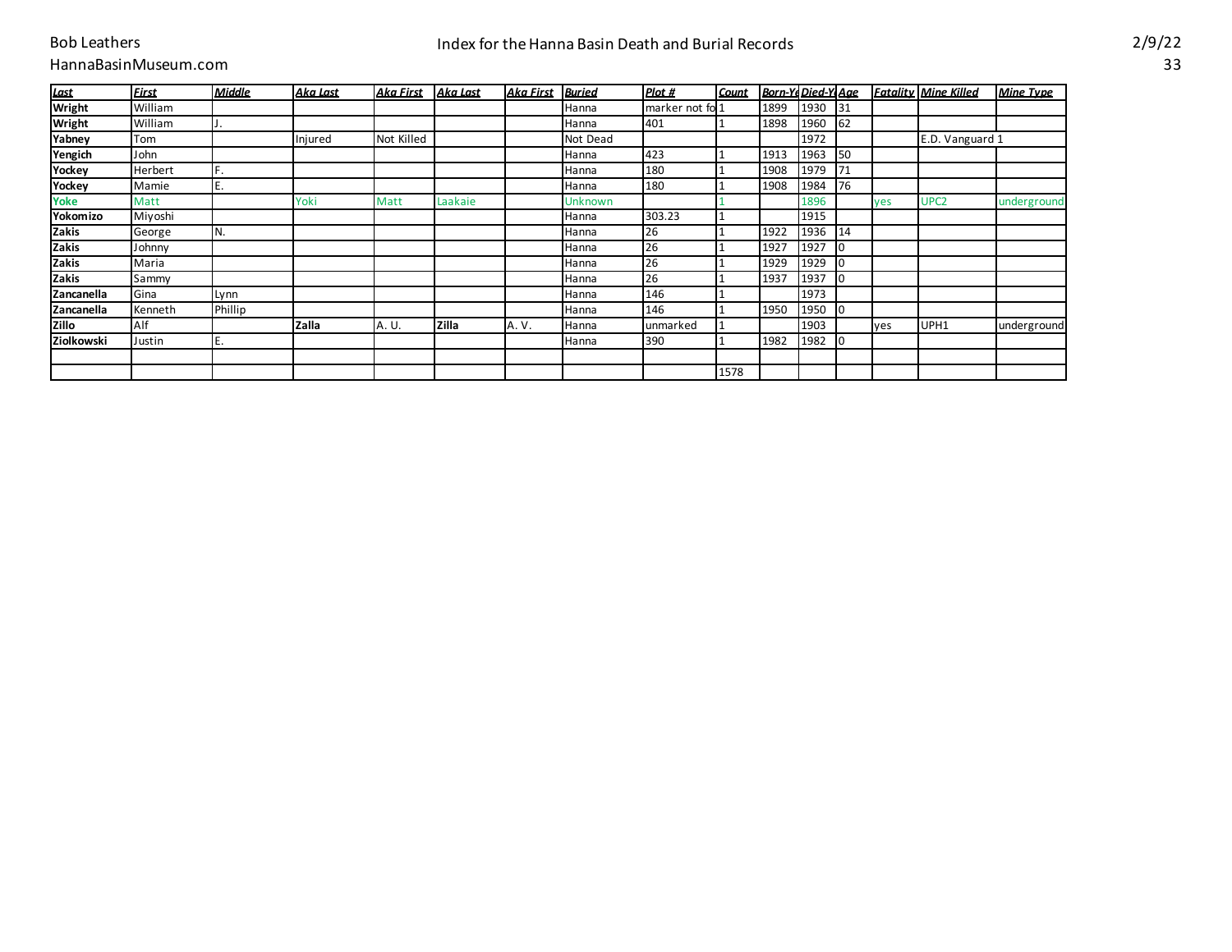| Last | First | Middle | Aka Last | Aka First | Aka Last | Aka First | Buried | Plot # | Count | Born-Ye | Died-Y | Age | Fatality | Mine Killed | Mine Type |
|---|---|---|---|---|---|---|---|---|---|---|---|---|---|---|---|
| **Wright** | William | | | | | | Hanna | marker not fo | 1 | 1899 | 1930 | 31 | | | |
| **Wright** | William | J. | | | | | Hanna | 401 | 1 | 1898 | 1960 | 62 | | | |
| **Yabney** | Tom | | Injured | Not Killed | | | Not Dead | | | | 1972 | | | E.D. Vanguard 1 | |
| **Yengich** | John | | | | | | Hanna | 423 | 1 | 1913 | 1963 | 50 | | | |
| **Yockey** | Herbert | F. | | | | | Hanna | 180 | 1 | 1908 | 1979 | 71 | | | |
| **Yockey** | Mamie | E. | | | | | Hanna | 180 | 1 | 1908 | 1984 | 76 | | | |
| **Yoke** | Matt | | Yoki | Matt | Laakaie | | Unknown | | 1 | | 1896 | | yes | UPC2 | underground |
| **Yokomizo** | Miyoshi | | | | | | Hanna | 303.23 | 1 | | 1915 | | | | |
| **Zakis** | George | N. | | | | | Hanna | 26 | 1 | 1922 | 1936 | 14 | | | |
| **Zakis** | Johnny | | | | | | Hanna | 26 | 1 | 1927 | 1927 | 0 | | | |
| **Zakis** | Maria | | | | | | Hanna | 26 | 1 | 1929 | 1929 | 0 | | | |
| **Zakis** | Sammy | | | | | | Hanna | 26 | 1 | 1937 | 1937 | 0 | | | |
| **Zancanella** | Gina | Lynn | | | | | Hanna | 146 | 1 | | 1973 | | | | |
| **Zancanella** | Kenneth | Phillip | | | | | Hanna | 146 | 1 | 1950 | 1950 | 0 | | | |
| **Zillo** | Alf | | **Zalla** | A. U. | **Zilla** | A. V. | Hanna | unmarked | 1 | | 1903 | | yes | UPH1 | underground |
| **Ziolkowski** | Justin | E. | | | | | Hanna | 390 | 1 | 1982 | 1982 | 0 | | | |
| | | | | | | | | | | | | | | | |
| | | | | | | | | | 1578 | | | | | | |